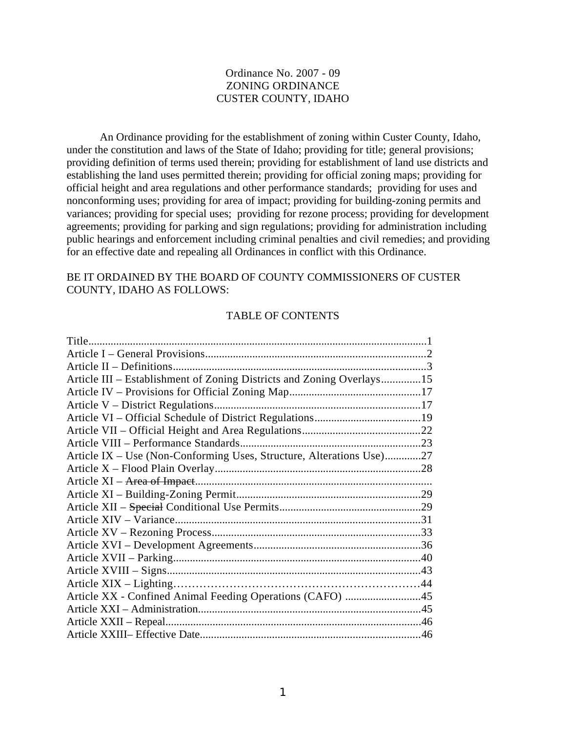Ordinance No. 2007 - 09
ZONING ORDINANCE
CUSTER COUNTY, IDAHO

An Ordinance providing for the establishment of zoning within Custer County, Idaho, under the constitution and laws of the State of Idaho; providing for title; general provisions; providing definition of terms used therein; providing for establishment of land use districts and establishing the land uses permitted therein; providing for official zoning maps; providing for official height and area regulations and other performance standards; providing for uses and nonconforming uses; providing for area of impact; providing for building-zoning permits and variances; providing for special uses; providing for rezone process; providing for development agreements; providing for parking and sign regulations; providing for administration including public hearings and enforcement including criminal penalties and civil remedies; and providing for an effective date and repealing all Ordinances in conflict with this Ordinance.

BE IT ORDAINED BY THE BOARD OF COUNTY COMMISSIONERS OF CUSTER COUNTY, IDAHO AS FOLLOWS:

TABLE OF CONTENTS

Title........................................................................................................................1
Article I – General Provisions..............................................................................2
Article II – Definitions..........................................................................................3
Article III – Establishment of Zoning Districts and Zoning Overlays..............15
Article IV – Provisions for Official Zoning Map..............................................17
Article V – District Regulations.........................................................................17
Article VI – Official Schedule of District Regulations.....................................19
Article VII – Official Height and Area Regulations..........................................22
Article VIII – Performance Standards................................................................23
Article IX – Use (Non-Conforming Uses, Structure, Alterations Use)............27
Article X – Flood Plain Overlay.........................................................................28
Article XI – ~~Area of Impact~~...................................................................................
Article XI – Building-Zoning Permit.................................................................29
Article XII – ~~Special~~ Conditional Use Permits..................................................29
Article XIV – Variance.......................................................................................31
Article XV – Rezoning Process..........................................................................33
Article XVI – Development Agreements...........................................................36
Article XVII – Parking........................................................................................40
Article XVIII – Signs..........................................................................................43
Article XIX – Lighting……………………………………………………………44
Article XX - Confined Animal Feeding Operations (CAFO) ..........................45
Article XXI – Administration..............................................................................45
Article XXII – Repeal..........................................................................................46
Article XXIII– Effective Date.............................................................................46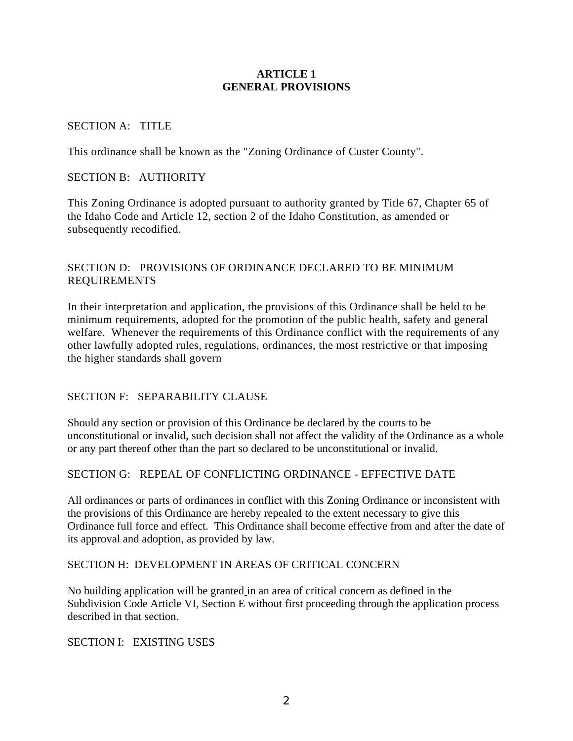# ARTICLE 1
# GENERAL PROVISIONS

SECTION A: TITLE

This ordinance shall be known as the "Zoning Ordinance of Custer County".

SECTION B: AUTHORITY

This Zoning Ordinance is adopted pursuant to authority granted by Title 67, Chapter 65 of the Idaho Code and Article 12, section 2 of the Idaho Constitution, as amended or subsequently recodified.

SECTION D: PROVISIONS OF ORDINANCE DECLARED TO BE MINIMUM REQUIREMENTS

In their interpretation and application, the provisions of this Ordinance shall be held to be minimum requirements, adopted for the promotion of the public health, safety and general welfare. Whenever the requirements of this Ordinance conflict with the requirements of any other lawfully adopted rules, regulations, ordinances, the most restrictive or that imposing the higher standards shall govern

SECTION F: SEPARABILITY CLAUSE

Should any section or provision of this Ordinance be declared by the courts to be unconstitutional or invalid, such decision shall not affect the validity of the Ordinance as a whole or any part thereof other than the part so declared to be unconstitutional or invalid.

SECTION G: REPEAL OF CONFLICTING ORDINANCE - EFFECTIVE DATE

All ordinances or parts of ordinances in conflict with this Zoning Ordinance or inconsistent with the provisions of this Ordinance are hereby repealed to the extent necessary to give this Ordinance full force and effect. This Ordinance shall become effective from and after the date of its approval and adoption, as provided by law.

SECTION H: DEVELOPMENT IN AREAS OF CRITICAL CONCERN

No building application will be granted in an area of critical concern as defined in the Subdivision Code Article VI, Section E without first proceeding through the application process described in that section.

SECTION I: EXISTING USES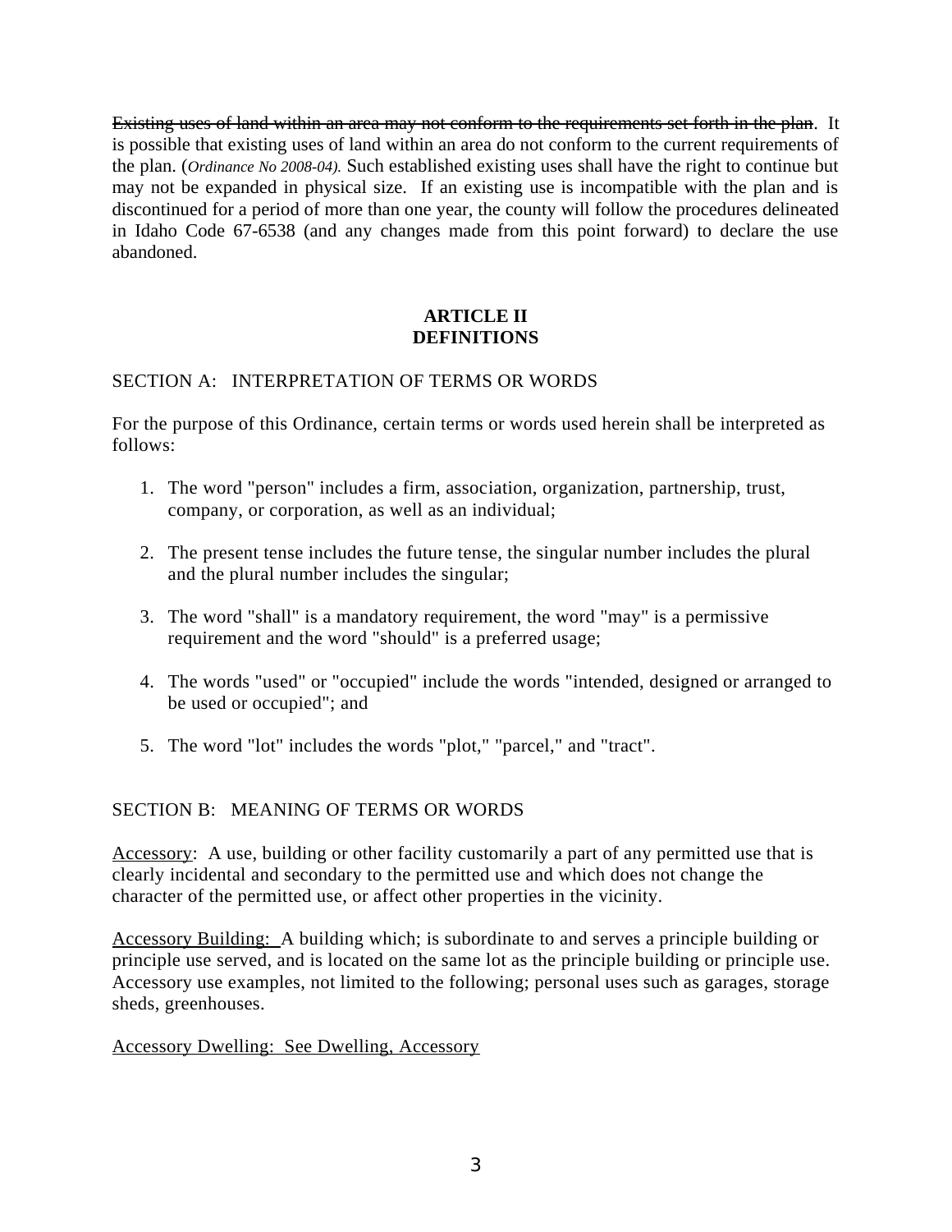~~Existing uses of land within an area may not conform to the requirements set forth in the plan~~. It is possible that existing uses of land within an area do not conform to the current requirements of the plan. (*Ordinance No 2008-04).* Such established existing uses shall have the right to continue but may not be expanded in physical size. If an existing use is incompatible with the plan and is discontinued for a period of more than one year, the county will follow the procedures delineated in Idaho Code 67-6538 (and any changes made from this point forward) to declare the use abandoned.

## ARTICLE II
## DEFINITIONS

### SECTION A: INTERPRETATION OF TERMS OR WORDS

For the purpose of this Ordinance, certain terms or words used herein shall be interpreted as follows:

1. The word "person" includes a firm, association, organization, partnership, trust, company, or corporation, as well as an individual;

2. The present tense includes the future tense, the singular number includes the plural and the plural number includes the singular;

3. The word "shall" is a mandatory requirement, the word "may" is a permissive requirement and the word "should" is a preferred usage;

4. The words "used" or "occupied" include the words "intended, designed or arranged to be used or occupied"; and

5. The word "lot" includes the words "plot," "parcel," and "tract".

### SECTION B: MEANING OF TERMS OR WORDS

<u>Accessory</u>: A use, building or other facility customarily a part of any permitted use that is clearly incidental and secondary to the permitted use and which does not change the character of the permitted use, or affect other properties in the vicinity.

<u>Accessory Building:</u> A building which; is subordinate to and serves a principle building or principle use served, and is located on the same lot as the principle building or principle use. Accessory use examples, not limited to the following; personal uses such as garages, storage sheds, greenhouses.

<u>Accessory Dwelling: See Dwelling, Accessory</u>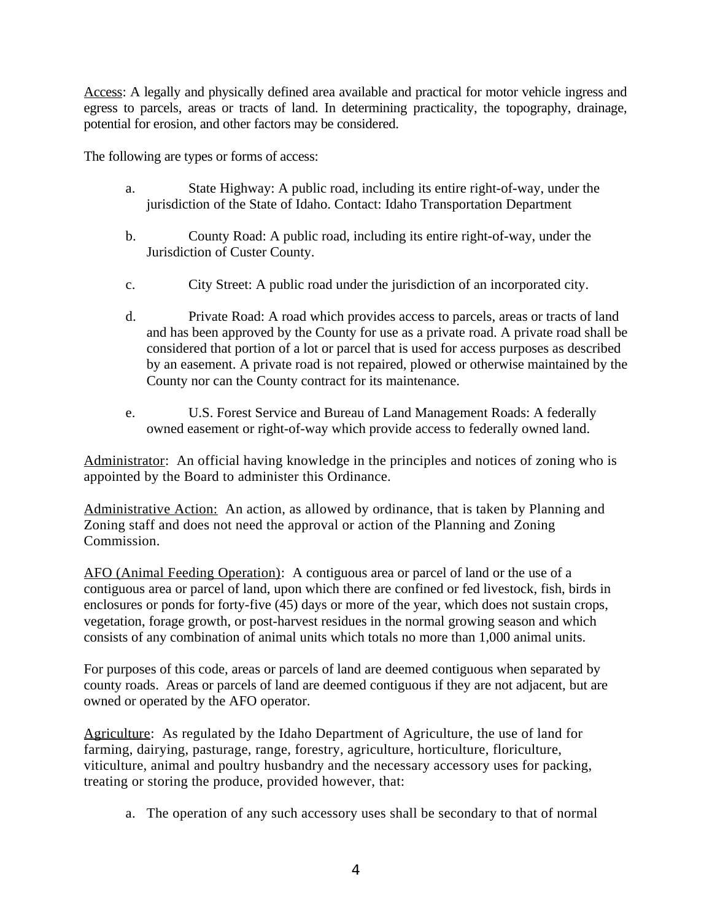Access: A legally and physically defined area available and practical for motor vehicle ingress and egress to parcels, areas or tracts of land. In determining practicality, the topography, drainage, potential for erosion, and other factors may be considered.

The following are types or forms of access:

a. State Highway: A public road, including its entire right-of-way, under the jurisdiction of the State of Idaho. Contact: Idaho Transportation Department

b. County Road: A public road, including its entire right-of-way, under the Jurisdiction of Custer County.

c. City Street: A public road under the jurisdiction of an incorporated city.

d. Private Road: A road which provides access to parcels, areas or tracts of land and has been approved by the County for use as a private road. A private road shall be considered that portion of a lot or parcel that is used for access purposes as described by an easement. A private road is not repaired, plowed or otherwise maintained by the County nor can the County contract for its maintenance.

e. U.S. Forest Service and Bureau of Land Management Roads: A federally owned easement or right-of-way which provide access to federally owned land.

Administrator: An official having knowledge in the principles and notices of zoning who is appointed by the Board to administer this Ordinance.

Administrative Action: An action, as allowed by ordinance, that is taken by Planning and Zoning staff and does not need the approval or action of the Planning and Zoning Commission.

AFO (Animal Feeding Operation): A contiguous area or parcel of land or the use of a contiguous area or parcel of land, upon which there are confined or fed livestock, fish, birds in enclosures or ponds for forty-five (45) days or more of the year, which does not sustain crops, vegetation, forage growth, or post-harvest residues in the normal growing season and which consists of any combination of animal units which totals no more than 1,000 animal units.

For purposes of this code, areas or parcels of land are deemed contiguous when separated by county roads. Areas or parcels of land are deemed contiguous if they are not adjacent, but are owned or operated by the AFO operator.

Agriculture: As regulated by the Idaho Department of Agriculture, the use of land for farming, dairying, pasturage, range, forestry, agriculture, horticulture, floriculture, viticulture, animal and poultry husbandry and the necessary accessory uses for packing, treating or storing the produce, provided however, that:

a. The operation of any such accessory uses shall be secondary to that of normal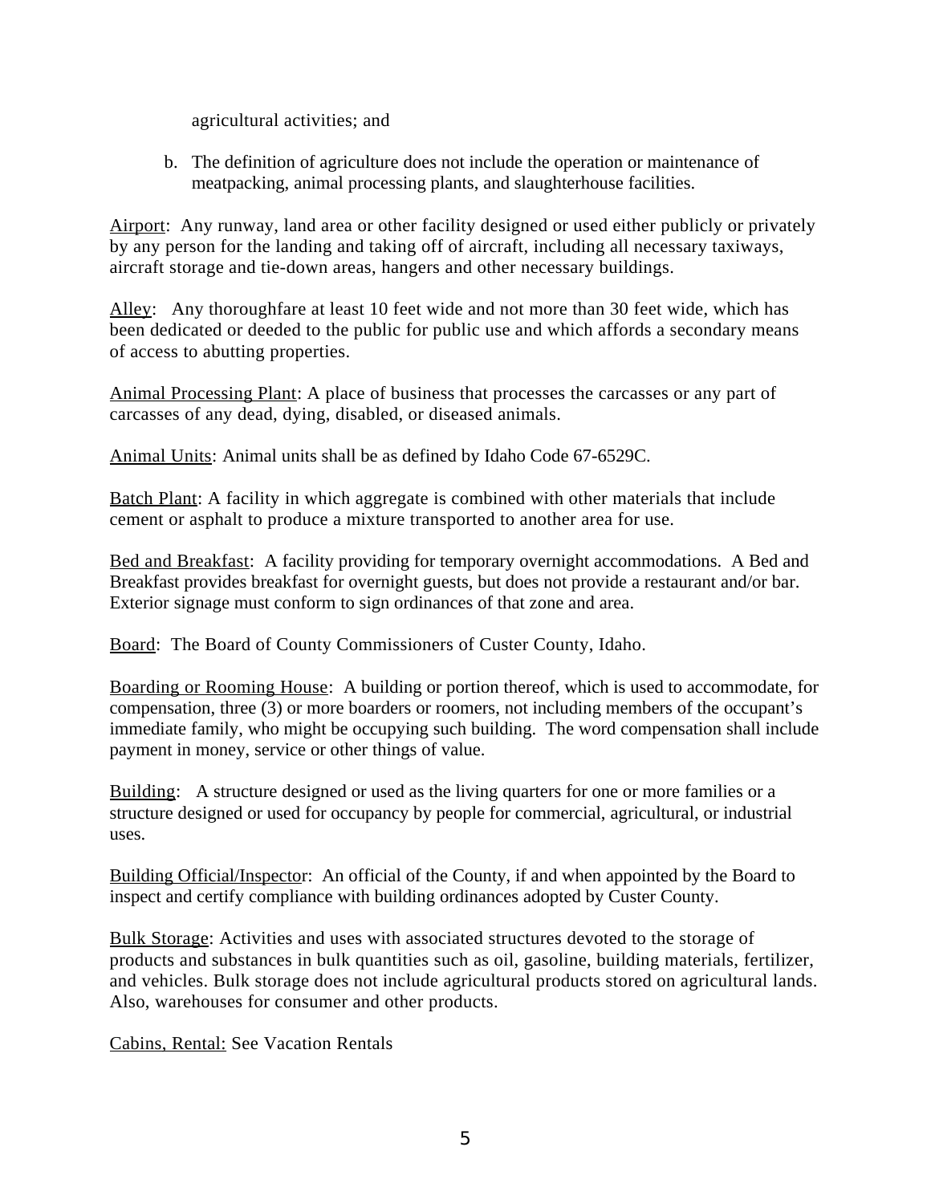agricultural activities; and

b. The definition of agriculture does not include the operation or maintenance of meatpacking, animal processing plants, and slaughterhouse facilities.

<u>Airport</u>: Any runway, land area or other facility designed or used either publicly or privately by any person for the landing and taking off of aircraft, including all necessary taxiways, aircraft storage and tie-down areas, hangers and other necessary buildings.

<u>Alley</u>: Any thoroughfare at least 10 feet wide and not more than 30 feet wide, which has been dedicated or deeded to the public for public use and which affords a secondary means of access to abutting properties.

<u>Animal Processing Plant</u>: A place of business that processes the carcasses or any part of carcasses of any dead, dying, disabled, or diseased animals.

<u>Animal Units</u>: Animal units shall be as defined by Idaho Code 67-6529C.

<u>Batch Plant</u>: A facility in which aggregate is combined with other materials that include cement or asphalt to produce a mixture transported to another area for use.

<u>Bed and Breakfast</u>: A facility providing for temporary overnight accommodations. A Bed and Breakfast provides breakfast for overnight guests, but does not provide a restaurant and/or bar. Exterior signage must conform to sign ordinances of that zone and area.

<u>Board</u>: The Board of County Commissioners of Custer County, Idaho.

<u>Boarding or Rooming House</u>: A building or portion thereof, which is used to accommodate, for compensation, three (3) or more boarders or roomers, not including members of the occupant's immediate family, who might be occupying such building. The word compensation shall include payment in money, service or other things of value.

<u>Building</u>: A structure designed or used as the living quarters for one or more families or a structure designed or used for occupancy by people for commercial, agricultural, or industrial uses.

<u>Building Official/Inspector</u>: An official of the County, if and when appointed by the Board to inspect and certify compliance with building ordinances adopted by Custer County.

<u>Bulk Storage</u>: Activities and uses with associated structures devoted to the storage of products and substances in bulk quantities such as oil, gasoline, building materials, fertilizer, and vehicles. Bulk storage does not include agricultural products stored on agricultural lands. Also, warehouses for consumer and other products.

<u>Cabins, Rental:</u> See Vacation Rentals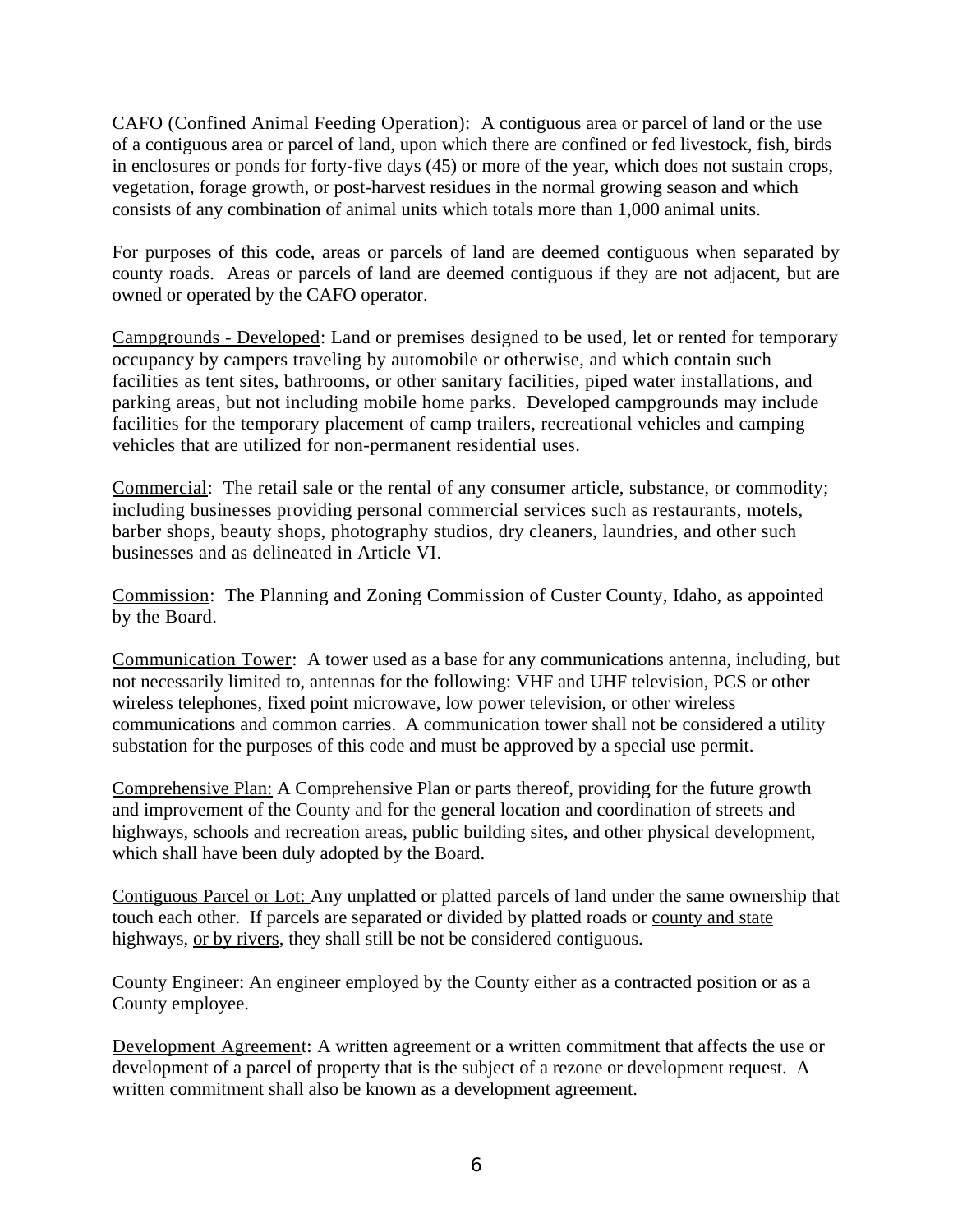<u>CAFO (Confined Animal Feeding Operation):</u> A contiguous area or parcel of land or the use of a contiguous area or parcel of land, upon which there are confined or fed livestock, fish, birds in enclosures or ponds for forty-five days (45) or more of the year, which does not sustain crops, vegetation, forage growth, or post-harvest residues in the normal growing season and which consists of any combination of animal units which totals more than 1,000 animal units.

For purposes of this code, areas or parcels of land are deemed contiguous when separated by county roads. Areas or parcels of land are deemed contiguous if they are not adjacent, but are owned or operated by the CAFO operator.

<u>Campgrounds - Developed</u>: Land or premises designed to be used, let or rented for temporary occupancy by campers traveling by automobile or otherwise, and which contain such facilities as tent sites, bathrooms, or other sanitary facilities, piped water installations, and parking areas, but not including mobile home parks. Developed campgrounds may include facilities for the temporary placement of camp trailers, recreational vehicles and camping vehicles that are utilized for non-permanent residential uses.

<u>Commercial</u>: The retail sale or the rental of any consumer article, substance, or commodity; including businesses providing personal commercial services such as restaurants, motels, barber shops, beauty shops, photography studios, dry cleaners, laundries, and other such businesses and as delineated in Article VI.

<u>Commission</u>: The Planning and Zoning Commission of Custer County, Idaho, as appointed by the Board.

<u>Communication Tower</u>: A tower used as a base for any communications antenna, including, but not necessarily limited to, antennas for the following: VHF and UHF television, PCS or other wireless telephones, fixed point microwave, low power television, or other wireless communications and common carries. A communication tower shall not be considered a utility substation for the purposes of this code and must be approved by a special use permit.

<u>Comprehensive Plan:</u> A Comprehensive Plan or parts thereof, providing for the future growth and improvement of the County and for the general location and coordination of streets and highways, schools and recreation areas, public building sites, and other physical development, which shall have been duly adopted by the Board.

<u>Contiguous Parcel or Lot:</u> Any unplatted or platted parcels of land under the same ownership that touch each other. If parcels are separated or divided by platted roads or <u>county and state</u> highways, <u>or by rivers</u>, they shall ~~still be~~ not be considered contiguous.

County Engineer: An engineer employed by the County either as a contracted position or as a County employee.

<u>Development Agreement</u>: A written agreement or a written commitment that affects the use or development of a parcel of property that is the subject of a rezone or development request. A written commitment shall also be known as a development agreement.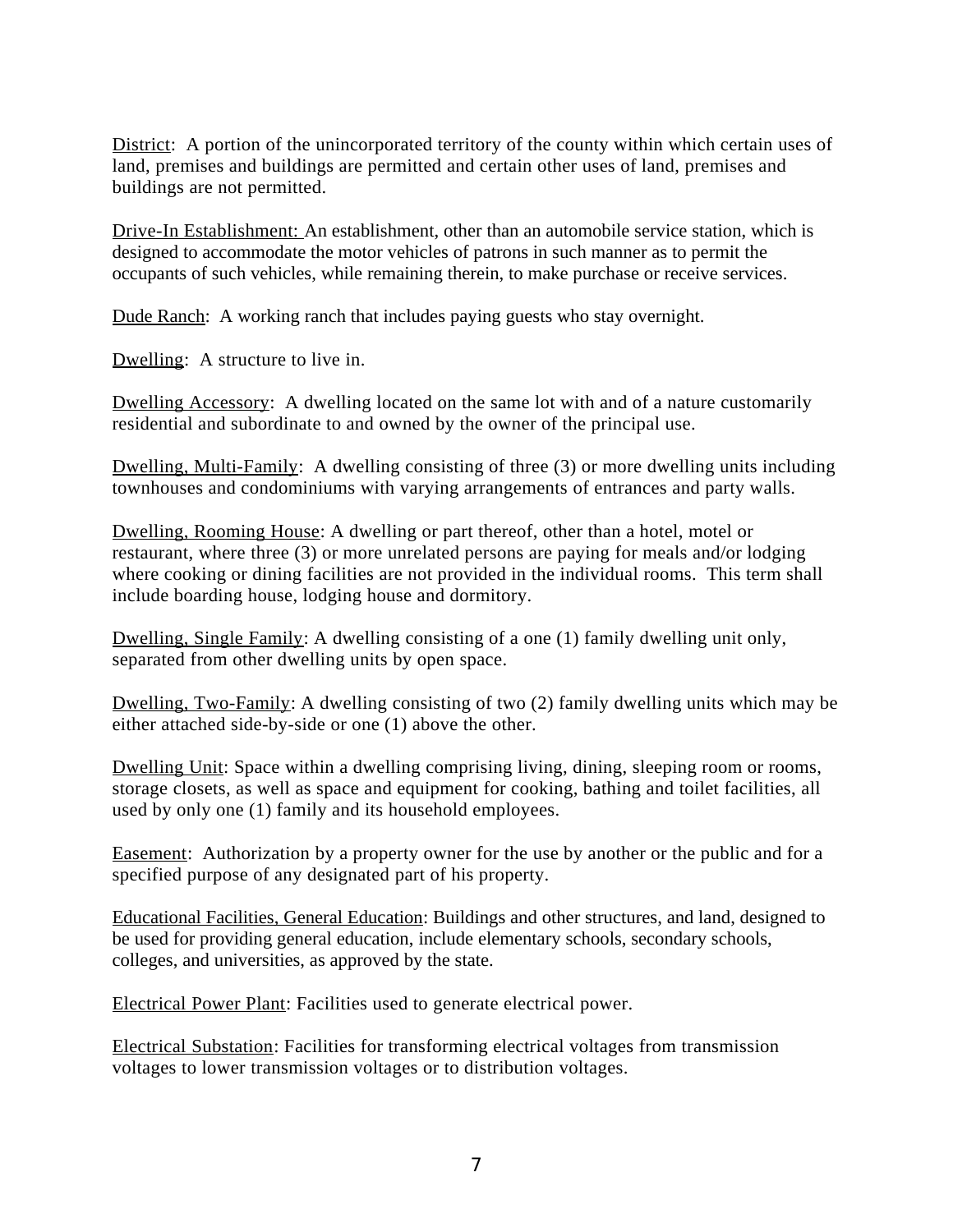<u>District</u>: A portion of the unincorporated territory of the county within which certain uses of land, premises and buildings are permitted and certain other uses of land, premises and buildings are not permitted.

<u>Drive-In Establishment:</u> An establishment, other than an automobile service station, which is designed to accommodate the motor vehicles of patrons in such manner as to permit the occupants of such vehicles, while remaining therein, to make purchase or receive services.

<u>Dude Ranch</u>: A working ranch that includes paying guests who stay overnight.

<u>Dwelling</u>: A structure to live in.

<u>Dwelling Accessory</u>: A dwelling located on the same lot with and of a nature customarily residential and subordinate to and owned by the owner of the principal use.

<u>Dwelling, Multi-Family</u>: A dwelling consisting of three (3) or more dwelling units including townhouses and condominiums with varying arrangements of entrances and party walls.

<u>Dwelling, Rooming House</u>: A dwelling or part thereof, other than a hotel, motel or restaurant, where three (3) or more unrelated persons are paying for meals and/or lodging where cooking or dining facilities are not provided in the individual rooms. This term shall include boarding house, lodging house and dormitory.

<u>Dwelling, Single Family</u>: A dwelling consisting of a one (1) family dwelling unit only, separated from other dwelling units by open space.

<u>Dwelling, Two-Family</u>: A dwelling consisting of two (2) family dwelling units which may be either attached side-by-side or one (1) above the other.

<u>Dwelling Unit</u>: Space within a dwelling comprising living, dining, sleeping room or rooms, storage closets, as well as space and equipment for cooking, bathing and toilet facilities, all used by only one (1) family and its household employees.

<u>Easement</u>: Authorization by a property owner for the use by another or the public and for a specified purpose of any designated part of his property.

<u>Educational Facilities, General Education</u>: Buildings and other structures, and land, designed to be used for providing general education, include elementary schools, secondary schools, colleges, and universities, as approved by the state.

<u>Electrical Power Plant</u>: Facilities used to generate electrical power.

<u>Electrical Substation</u>: Facilities for transforming electrical voltages from transmission voltages to lower transmission voltages or to distribution voltages.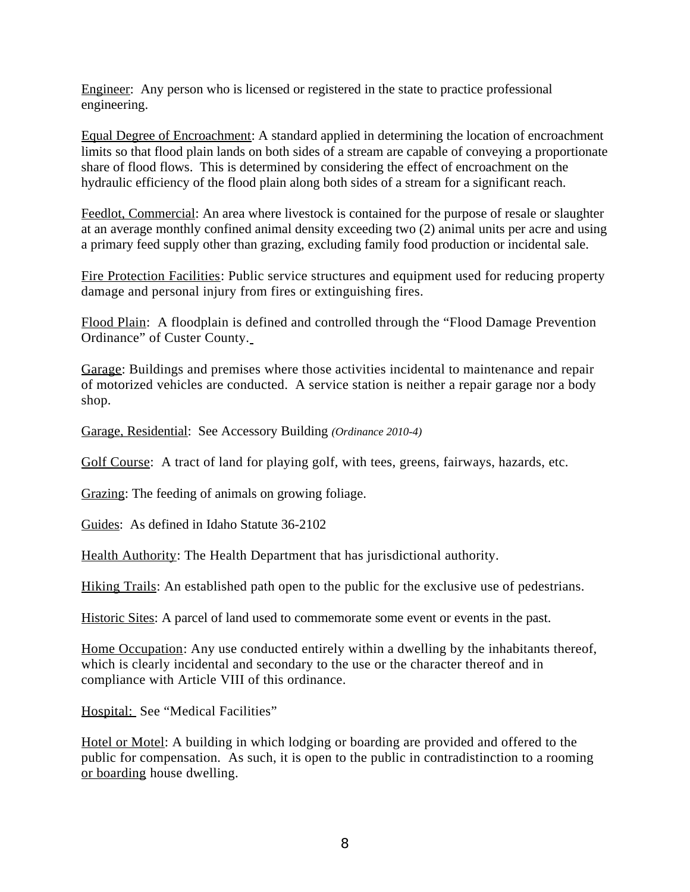<u>Engineer</u>: Any person who is licensed or registered in the state to practice professional engineering.

<u>Equal Degree of Encroachment</u>: A standard applied in determining the location of encroachment limits so that flood plain lands on both sides of a stream are capable of conveying a proportionate share of flood flows. This is determined by considering the effect of encroachment on the hydraulic efficiency of the flood plain along both sides of a stream for a significant reach.

<u>Feedlot, Commercial</u>: An area where livestock is contained for the purpose of resale or slaughter at an average monthly confined animal density exceeding two (2) animal units per acre and using a primary feed supply other than grazing, excluding family food production or incidental sale.

<u>Fire Protection Facilities</u>: Public service structures and equipment used for reducing property damage and personal injury from fires or extinguishing fires.

<u>Flood Plain</u>: A floodplain is defined and controlled through the "Flood Damage Prevention Ordinance" of Custer County.

<u>Garage</u>: Buildings and premises where those activities incidental to maintenance and repair of motorized vehicles are conducted. A service station is neither a repair garage nor a body shop.

<u>Garage, Residential</u>: See Accessory Building *(Ordinance 2010-4)*

<u>Golf Course</u>: A tract of land for playing golf, with tees, greens, fairways, hazards, etc.

<u>Grazing</u>: The feeding of animals on growing foliage.

<u>Guides</u>: As defined in Idaho Statute 36-2102

<u>Health Authority</u>: The Health Department that has jurisdictional authority.

<u>Hiking Trails</u>: An established path open to the public for the exclusive use of pedestrians.

<u>Historic Sites</u>: A parcel of land used to commemorate some event or events in the past.

<u>Home Occupation</u>: Any use conducted entirely within a dwelling by the inhabitants thereof, which is clearly incidental and secondary to the use or the character thereof and in compliance with Article VIII of this ordinance.

<u>Hospital:</u> See "Medical Facilities"

<u>Hotel or Motel</u>: A building in which lodging or boarding are provided and offered to the public for compensation. As such, it is open to the public in contradistinction to a rooming <u>or boarding</u> house dwelling.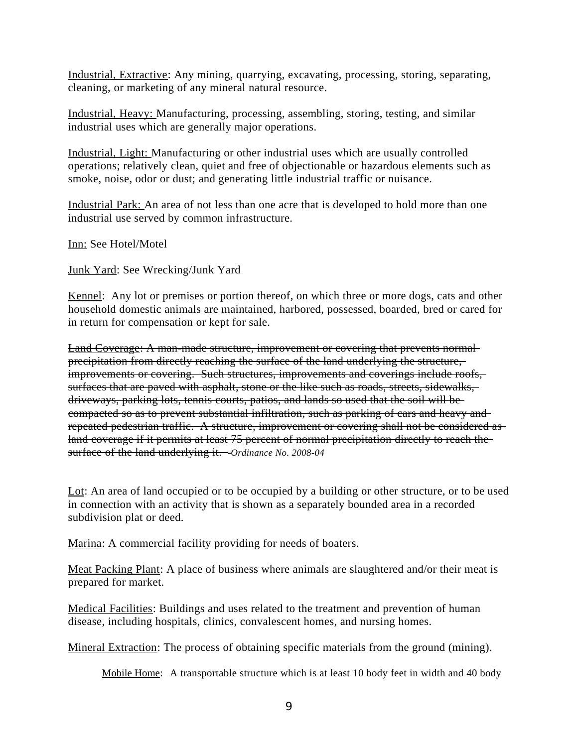Industrial, Extractive: Any mining, quarrying, excavating, processing, storing, separating, cleaning, or marketing of any mineral natural resource.

Industrial, Heavy: Manufacturing, processing, assembling, storing, testing, and similar industrial uses which are generally major operations.

Industrial, Light: Manufacturing or other industrial uses which are usually controlled operations; relatively clean, quiet and free of objectionable or hazardous elements such as smoke, noise, odor or dust; and generating little industrial traffic or nuisance.

Industrial Park: An area of not less than one acre that is developed to hold more than one industrial use served by common infrastructure.

Inn: See Hotel/Motel

Junk Yard: See Wrecking/Junk Yard

Kennel: Any lot or premises or portion thereof, on which three or more dogs, cats and other household domestic animals are maintained, harbored, possessed, boarded, bred or cared for in return for compensation or kept for sale.

~~Land Coverage: A man-made structure, improvement or covering that prevents normal precipitation from directly reaching the surface of the land underlying the structure, improvements or covering. Such structures, improvements and coverings include roofs, surfaces that are paved with asphalt, stone or the like such as roads, streets, sidewalks, driveways, parking lots, tennis courts, patios, and lands so used that the soil will be compacted so as to prevent substantial infiltration, such as parking of cars and heavy and repeated pedestrian traffic. A structure, improvement or covering shall not be considered as land coverage if it permits at least 75 percent of normal precipitation directly to reach the surface of the land underlying it.~~ *-Ordinance No. 2008-04*

Lot: An area of land occupied or to be occupied by a building or other structure, or to be used in connection with an activity that is shown as a separately bounded area in a recorded subdivision plat or deed.

Marina: A commercial facility providing for needs of boaters.

Meat Packing Plant: A place of business where animals are slaughtered and/or their meat is prepared for market.

Medical Facilities: Buildings and uses related to the treatment and prevention of human disease, including hospitals, clinics, convalescent homes, and nursing homes.

Mineral Extraction: The process of obtaining specific materials from the ground (mining).

Mobile Home: A transportable structure which is at least 10 body feet in width and 40 body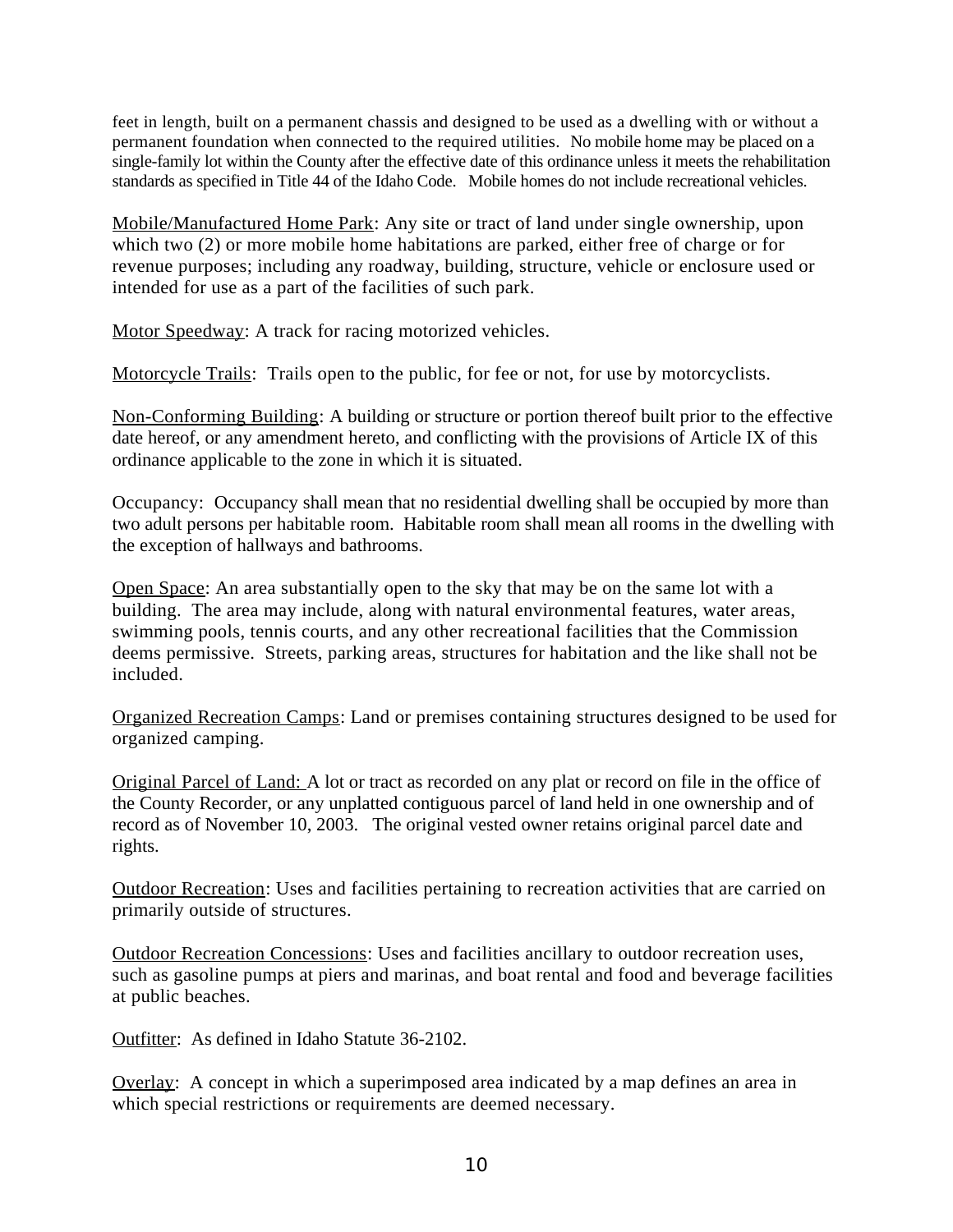feet in length, built on a permanent chassis and designed to be used as a dwelling with or without a permanent foundation when connected to the required utilities. No mobile home may be placed on a single-family lot within the County after the effective date of this ordinance unless it meets the rehabilitation standards as specified in Title 44 of the Idaho Code. Mobile homes do not include recreational vehicles.

<u>Mobile/Manufactured Home Park</u>: Any site or tract of land under single ownership, upon which two (2) or more mobile home habitations are parked, either free of charge or for revenue purposes; including any roadway, building, structure, vehicle or enclosure used or intended for use as a part of the facilities of such park.

<u>Motor Speedway</u>: A track for racing motorized vehicles.

<u>Motorcycle Trails</u>: Trails open to the public, for fee or not, for use by motorcyclists.

<u>Non-Conforming Building</u>: A building or structure or portion thereof built prior to the effective date hereof, or any amendment hereto, and conflicting with the provisions of Article IX of this ordinance applicable to the zone in which it is situated.

Occupancy: Occupancy shall mean that no residential dwelling shall be occupied by more than two adult persons per habitable room. Habitable room shall mean all rooms in the dwelling with the exception of hallways and bathrooms.

<u>Open Space</u>: An area substantially open to the sky that may be on the same lot with a building. The area may include, along with natural environmental features, water areas, swimming pools, tennis courts, and any other recreational facilities that the Commission deems permissive. Streets, parking areas, structures for habitation and the like shall not be included.

<u>Organized Recreation Camps</u>: Land or premises containing structures designed to be used for organized camping.

<u>Original Parcel of Land:</u> A lot or tract as recorded on any plat or record on file in the office of the County Recorder, or any unplatted contiguous parcel of land held in one ownership and of record as of November 10, 2003. The original vested owner retains original parcel date and rights.

<u>Outdoor Recreation</u>: Uses and facilities pertaining to recreation activities that are carried on primarily outside of structures.

<u>Outdoor Recreation Concessions</u>: Uses and facilities ancillary to outdoor recreation uses, such as gasoline pumps at piers and marinas, and boat rental and food and beverage facilities at public beaches.

<u>Outfitter</u>: As defined in Idaho Statute 36-2102.

<u>Overlay</u>: A concept in which a superimposed area indicated by a map defines an area in which special restrictions or requirements are deemed necessary.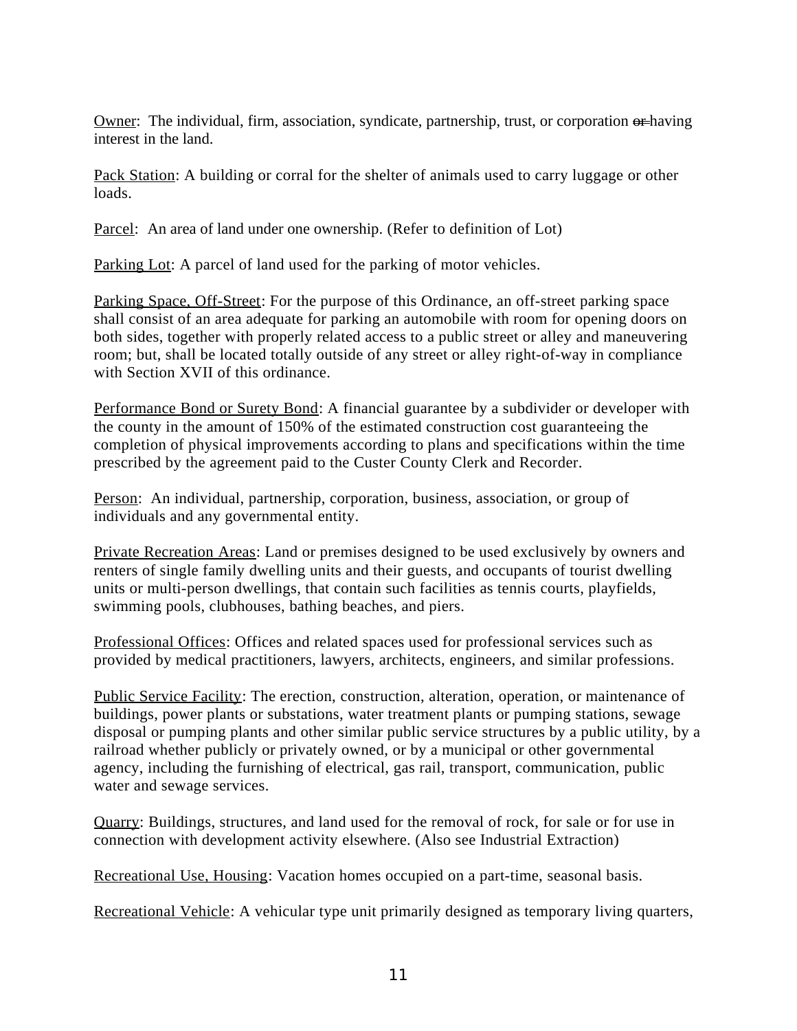Owner: The individual, firm, association, syndicate, partnership, trust, or corporation ~~or~~ having interest in the land.

Pack Station: A building or corral for the shelter of animals used to carry luggage or other loads.

Parcel: An area of land under one ownership. (Refer to definition of Lot)

Parking Lot: A parcel of land used for the parking of motor vehicles.

Parking Space, Off-Street: For the purpose of this Ordinance, an off-street parking space shall consist of an area adequate for parking an automobile with room for opening doors on both sides, together with properly related access to a public street or alley and maneuvering room; but, shall be located totally outside of any street or alley right-of-way in compliance with Section XVII of this ordinance.

Performance Bond or Surety Bond: A financial guarantee by a subdivider or developer with the county in the amount of 150% of the estimated construction cost guaranteeing the completion of physical improvements according to plans and specifications within the time prescribed by the agreement paid to the Custer County Clerk and Recorder.

Person: An individual, partnership, corporation, business, association, or group of individuals and any governmental entity.

Private Recreation Areas: Land or premises designed to be used exclusively by owners and renters of single family dwelling units and their guests, and occupants of tourist dwelling units or multi-person dwellings, that contain such facilities as tennis courts, playfields, swimming pools, clubhouses, bathing beaches, and piers.

Professional Offices: Offices and related spaces used for professional services such as provided by medical practitioners, lawyers, architects, engineers, and similar professions.

Public Service Facility: The erection, construction, alteration, operation, or maintenance of buildings, power plants or substations, water treatment plants or pumping stations, sewage disposal or pumping plants and other similar public service structures by a public utility, by a railroad whether publicly or privately owned, or by a municipal or other governmental agency, including the furnishing of electrical, gas rail, transport, communication, public water and sewage services.

Quarry: Buildings, structures, and land used for the removal of rock, for sale or for use in connection with development activity elsewhere. (Also see Industrial Extraction)

Recreational Use, Housing: Vacation homes occupied on a part-time, seasonal basis.

Recreational Vehicle: A vehicular type unit primarily designed as temporary living quarters,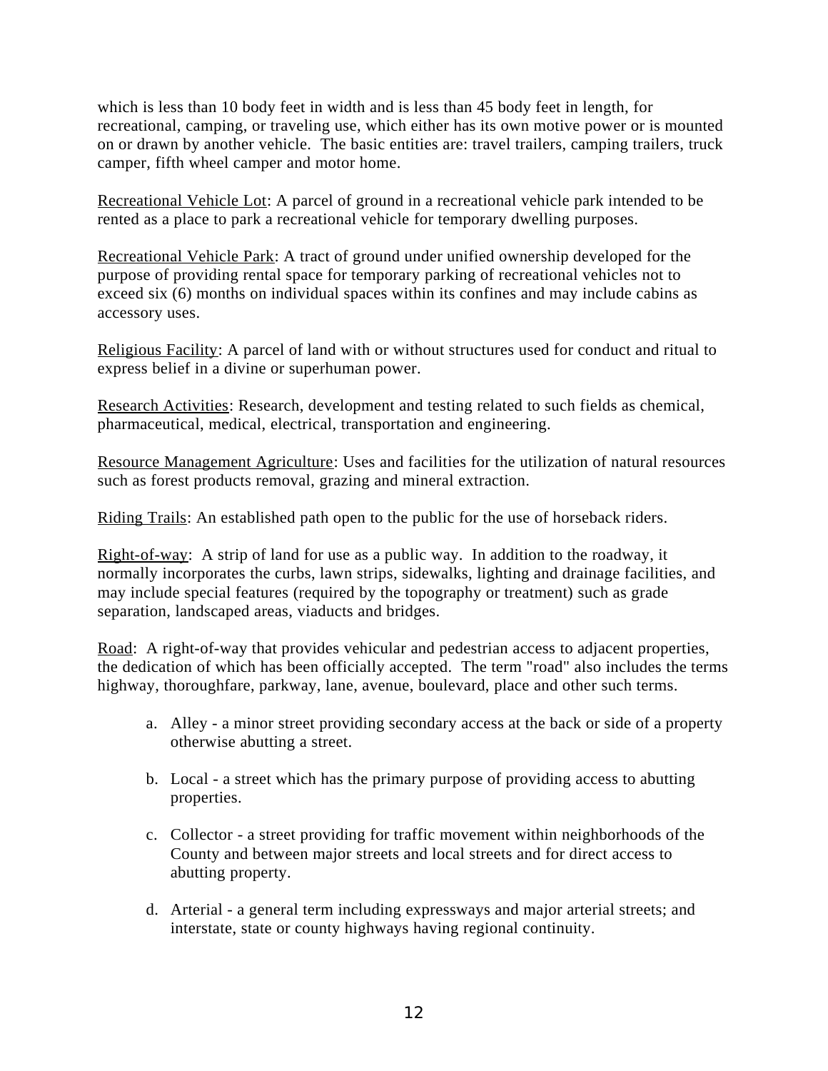which is less than 10 body feet in width and is less than 45 body feet in length, for recreational, camping, or traveling use, which either has its own motive power or is mounted on or drawn by another vehicle. The basic entities are: travel trailers, camping trailers, truck camper, fifth wheel camper and motor home.

<u>Recreational Vehicle Lot</u>: A parcel of ground in a recreational vehicle park intended to be rented as a place to park a recreational vehicle for temporary dwelling purposes.

<u>Recreational Vehicle Park</u>: A tract of ground under unified ownership developed for the purpose of providing rental space for temporary parking of recreational vehicles not to exceed six (6) months on individual spaces within its confines and may include cabins as accessory uses.

<u>Religious Facility</u>: A parcel of land with or without structures used for conduct and ritual to express belief in a divine or superhuman power.

<u>Research Activities</u>: Research, development and testing related to such fields as chemical, pharmaceutical, medical, electrical, transportation and engineering.

<u>Resource Management Agriculture</u>: Uses and facilities for the utilization of natural resources such as forest products removal, grazing and mineral extraction.

<u>Riding Trails</u>: An established path open to the public for the use of horseback riders.

<u>Right-of-way</u>: A strip of land for use as a public way. In addition to the roadway, it normally incorporates the curbs, lawn strips, sidewalks, lighting and drainage facilities, and may include special features (required by the topography or treatment) such as grade separation, landscaped areas, viaducts and bridges.

<u>Road</u>: A right-of-way that provides vehicular and pedestrian access to adjacent properties, the dedication of which has been officially accepted. The term "road" also includes the terms highway, thoroughfare, parkway, lane, avenue, boulevard, place and other such terms.

a. Alley - a minor street providing secondary access at the back or side of a property otherwise abutting a street.

b. Local - a street which has the primary purpose of providing access to abutting properties.

c. Collector - a street providing for traffic movement within neighborhoods of the County and between major streets and local streets and for direct access to abutting property.

d. Arterial - a general term including expressways and major arterial streets; and interstate, state or county highways having regional continuity.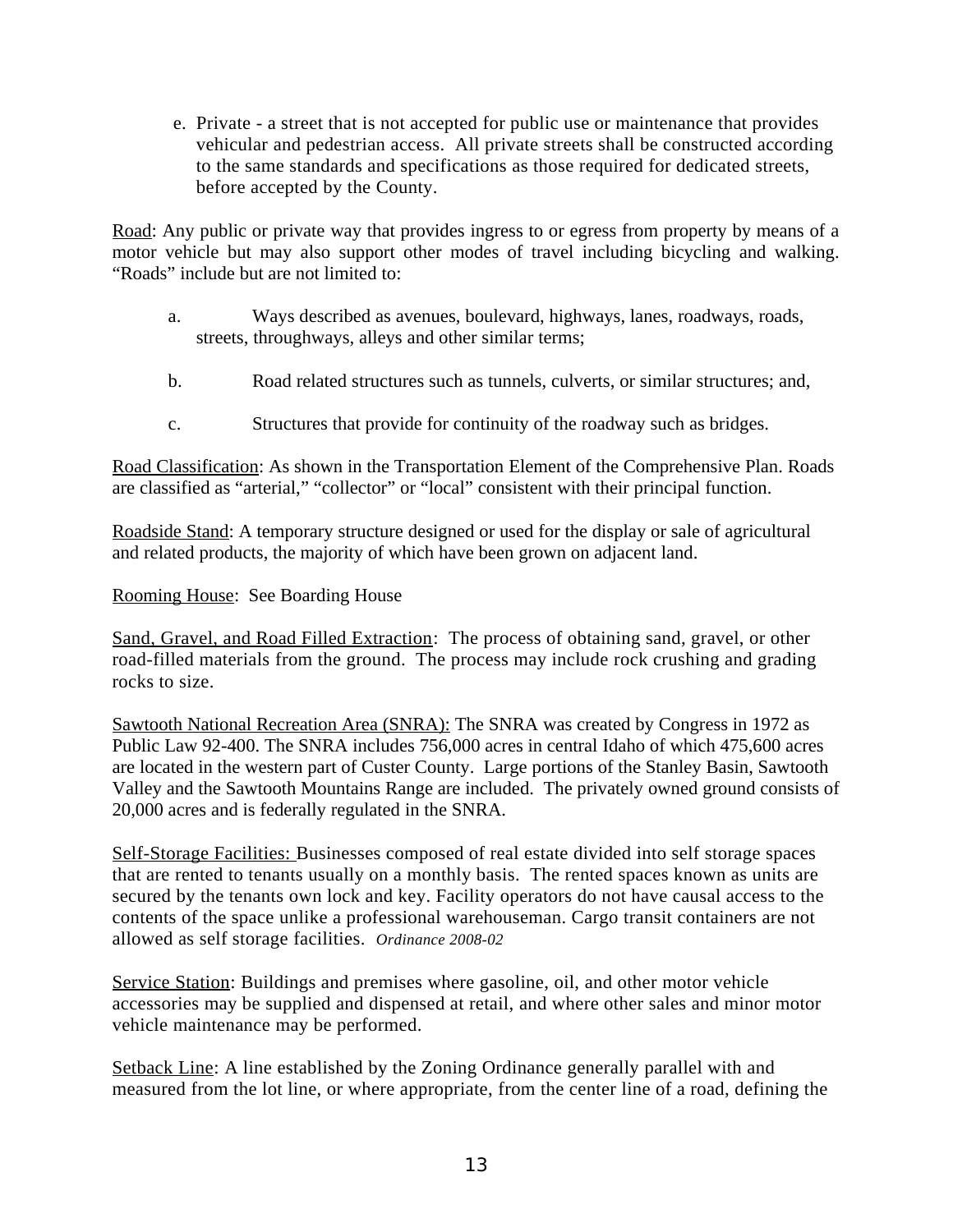e. Private - a street that is not accepted for public use or maintenance that provides vehicular and pedestrian access. All private streets shall be constructed according to the same standards and specifications as those required for dedicated streets, before accepted by the County.

Road: Any public or private way that provides ingress to or egress from property by means of a motor vehicle but may also support other modes of travel including bicycling and walking. "Roads" include but are not limited to:

a. Ways described as avenues, boulevard, highways, lanes, roadways, roads, streets, throughways, alleys and other similar terms;

b. Road related structures such as tunnels, culverts, or similar structures; and,

c. Structures that provide for continuity of the roadway such as bridges.

Road Classification: As shown in the Transportation Element of the Comprehensive Plan. Roads are classified as "arterial," "collector" or "local" consistent with their principal function.

Roadside Stand: A temporary structure designed or used for the display or sale of agricultural and related products, the majority of which have been grown on adjacent land.

Rooming House: See Boarding House

Sand, Gravel, and Road Filled Extraction: The process of obtaining sand, gravel, or other road-filled materials from the ground. The process may include rock crushing and grading rocks to size.

Sawtooth National Recreation Area (SNRA): The SNRA was created by Congress in 1972 as Public Law 92-400. The SNRA includes 756,000 acres in central Idaho of which 475,600 acres are located in the western part of Custer County. Large portions of the Stanley Basin, Sawtooth Valley and the Sawtooth Mountains Range are included. The privately owned ground consists of 20,000 acres and is federally regulated in the SNRA.

Self-Storage Facilities: Businesses composed of real estate divided into self storage spaces that are rented to tenants usually on a monthly basis. The rented spaces known as units are secured by the tenants own lock and key. Facility operators do not have causal access to the contents of the space unlike a professional warehouseman. Cargo transit containers are not allowed as self storage facilities. *Ordinance 2008-02*

Service Station: Buildings and premises where gasoline, oil, and other motor vehicle accessories may be supplied and dispensed at retail, and where other sales and minor motor vehicle maintenance may be performed.

Setback Line: A line established by the Zoning Ordinance generally parallel with and measured from the lot line, or where appropriate, from the center line of a road, defining the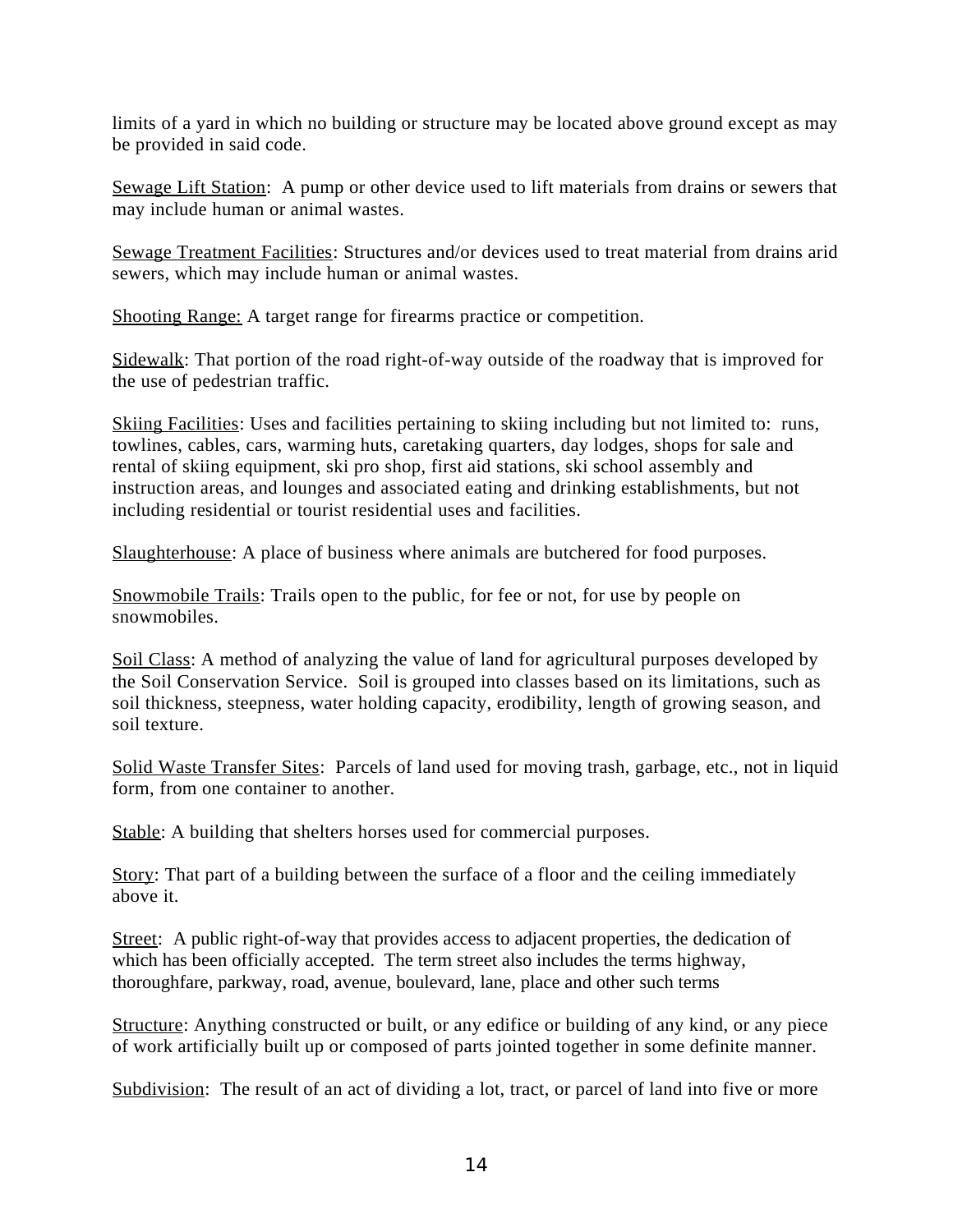limits of a yard in which no building or structure may be located above ground except as may be provided in said code.

<u>Sewage Lift Station</u>: A pump or other device used to lift materials from drains or sewers that may include human or animal wastes.

<u>Sewage Treatment Facilities</u>: Structures and/or devices used to treat material from drains arid sewers, which may include human or animal wastes.

<u>Shooting Range:</u> A target range for firearms practice or competition.

<u>Sidewalk</u>: That portion of the road right-of-way outside of the roadway that is improved for the use of pedestrian traffic.

<u>Skiing Facilities</u>: Uses and facilities pertaining to skiing including but not limited to: runs, towlines, cables, cars, warming huts, caretaking quarters, day lodges, shops for sale and rental of skiing equipment, ski pro shop, first aid stations, ski school assembly and instruction areas, and lounges and associated eating and drinking establishments, but not including residential or tourist residential uses and facilities.

<u>Slaughterhouse</u>: A place of business where animals are butchered for food purposes.

<u>Snowmobile Trails</u>: Trails open to the public, for fee or not, for use by people on snowmobiles.

<u>Soil Class</u>: A method of analyzing the value of land for agricultural purposes developed by the Soil Conservation Service. Soil is grouped into classes based on its limitations, such as soil thickness, steepness, water holding capacity, erodibility, length of growing season, and soil texture.

<u>Solid Waste Transfer Sites</u>: Parcels of land used for moving trash, garbage, etc., not in liquid form, from one container to another.

<u>Stable</u>: A building that shelters horses used for commercial purposes.

<u>Story</u>: That part of a building between the surface of a floor and the ceiling immediately above it.

<u>Street</u>: A public right-of-way that provides access to adjacent properties, the dedication of which has been officially accepted. The term street also includes the terms highway, thoroughfare, parkway, road, avenue, boulevard, lane, place and other such terms

<u>Structure</u>: Anything constructed or built, or any edifice or building of any kind, or any piece of work artificially built up or composed of parts jointed together in some definite manner.

<u>Subdivision</u>: The result of an act of dividing a lot, tract, or parcel of land into five or more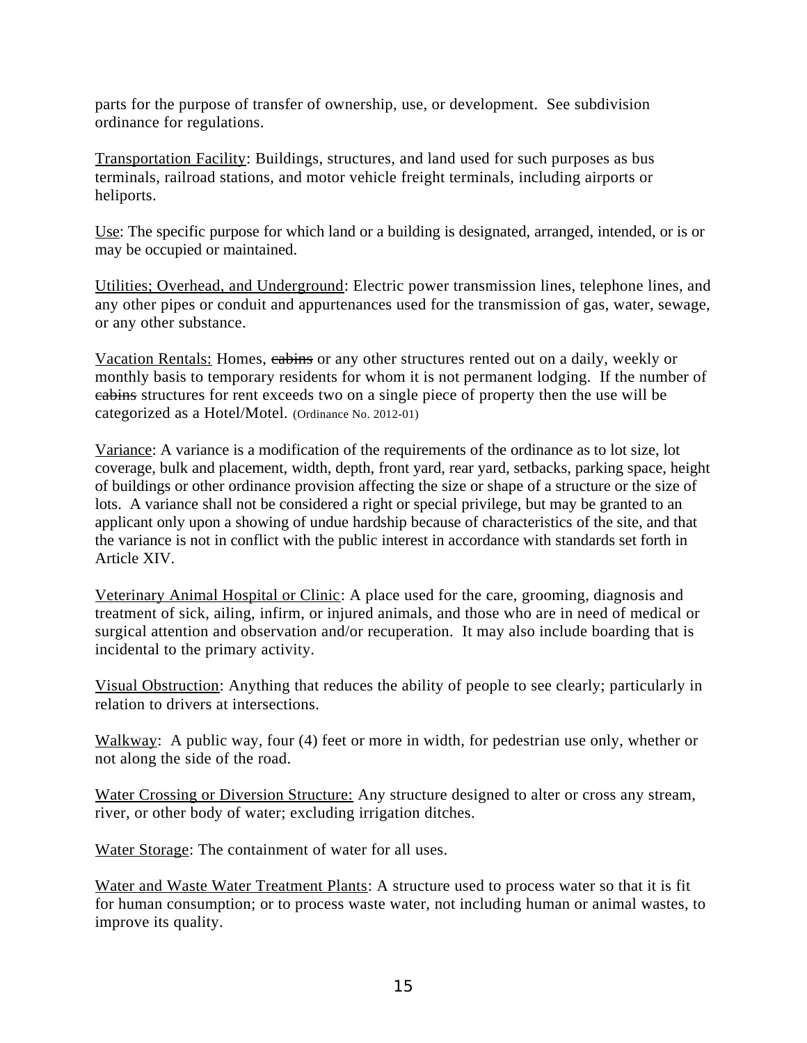parts for the purpose of transfer of ownership, use, or development. See subdivision ordinance for regulations.

<u>Transportation Facility</u>: Buildings, structures, and land used for such purposes as bus terminals, railroad stations, and motor vehicle freight terminals, including airports or heliports.

<u>Use</u>: The specific purpose for which land or a building is designated, arranged, intended, or is or may be occupied or maintained.

<u>Utilities; Overhead, and Underground</u>: Electric power transmission lines, telephone lines, and any other pipes or conduit and appurtenances used for the transmission of gas, water, sewage, or any other substance.

<u>Vacation Rentals:</u> Homes, ~~cabins~~ or any other structures rented out on a daily, weekly or monthly basis to temporary residents for whom it is not permanent lodging. If the number of ~~cabins~~ structures for rent exceeds two on a single piece of property then the use will be categorized as a Hotel/Motel. (Ordinance No. 2012-01)

<u>Variance</u>: A variance is a modification of the requirements of the ordinance as to lot size, lot coverage, bulk and placement, width, depth, front yard, rear yard, setbacks, parking space, height of buildings or other ordinance provision affecting the size or shape of a structure or the size of lots. A variance shall not be considered a right or special privilege, but may be granted to an applicant only upon a showing of undue hardship because of characteristics of the site, and that the variance is not in conflict with the public interest in accordance with standards set forth in Article XIV.

<u>Veterinary Animal Hospital or Clinic</u>: A place used for the care, grooming, diagnosis and treatment of sick, ailing, infirm, or injured animals, and those who are in need of medical or surgical attention and observation and/or recuperation. It may also include boarding that is incidental to the primary activity.

<u>Visual Obstruction</u>: Anything that reduces the ability of people to see clearly; particularly in relation to drivers at intersections.

<u>Walkway</u>: A public way, four (4) feet or more in width, for pedestrian use only, whether or not along the side of the road.

<u>Water Crossing or Diversion Structure:</u> Any structure designed to alter or cross any stream, river, or other body of water; excluding irrigation ditches.

<u>Water Storage</u>: The containment of water for all uses.

<u>Water and Waste Water Treatment Plants</u>: A structure used to process water so that it is fit for human consumption; or to process waste water, not including human or animal wastes, to improve its quality.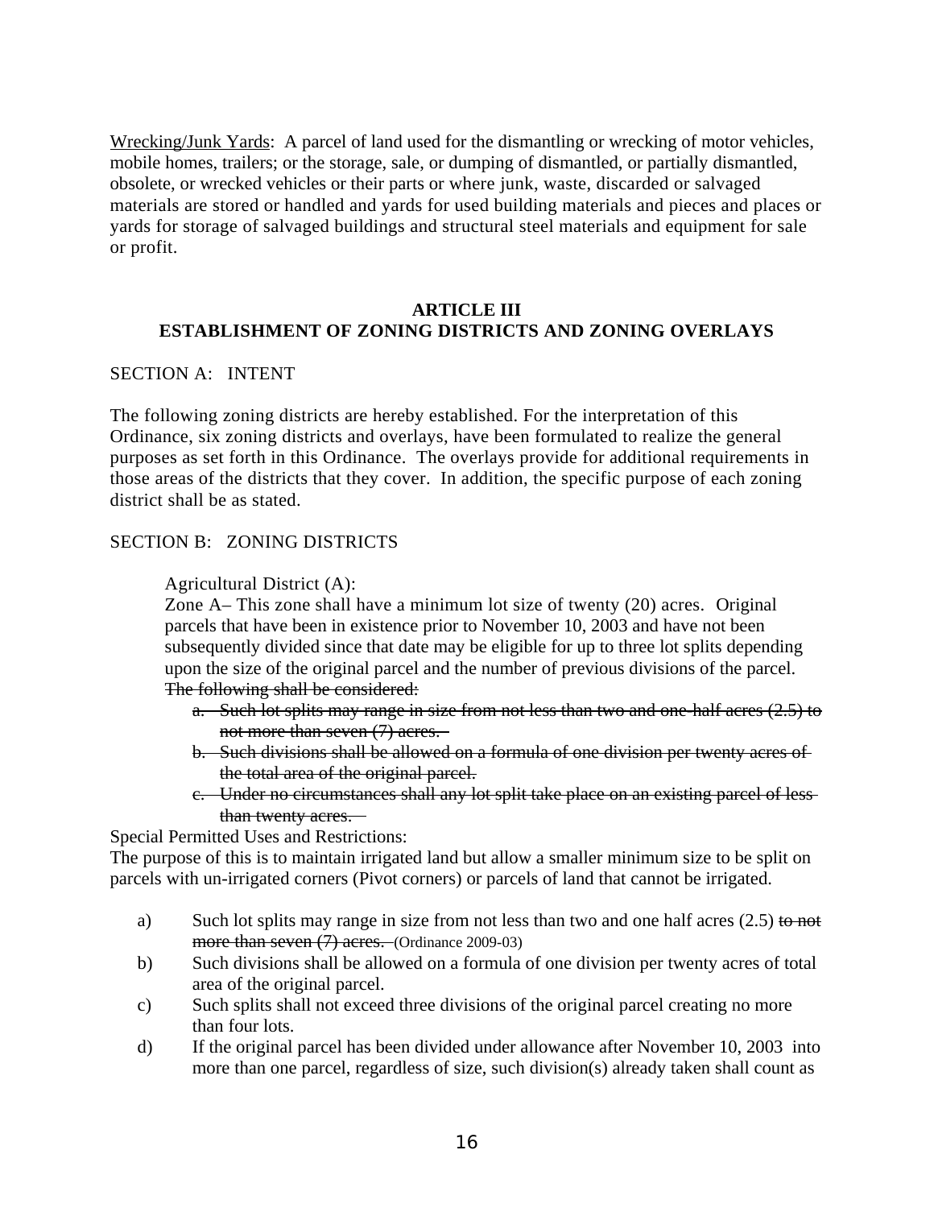<u>Wrecking/Junk Yards</u>: A parcel of land used for the dismantling or wrecking of motor vehicles, mobile homes, trailers; or the storage, sale, or dumping of dismantled, or partially dismantled, obsolete, or wrecked vehicles or their parts or where junk, waste, discarded or salvaged materials are stored or handled and yards for used building materials and pieces and places or yards for storage of salvaged buildings and structural steel materials and equipment for sale or profit.

## ARTICLE III
## ESTABLISHMENT OF ZONING DISTRICTS AND ZONING OVERLAYS

SECTION A: INTENT

The following zoning districts are hereby established. For the interpretation of this Ordinance, six zoning districts and overlays, have been formulated to realize the general purposes as set forth in this Ordinance. The overlays provide for additional requirements in those areas of the districts that they cover. In addition, the specific purpose of each zoning district shall be as stated.

SECTION B: ZONING DISTRICTS

Agricultural District (A):

Zone A– This zone shall have a minimum lot size of twenty (20) acres. Original parcels that have been in existence prior to November 10, 2003 and have not been subsequently divided since that date may be eligible for up to three lot splits depending upon the size of the original parcel and the number of previous divisions of the parcel. ~~The following shall be considered:~~

a. ~~Such lot splits may range in size from not less than two and one-half acres (2.5) to not more than seven (7) acres.~~
b. ~~Such divisions shall be allowed on a formula of one division per twenty acres of the total area of the original parcel.~~
c. ~~Under no circumstances shall any lot split take place on an existing parcel of less than twenty acres.~~

Special Permitted Uses and Restrictions:

The purpose of this is to maintain irrigated land but allow a smaller minimum size to be split on parcels with un-irrigated corners (Pivot corners) or parcels of land that cannot be irrigated.

a) Such lot splits may range in size from not less than two and one half acres (2.5) ~~to not more than seven (7) acres.~~ (Ordinance 2009-03)
b) Such divisions shall be allowed on a formula of one division per twenty acres of total area of the original parcel.
c) Such splits shall not exceed three divisions of the original parcel creating no more than four lots.
d) If the original parcel has been divided under allowance after November 10, 2003 into more than one parcel, regardless of size, such division(s) already taken shall count as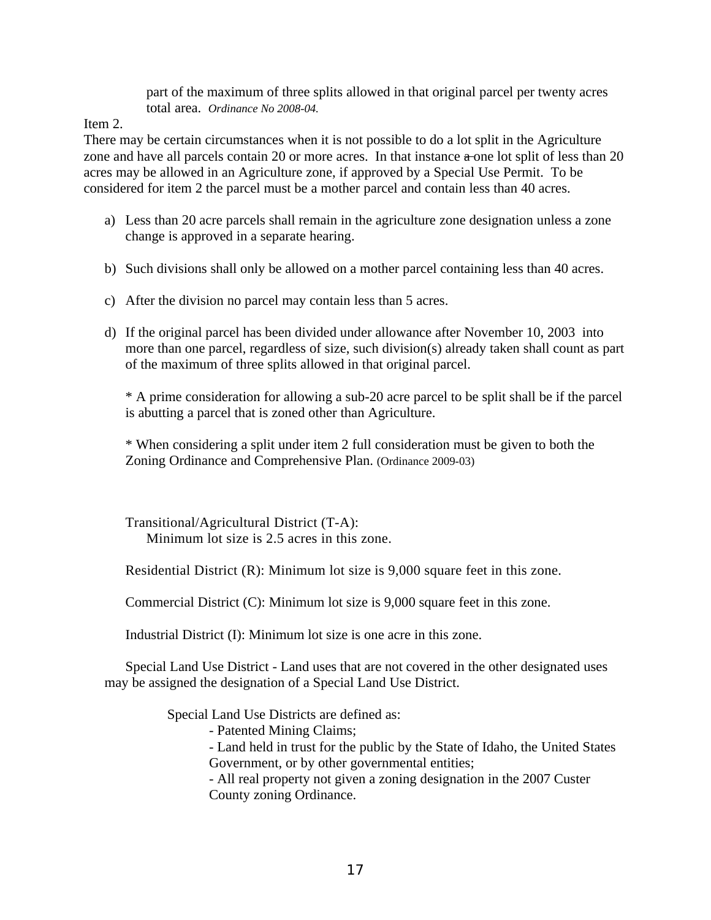part of the maximum of three splits allowed in that original parcel per twenty acres total area. *Ordinance No 2008-04.*

Item 2.

There may be certain circumstances when it is not possible to do a lot split in the Agriculture zone and have all parcels contain 20 or more acres. In that instance ~~a~~ one lot split of less than 20 acres may be allowed in an Agriculture zone, if approved by a Special Use Permit. To be considered for item 2 the parcel must be a mother parcel and contain less than 40 acres.

a) Less than 20 acre parcels shall remain in the agriculture zone designation unless a zone change is approved in a separate hearing.

b) Such divisions shall only be allowed on a mother parcel containing less than 40 acres.

c) After the division no parcel may contain less than 5 acres.

d) If the original parcel has been divided under allowance after November 10, 2003 into more than one parcel, regardless of size, such division(s) already taken shall count as part of the maximum of three splits allowed in that original parcel.

   * A prime consideration for allowing a sub-20 acre parcel to be split shall be if the parcel is abutting a parcel that is zoned other than Agriculture.

   * When considering a split under item 2 full consideration must be given to both the Zoning Ordinance and Comprehensive Plan. (Ordinance 2009-03)

Transitional/Agricultural District (T-A):
Minimum lot size is 2.5 acres in this zone.

Residential District (R): Minimum lot size is 9,000 square feet in this zone.

Commercial District (C): Minimum lot size is 9,000 square feet in this zone.

Industrial District (I): Minimum lot size is one acre in this zone.

Special Land Use District - Land uses that are not covered in the other designated uses may be assigned the designation of a Special Land Use District.

Special Land Use Districts are defined as:

- Patented Mining Claims;
- Land held in trust for the public by the State of Idaho, the United States Government, or by other governmental entities;
- All real property not given a zoning designation in the 2007 Custer County zoning Ordinance.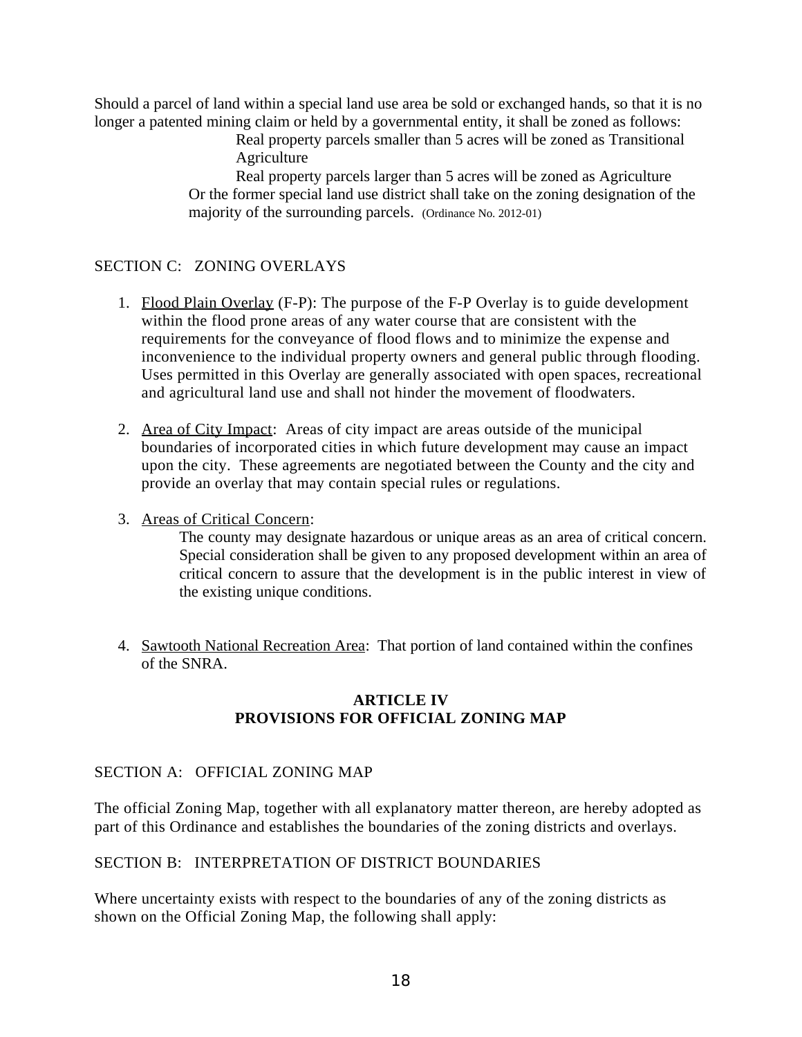Should a parcel of land within a special land use area be sold or exchanged hands, so that it is no longer a patented mining claim or held by a governmental entity, it shall be zoned as follows:

Real property parcels smaller than 5 acres will be zoned as Transitional Agriculture

Real property parcels larger than 5 acres will be zoned as Agriculture

Or the former special land use district shall take on the zoning designation of the majority of the surrounding parcels. (Ordinance No. 2012-01)

SECTION C: ZONING OVERLAYS

1. Flood Plain Overlay (F-P): The purpose of the F-P Overlay is to guide development within the flood prone areas of any water course that are consistent with the requirements for the conveyance of flood flows and to minimize the expense and inconvenience to the individual property owners and general public through flooding. Uses permitted in this Overlay are generally associated with open spaces, recreational and agricultural land use and shall not hinder the movement of floodwaters.

2. Area of City Impact: Areas of city impact are areas outside of the municipal boundaries of incorporated cities in which future development may cause an impact upon the city. These agreements are negotiated between the County and the city and provide an overlay that may contain special rules or regulations.

3. Areas of Critical Concern:

   The county may designate hazardous or unique areas as an area of critical concern. Special consideration shall be given to any proposed development within an area of critical concern to assure that the development is in the public interest in view of the existing unique conditions.

4. Sawtooth National Recreation Area: That portion of land contained within the confines of the SNRA.

## ARTICLE IV
## PROVISIONS FOR OFFICIAL ZONING MAP

SECTION A: OFFICIAL ZONING MAP

The official Zoning Map, together with all explanatory matter thereon, are hereby adopted as part of this Ordinance and establishes the boundaries of the zoning districts and overlays.

SECTION B: INTERPRETATION OF DISTRICT BOUNDARIES

Where uncertainty exists with respect to the boundaries of any of the zoning districts as shown on the Official Zoning Map, the following shall apply: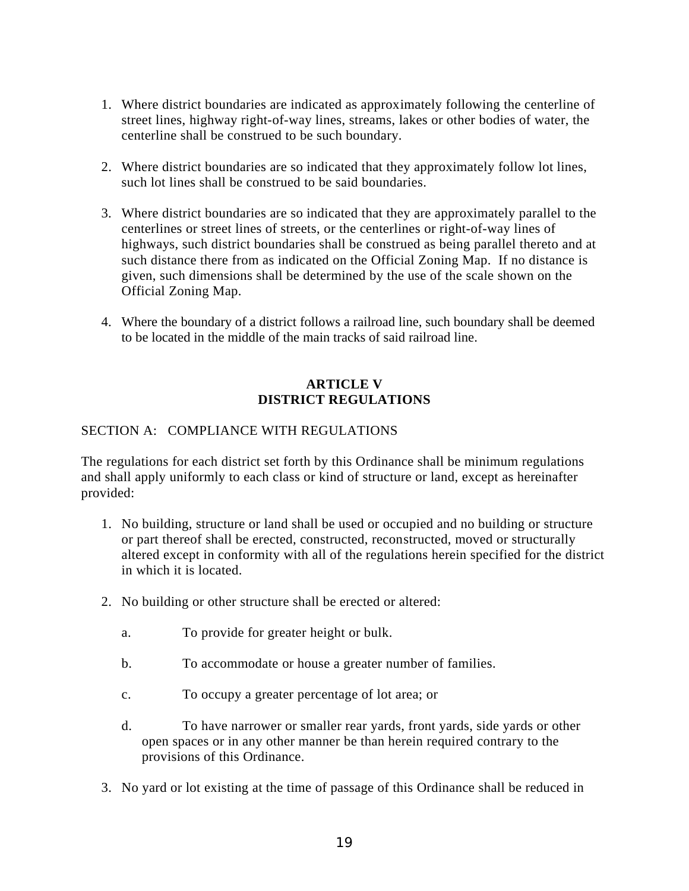1. Where district boundaries are indicated as approximately following the centerline of street lines, highway right-of-way lines, streams, lakes or other bodies of water, the centerline shall be construed to be such boundary.

2. Where district boundaries are so indicated that they approximately follow lot lines, such lot lines shall be construed to be said boundaries.

3. Where district boundaries are so indicated that they are approximately parallel to the centerlines or street lines of streets, or the centerlines or right-of-way lines of highways, such district boundaries shall be construed as being parallel thereto and at such distance there from as indicated on the Official Zoning Map. If no distance is given, such dimensions shall be determined by the use of the scale shown on the Official Zoning Map.

4. Where the boundary of a district follows a railroad line, such boundary shall be deemed to be located in the middle of the main tracks of said railroad line.

## ARTICLE V
## DISTRICT REGULATIONS

SECTION A: COMPLIANCE WITH REGULATIONS

The regulations for each district set forth by this Ordinance shall be minimum regulations and shall apply uniformly to each class or kind of structure or land, except as hereinafter provided:

1. No building, structure or land shall be used or occupied and no building or structure or part thereof shall be erected, constructed, reconstructed, moved or structurally altered except in conformity with all of the regulations herein specified for the district in which it is located.

2. No building or other structure shall be erected or altered:

   a. To provide for greater height or bulk.

   b. To accommodate or house a greater number of families.

   c. To occupy a greater percentage of lot area; or

   d. To have narrower or smaller rear yards, front yards, side yards or other open spaces or in any other manner be than herein required contrary to the provisions of this Ordinance.

3. No yard or lot existing at the time of passage of this Ordinance shall be reduced in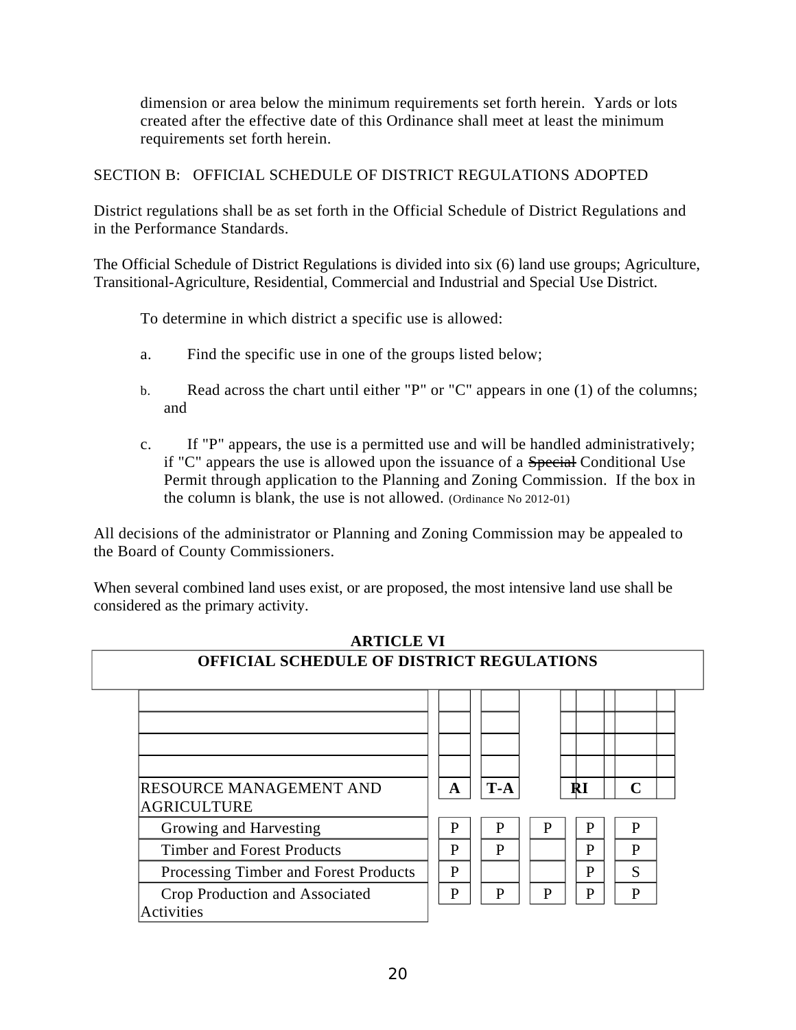dimension or area below the minimum requirements set forth herein. Yards or lots created after the effective date of this Ordinance shall meet at least the minimum requirements set forth herein.

SECTION B: OFFICIAL SCHEDULE OF DISTRICT REGULATIONS ADOPTED

District regulations shall be as set forth in the Official Schedule of District Regulations and in the Performance Standards.

The Official Schedule of District Regulations is divided into six (6) land use groups; Agriculture, Transitional-Agriculture, Residential, Commercial and Industrial and Special Use District.

To determine in which district a specific use is allowed:

a. Find the specific use in one of the groups listed below;

b. Read across the chart until either "P" or "C" appears in one (1) of the columns; and

c. If "P" appears, the use is a permitted use and will be handled administratively; if "C" appears the use is allowed upon the issuance of a ~~Special~~ Conditional Use Permit through application to the Planning and Zoning Commission. If the box in the column is blank, the use is not allowed. (Ordinance No 2012-01)

All decisions of the administrator or Planning and Zoning Commission may be appealed to the Board of County Commissioners.

When several combined land uses exist, or are proposed, the most intensive land use shall be considered as the primary activity.

**ARTICLE VI**

**OFFICIAL SCHEDULE OF DISTRICT REGULATIONS**

| RESOURCE MANAGEMENT AND AGRICULTURE | **A** | **T-A** | | **RI** | **C** |
|---|---|---|---|---|---|
| Growing and Harvesting | P | P | P | P | P |
| Timber and Forest Products | P | P | | P | P |
| Processing Timber and Forest Products | P | | | P | S |
| Crop Production and Associated Activities | P | P | P | P | P |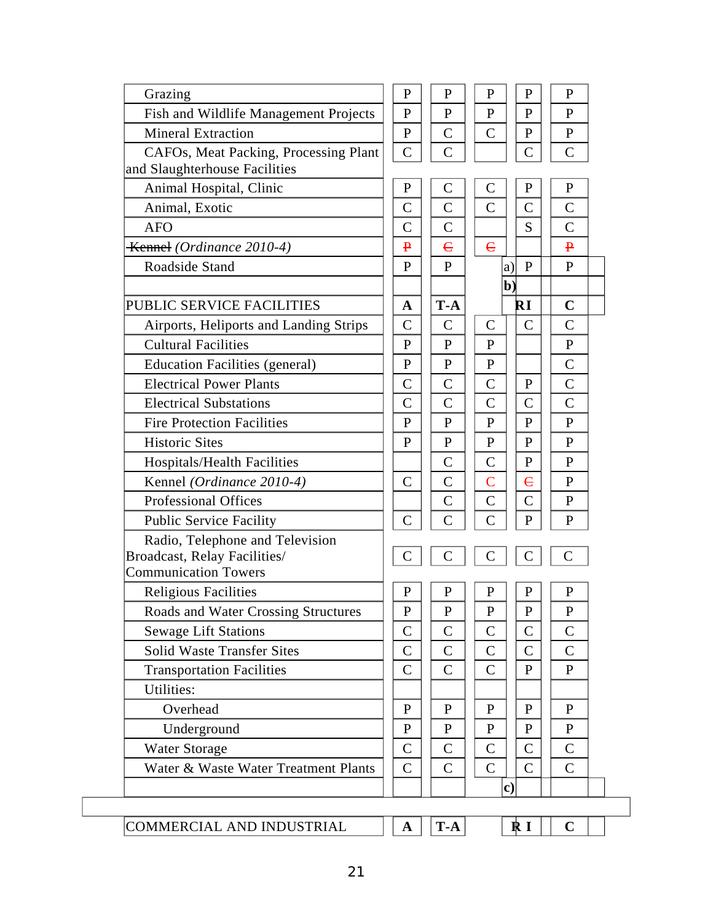| | | | | | |
|---|---|---|---|---|---|
| Grazing | P | P | P | P | P |
| Fish and Wildlife Management Projects | P | P | P | P | P |
| Mineral Extraction | P | C | C | P | P |
| CAFOs, Meat Packing, Processing Plant and Slaughterhouse Facilities | C | C | | C | C |
| Animal Hospital, Clinic | P | C | C | P | P |
| Animal, Exotic | C | C | C | C | C |
| AFO | C | C | | S | C |
| ~~Kennel~~ *(Ordinance 2010-4)* | ~~P~~ | ~~C~~ | ~~C~~ | | ~~P~~ |
| Roadside Stand | P | P | a) | P | P |
| | | | b) | | |
| PUBLIC SERVICE FACILITIES | **A** | **T-A** | | **RI** | **C** |
| Airports, Heliports and Landing Strips | C | C | C | C | C |
| Cultural Facilities | P | P | P | | P |
| Education Facilities (general) | P | P | P | | C |
| Electrical Power Plants | C | C | C | P | C |
| Electrical Substations | C | C | C | C | C |
| Fire Protection Facilities | P | P | P | P | P |
| Historic Sites | P | P | P | P | P |
| Hospitals/Health Facilities | | C | C | P | P |
| Kennel *(Ordinance 2010-4)* | C | C | C | ~~C~~ | P |
| Professional Offices | | C | C | C | P |
| Public Service Facility | C | C | C | P | P |
| Radio, Telephone and Television Broadcast, Relay Facilities/ Communication Towers | C | C | C | C | C |
| Religious Facilities | P | P | P | P | P |
| Roads and Water Crossing Structures | P | P | P | P | P |
| Sewage Lift Stations | C | C | C | C | C |
| Solid Waste Transfer Sites | C | C | C | C | C |
| Transportation Facilities | C | C | C | P | P |
| Utilities: | | | | | |
| Overhead | P | P | P | P | P |
| Underground | P | P | P | P | P |
| Water Storage | C | C | C | C | C |
| Water & Waste Water Treatment Plants | C | C | C | C | C |
| | | | c) | | |

| | | | | | |
|---|---|---|---|---|---|
| COMMERCIAL AND INDUSTRIAL | **A** | **T-A** | | **R I** | **C** |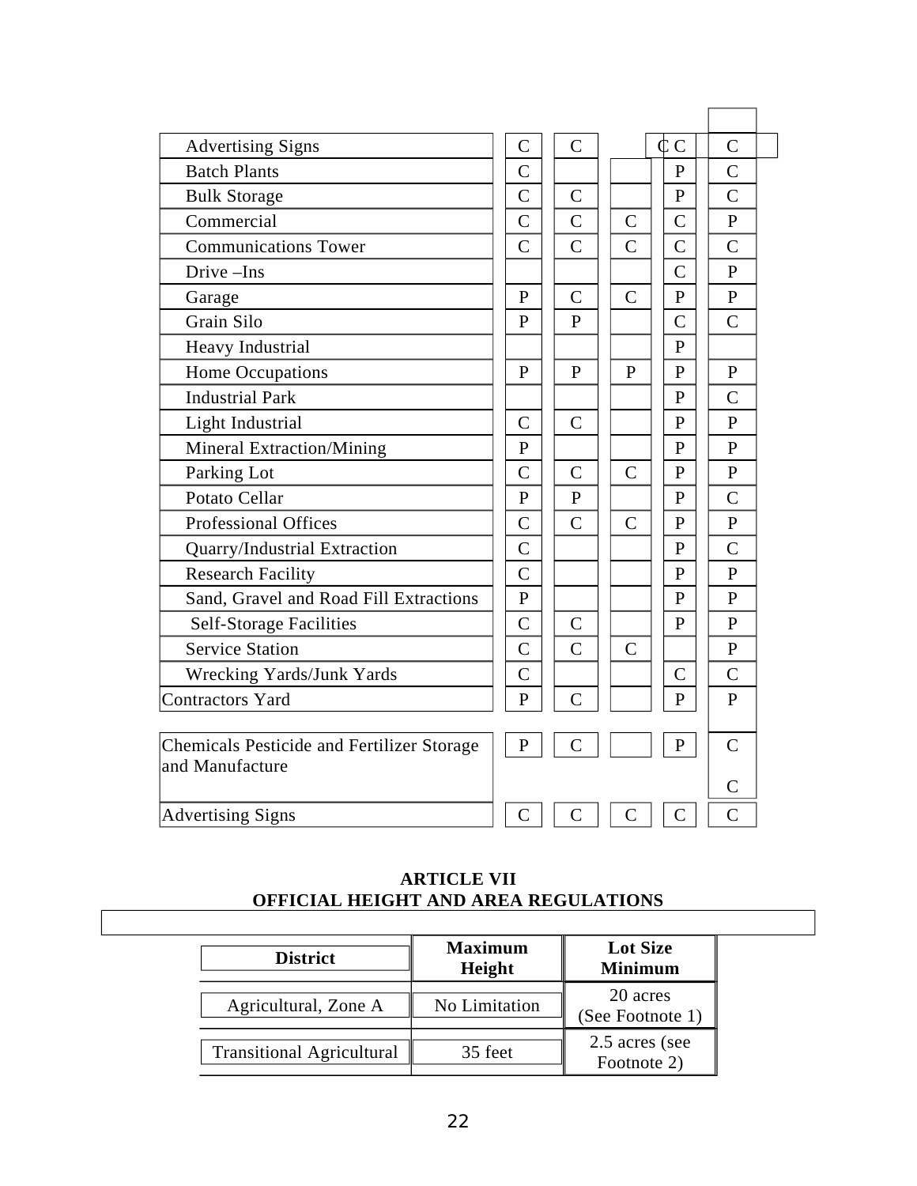| | | | | | |
|---|---|---|---|---|---|
| Advertising Signs | C | C | | C C | C |
| Batch Plants | C | | | P | C |
| Bulk Storage | C | C | | P | C |
| Commercial | C | C | C | C | P |
| Communications Tower | C | C | C | C | C |
| Drive –Ins | | | | C | P |
| Garage | P | C | C | P | P |
| Grain Silo | P | P | | C | C |
| Heavy Industrial | | | | P | |
| Home Occupations | P | P | P | P | P |
| Industrial Park | | | | P | C |
| Light Industrial | C | C | | P | P |
| Mineral Extraction/Mining | P | | | P | P |
| Parking Lot | C | C | C | P | P |
| Potato Cellar | P | P | | P | C |
| Professional Offices | C | C | C | P | P |
| Quarry/Industrial Extraction | C | | | P | C |
| Research Facility | C | | | P | P |
| Sand, Gravel and Road Fill Extractions | P | | | P | P |
| Self-Storage Facilities | C | C | | P | P |
| Service Station | C | C | C | | P |
| Wrecking Yards/Junk Yards | C | | | C | C |
| Contractors Yard | P | C | | P | P |
| Chemicals Pesticide and Fertilizer Storage and Manufacture | P | C | | P | C C |
| Advertising Signs | C | C | C | C | C |

## ARTICLE VII
## OFFICIAL HEIGHT AND AREA REGULATIONS

| District | Maximum Height | Lot Size Minimum |
|---|---|---|
| Agricultural, Zone A | No Limitation | 20 acres (See Footnote 1) |
| Transitional Agricultural | 35 feet | 2.5 acres (see Footnote 2) |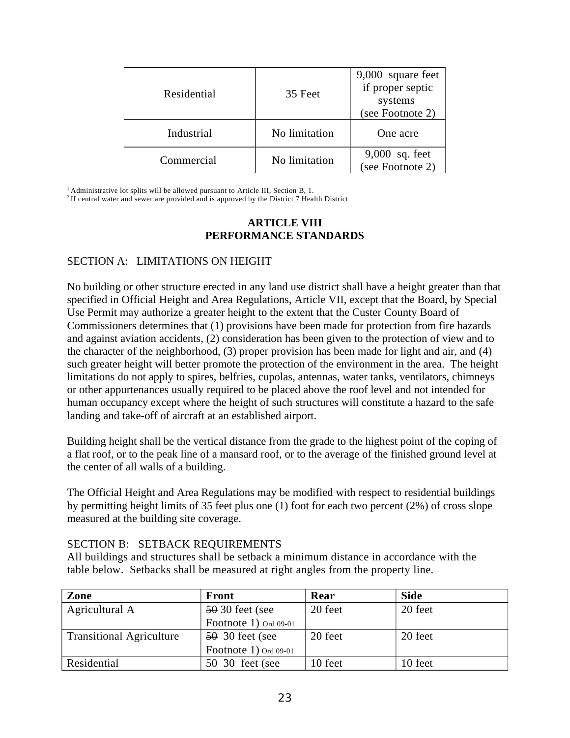| | | |
|---|---|---|
| Residential | 35 Feet | 9,000 square feet if proper septic systems (see Footnote 2) |
| Industrial | No limitation | One acre |
| Commercial | No limitation | 9,000 sq. feet (see Footnote 2) |

[1] Administrative lot splits will be allowed pursuant to Article III, Section B, 1.
[2] If central water and sewer are provided and is approved by the District 7 Health District

## ARTICLE VIII
## PERFORMANCE STANDARDS

SECTION A: LIMITATIONS ON HEIGHT

No building or other structure erected in any land use district shall have a height greater than that specified in Official Height and Area Regulations, Article VII, except that the Board, by Special Use Permit may authorize a greater height to the extent that the Custer County Board of Commissioners determines that (1) provisions have been made for protection from fire hazards and against aviation accidents, (2) consideration has been given to the protection of view and to the character of the neighborhood, (3) proper provision has been made for light and air, and (4) such greater height will better promote the protection of the environment in the area. The height limitations do not apply to spires, belfries, cupolas, antennas, water tanks, ventilators, chimneys or other appurtenances usually required to be placed above the roof level and not intended for human occupancy except where the height of such structures will constitute a hazard to the safe landing and take-off of aircraft at an established airport.

Building height shall be the vertical distance from the grade to the highest point of the coping of a flat roof, or to the peak line of a mansard roof, or to the average of the finished ground level at the center of all walls of a building.

The Official Height and Area Regulations may be modified with respect to residential buildings by permitting height limits of 35 feet plus one (1) foot for each two percent (2%) of cross slope measured at the building site coverage.

SECTION B: SETBACK REQUIREMENTS
All buildings and structures shall be setback a minimum distance in accordance with the table below. Setbacks shall be measured at right angles from the property line.

| Zone | Front | Rear | Side |
|---|---|---|---|
| Agricultural A | ~~50~~ 30 feet (see Footnote 1) Ord 09-01 | 20 feet | 20 feet |
| Transitional Agriculture | ~~50~~ 30 feet (see Footnote 1) Ord 09-01 | 20 feet | 20 feet |
| Residential | ~~50~~ 30 feet (see | 10 feet | 10 feet |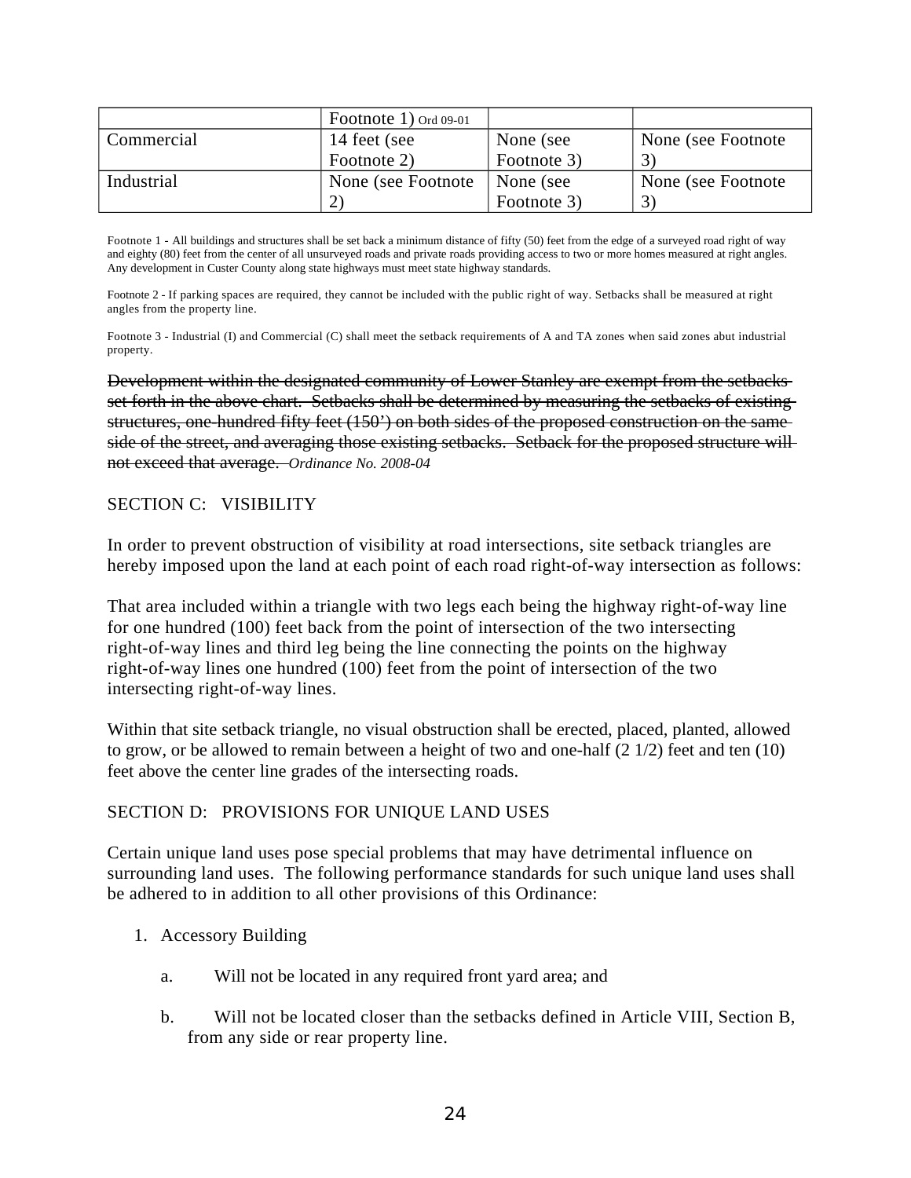|  | Footnote 1) Ord 09-01 |  |  |
| --- | --- | --- | --- |
| Commercial | 14 feet (see Footnote 2) | None (see Footnote 3) | None (see Footnote 3) |
| Industrial | None (see Footnote 2) | None (see Footnote 3) | None (see Footnote 3) |

Footnote 1 - All buildings and structures shall be set back a minimum distance of fifty (50) feet from the edge of a surveyed road right of way and eighty (80) feet from the center of all unsurveyed roads and private roads providing access to two or more homes measured at right angles. Any development in Custer County along state highways must meet state highway standards.

Footnote 2 - If parking spaces are required, they cannot be included with the public right of way. Setbacks shall be measured at right angles from the property line.

Footnote 3 - Industrial (I) and Commercial (C) shall meet the setback requirements of A and TA zones when said zones abut industrial property.

~~Development within the designated community of Lower Stanley are exempt from the setbacks set forth in the above chart. Setbacks shall be determined by measuring the setbacks of existing structures, one-hundred fifty feet (150') on both sides of the proposed construction on the same side of the street, and averaging those existing setbacks. Setback for the proposed structure will not exceed that average.~~ *Ordinance No. 2008-04*

## SECTION C: VISIBILITY

In order to prevent obstruction of visibility at road intersections, site setback triangles are hereby imposed upon the land at each point of each road right-of-way intersection as follows:

That area included within a triangle with two legs each being the highway right-of-way line for one hundred (100) feet back from the point of intersection of the two intersecting right-of-way lines and third leg being the line connecting the points on the highway right-of-way lines one hundred (100) feet from the point of intersection of the two intersecting right-of-way lines.

Within that site setback triangle, no visual obstruction shall be erected, placed, planted, allowed to grow, or be allowed to remain between a height of two and one-half (2 1/2) feet and ten (10) feet above the center line grades of the intersecting roads.

## SECTION D: PROVISIONS FOR UNIQUE LAND USES

Certain unique land uses pose special problems that may have detrimental influence on surrounding land uses. The following performance standards for such unique land uses shall be adhered to in addition to all other provisions of this Ordinance:

1. Accessory Building

   a. Will not be located in any required front yard area; and

   b. Will not be located closer than the setbacks defined in Article VIII, Section B, from any side or rear property line.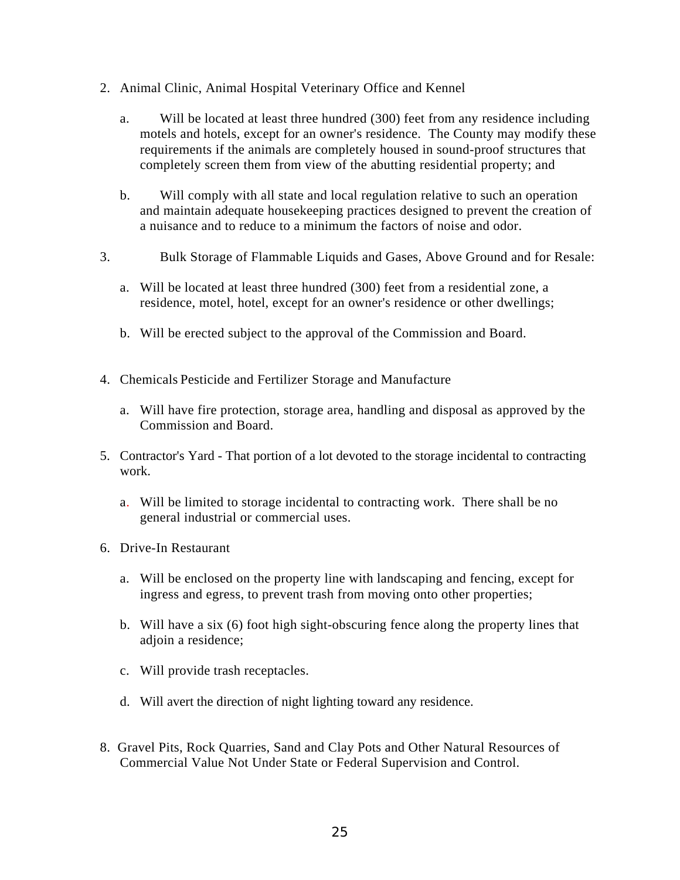2. Animal Clinic, Animal Hospital Veterinary Office and Kennel

   a. Will be located at least three hundred (300) feet from any residence including motels and hotels, except for an owner's residence. The County may modify these requirements if the animals are completely housed in sound-proof structures that completely screen them from view of the abutting residential property; and

   b. Will comply with all state and local regulation relative to such an operation and maintain adequate housekeeping practices designed to prevent the creation of a nuisance and to reduce to a minimum the factors of noise and odor.

3. Bulk Storage of Flammable Liquids and Gases, Above Ground and for Resale:

   a. Will be located at least three hundred (300) feet from a residential zone, a residence, motel, hotel, except for an owner's residence or other dwellings;

   b. Will be erected subject to the approval of the Commission and Board.

4. Chemicals Pesticide and Fertilizer Storage and Manufacture

   a. Will have fire protection, storage area, handling and disposal as approved by the Commission and Board.

5. Contractor's Yard - That portion of a lot devoted to the storage incidental to contracting work.

   a. Will be limited to storage incidental to contracting work. There shall be no general industrial or commercial uses.

6. Drive-In Restaurant

   a. Will be enclosed on the property line with landscaping and fencing, except for ingress and egress, to prevent trash from moving onto other properties;

   b. Will have a six (6) foot high sight-obscuring fence along the property lines that adjoin a residence;

   c. Will provide trash receptacles.

   d. Will avert the direction of night lighting toward any residence.

8. Gravel Pits, Rock Quarries, Sand and Clay Pots and Other Natural Resources of Commercial Value Not Under State or Federal Supervision and Control.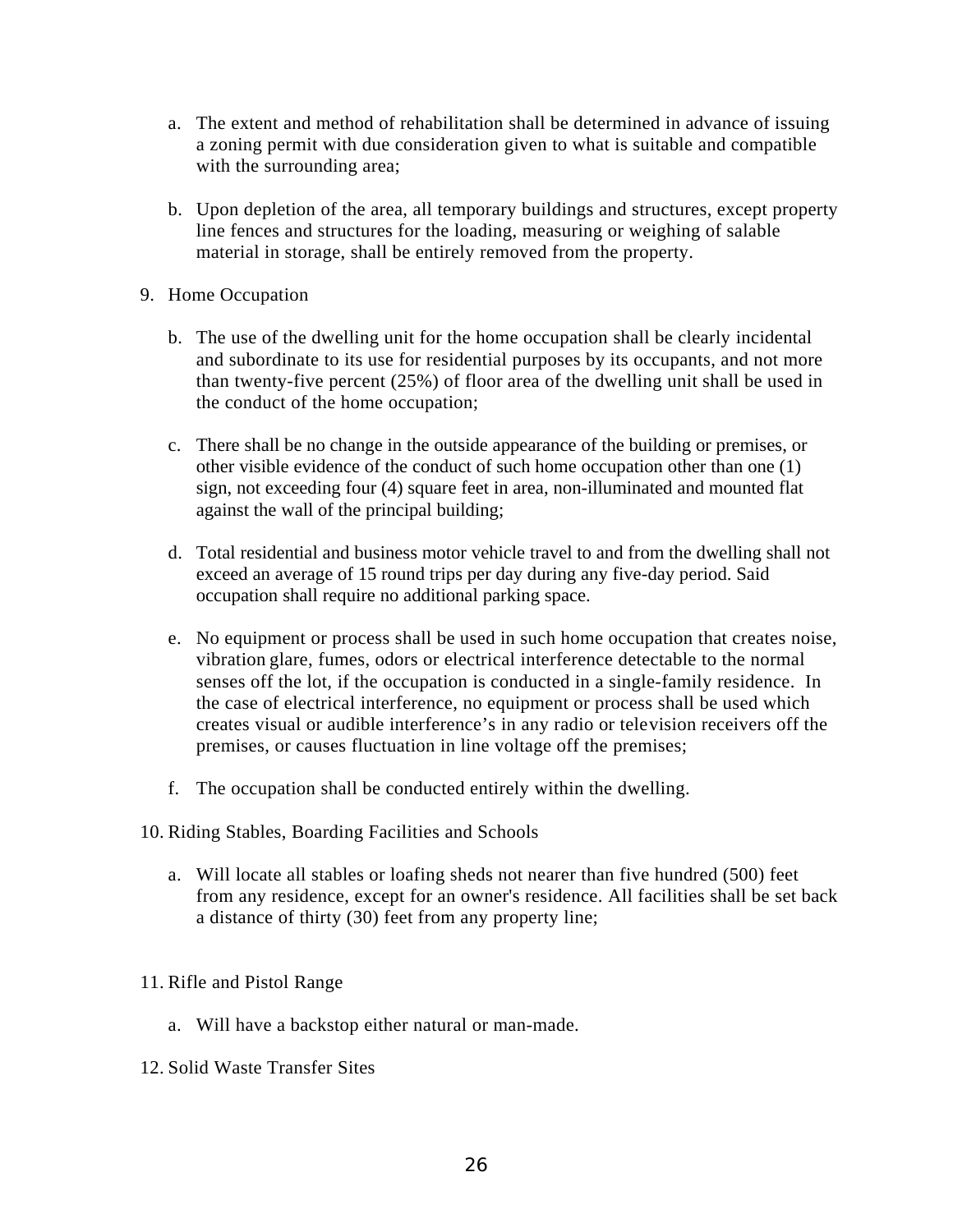a. The extent and method of rehabilitation shall be determined in advance of issuing a zoning permit with due consideration given to what is suitable and compatible with the surrounding area;

b. Upon depletion of the area, all temporary buildings and structures, except property line fences and structures for the loading, measuring or weighing of salable material in storage, shall be entirely removed from the property.

9. Home Occupation

   b. The use of the dwelling unit for the home occupation shall be clearly incidental and subordinate to its use for residential purposes by its occupants, and not more than twenty-five percent (25%) of floor area of the dwelling unit shall be used in the conduct of the home occupation;

   c. There shall be no change in the outside appearance of the building or premises, or other visible evidence of the conduct of such home occupation other than one (1) sign, not exceeding four (4) square feet in area, non-illuminated and mounted flat against the wall of the principal building;

   d. Total residential and business motor vehicle travel to and from the dwelling shall not exceed an average of 15 round trips per day during any five-day period. Said occupation shall require no additional parking space.

   e. No equipment or process shall be used in such home occupation that creates noise, vibration glare, fumes, odors or electrical interference detectable to the normal senses off the lot, if the occupation is conducted in a single-family residence. In the case of electrical interference, no equipment or process shall be used which creates visual or audible interference's in any radio or television receivers off the premises, or causes fluctuation in line voltage off the premises;

   f. The occupation shall be conducted entirely within the dwelling.

10. Riding Stables, Boarding Facilities and Schools

    a. Will locate all stables or loafing sheds not nearer than five hundred (500) feet from any residence, except for an owner's residence. All facilities shall be set back a distance of thirty (30) feet from any property line;

11. Rifle and Pistol Range

    a. Will have a backstop either natural or man-made.

12. Solid Waste Transfer Sites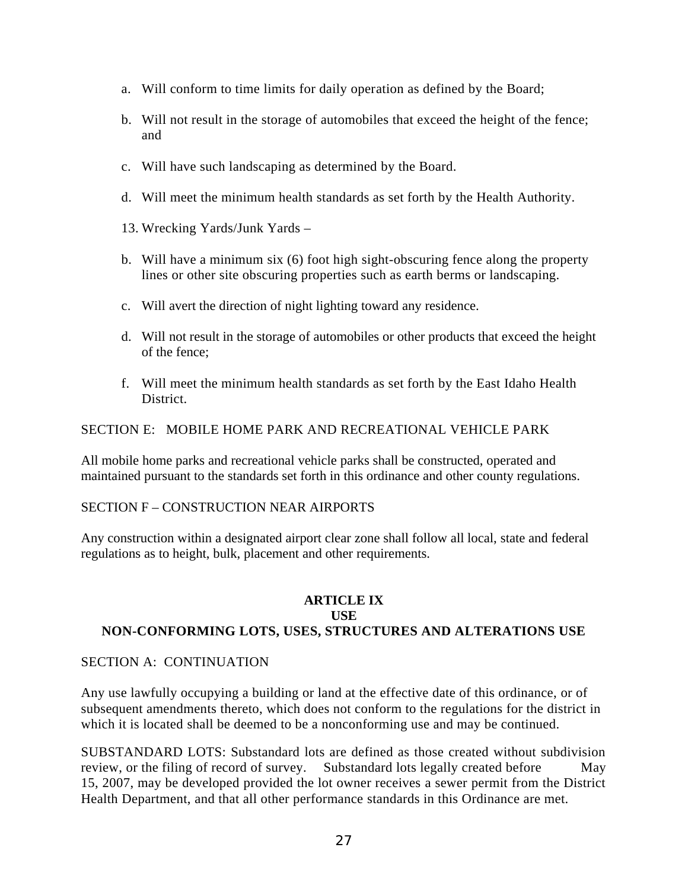a. Will conform to time limits for daily operation as defined by the Board;

b. Will not result in the storage of automobiles that exceed the height of the fence; and

c. Will have such landscaping as determined by the Board.

d. Will meet the minimum health standards as set forth by the Health Authority.

13. Wrecking Yards/Junk Yards –

b. Will have a minimum six (6) foot high sight-obscuring fence along the property lines or other site obscuring properties such as earth berms or landscaping.

c. Will avert the direction of night lighting toward any residence.

d. Will not result in the storage of automobiles or other products that exceed the height of the fence;

f. Will meet the minimum health standards as set forth by the East Idaho Health District.

SECTION E: MOBILE HOME PARK AND RECREATIONAL VEHICLE PARK

All mobile home parks and recreational vehicle parks shall be constructed, operated and maintained pursuant to the standards set forth in this ordinance and other county regulations.

SECTION F – CONSTRUCTION NEAR AIRPORTS

Any construction within a designated airport clear zone shall follow all local, state and federal regulations as to height, bulk, placement and other requirements.

## ARTICLE IX
## USE
## NON-CONFORMING LOTS, USES, STRUCTURES AND ALTERATIONS USE

SECTION A: CONTINUATION

Any use lawfully occupying a building or land at the effective date of this ordinance, or of subsequent amendments thereto, which does not conform to the regulations for the district in which it is located shall be deemed to be a nonconforming use and may be continued.

SUBSTANDARD LOTS: Substandard lots are defined as those created without subdivision review, or the filing of record of survey. Substandard lots legally created before May 15, 2007, may be developed provided the lot owner receives a sewer permit from the District Health Department, and that all other performance standards in this Ordinance are met.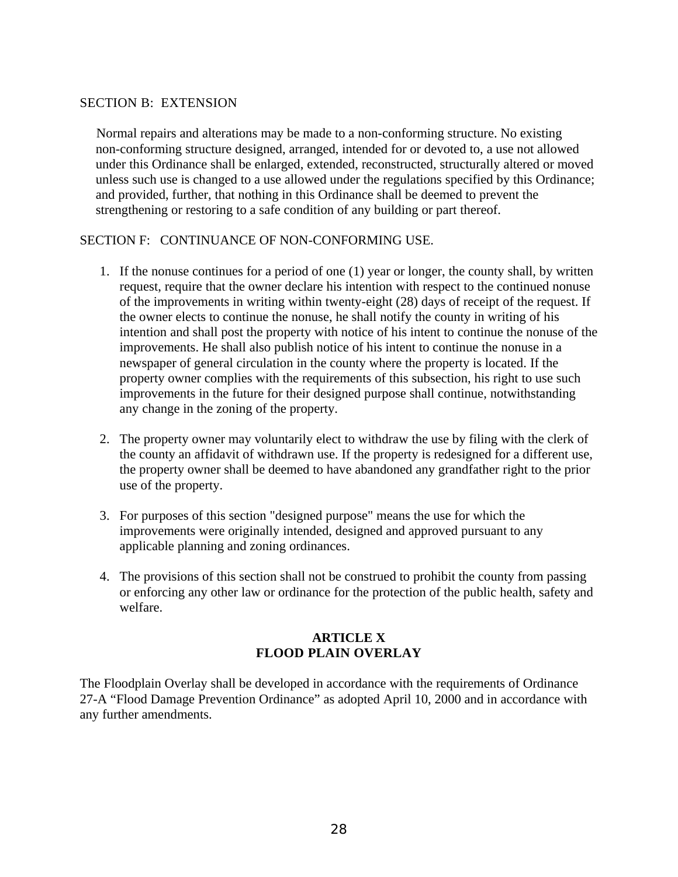SECTION B: EXTENSION

Normal repairs and alterations may be made to a non-conforming structure. No existing non-conforming structure designed, arranged, intended for or devoted to, a use not allowed under this Ordinance shall be enlarged, extended, reconstructed, structurally altered or moved unless such use is changed to a use allowed under the regulations specified by this Ordinance; and provided, further, that nothing in this Ordinance shall be deemed to prevent the strengthening or restoring to a safe condition of any building or part thereof.

SECTION F: CONTINUANCE OF NON-CONFORMING USE.

1. If the nonuse continues for a period of one (1) year or longer, the county shall, by written request, require that the owner declare his intention with respect to the continued nonuse of the improvements in writing within twenty-eight (28) days of receipt of the request. If the owner elects to continue the nonuse, he shall notify the county in writing of his intention and shall post the property with notice of his intent to continue the nonuse of the improvements. He shall also publish notice of his intent to continue the nonuse in a newspaper of general circulation in the county where the property is located. If the property owner complies with the requirements of this subsection, his right to use such improvements in the future for their designed purpose shall continue, notwithstanding any change in the zoning of the property.

2. The property owner may voluntarily elect to withdraw the use by filing with the clerk of the county an affidavit of withdrawn use. If the property is redesigned for a different use, the property owner shall be deemed to have abandoned any grandfather right to the prior use of the property.

3. For purposes of this section "designed purpose" means the use for which the improvements were originally intended, designed and approved pursuant to any applicable planning and zoning ordinances.

4. The provisions of this section shall not be construed to prohibit the county from passing or enforcing any other law or ordinance for the protection of the public health, safety and welfare.

## ARTICLE X
## FLOOD PLAIN OVERLAY

The Floodplain Overlay shall be developed in accordance with the requirements of Ordinance 27-A "Flood Damage Prevention Ordinance" as adopted April 10, 2000 and in accordance with any further amendments.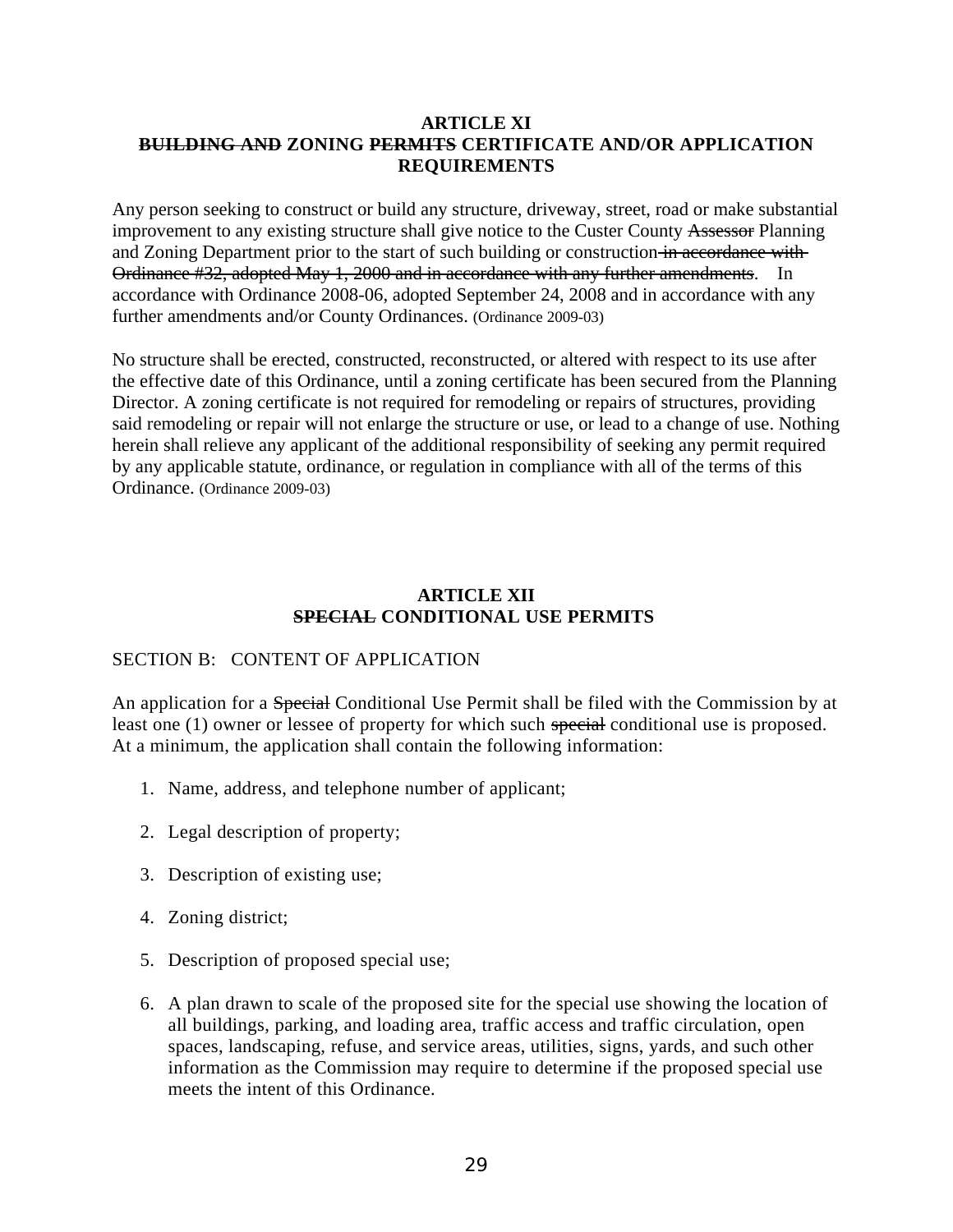## ARTICLE XI
## ~~BUILDING AND~~ ZONING ~~PERMITS~~ CERTIFICATE AND/OR APPLICATION REQUIREMENTS

Any person seeking to construct or build any structure, driveway, street, road or make substantial improvement to any existing structure shall give notice to the Custer County ~~Assessor~~ Planning and Zoning Department prior to the start of such building or construction~~ in accordance with Ordinance #32, adopted May 1, 2000 and in accordance with any further amendments~~. In accordance with Ordinance 2008-06, adopted September 24, 2008 and in accordance with any further amendments and/or County Ordinances. (Ordinance 2009-03)

No structure shall be erected, constructed, reconstructed, or altered with respect to its use after the effective date of this Ordinance, until a zoning certificate has been secured from the Planning Director. A zoning certificate is not required for remodeling or repairs of structures, providing said remodeling or repair will not enlarge the structure or use, or lead to a change of use. Nothing herein shall relieve any applicant of the additional responsibility of seeking any permit required by any applicable statute, ordinance, or regulation in compliance with all of the terms of this Ordinance. (Ordinance 2009-03)

## ARTICLE XII
## ~~SPECIAL~~ CONDITIONAL USE PERMITS

SECTION B: CONTENT OF APPLICATION

An application for a ~~Special~~ Conditional Use Permit shall be filed with the Commission by at least one (1) owner or lessee of property for which such ~~special~~ conditional use is proposed. At a minimum, the application shall contain the following information:

1. Name, address, and telephone number of applicant;
2. Legal description of property;
3. Description of existing use;
4. Zoning district;
5. Description of proposed special use;
6. A plan drawn to scale of the proposed site for the special use showing the location of all buildings, parking, and loading area, traffic access and traffic circulation, open spaces, landscaping, refuse, and service areas, utilities, signs, yards, and such other information as the Commission may require to determine if the proposed special use meets the intent of this Ordinance.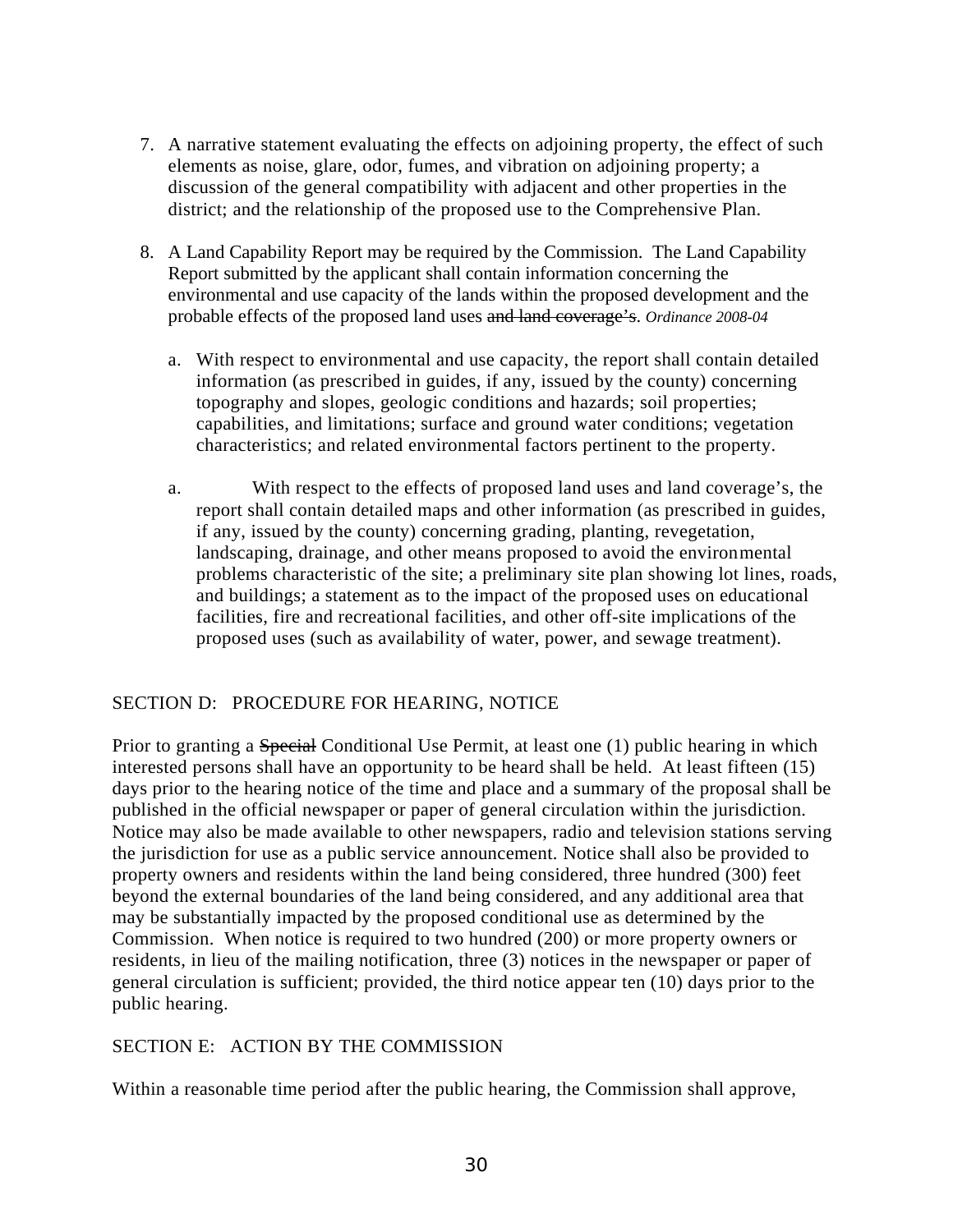7. A narrative statement evaluating the effects on adjoining property, the effect of such elements as noise, glare, odor, fumes, and vibration on adjoining property; a discussion of the general compatibility with adjacent and other properties in the district; and the relationship of the proposed use to the Comprehensive Plan.

8. A Land Capability Report may be required by the Commission. The Land Capability Report submitted by the applicant shall contain information concerning the environmental and use capacity of the lands within the proposed development and the probable effects of the proposed land uses ~~and land coverage's~~. *Ordinance 2008-04*

   a. With respect to environmental and use capacity, the report shall contain detailed information (as prescribed in guides, if any, issued by the county) concerning topography and slopes, geologic conditions and hazards; soil properties; capabilities, and limitations; surface and ground water conditions; vegetation characteristics; and related environmental factors pertinent to the property.

   a. With respect to the effects of proposed land uses and land coverage's, the report shall contain detailed maps and other information (as prescribed in guides, if any, issued by the county) concerning grading, planting, revegetation, landscaping, drainage, and other means proposed to avoid the environmental problems characteristic of the site; a preliminary site plan showing lot lines, roads, and buildings; a statement as to the impact of the proposed uses on educational facilities, fire and recreational facilities, and other off-site implications of the proposed uses (such as availability of water, power, and sewage treatment).

SECTION D: PROCEDURE FOR HEARING, NOTICE

Prior to granting a ~~Special~~ Conditional Use Permit, at least one (1) public hearing in which interested persons shall have an opportunity to be heard shall be held. At least fifteen (15) days prior to the hearing notice of the time and place and a summary of the proposal shall be published in the official newspaper or paper of general circulation within the jurisdiction. Notice may also be made available to other newspapers, radio and television stations serving the jurisdiction for use as a public service announcement. Notice shall also be provided to property owners and residents within the land being considered, three hundred (300) feet beyond the external boundaries of the land being considered, and any additional area that may be substantially impacted by the proposed conditional use as determined by the Commission. When notice is required to two hundred (200) or more property owners or residents, in lieu of the mailing notification, three (3) notices in the newspaper or paper of general circulation is sufficient; provided, the third notice appear ten (10) days prior to the public hearing.

SECTION E: ACTION BY THE COMMISSION

Within a reasonable time period after the public hearing, the Commission shall approve,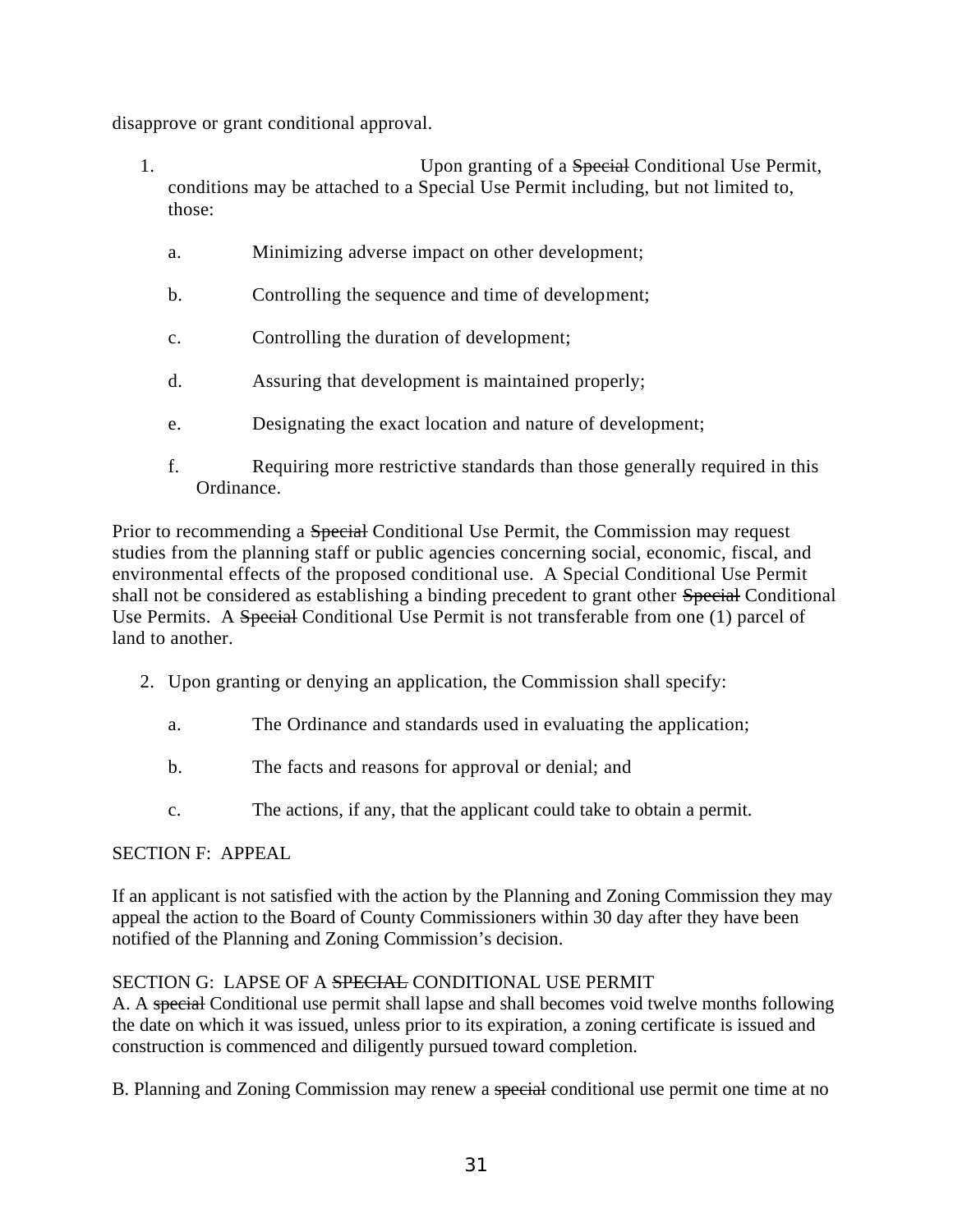disapprove or grant conditional approval.

1. Upon granting of a ~~Special~~ Conditional Use Permit, conditions may be attached to a Special Use Permit including, but not limited to, those:

   a. Minimizing adverse impact on other development;

   b. Controlling the sequence and time of development;

   c. Controlling the duration of development;

   d. Assuring that development is maintained properly;

   e. Designating the exact location and nature of development;

   f. Requiring more restrictive standards than those generally required in this Ordinance.

Prior to recommending a ~~Special~~ Conditional Use Permit, the Commission may request studies from the planning staff or public agencies concerning social, economic, fiscal, and environmental effects of the proposed conditional use. A Special Conditional Use Permit shall not be considered as establishing a binding precedent to grant other ~~Special~~ Conditional Use Permits. A ~~Special~~ Conditional Use Permit is not transferable from one (1) parcel of land to another.

2. Upon granting or denying an application, the Commission shall specify:

   a. The Ordinance and standards used in evaluating the application;

   b. The facts and reasons for approval or denial; and

   c. The actions, if any, that the applicant could take to obtain a permit.

SECTION F: APPEAL

If an applicant is not satisfied with the action by the Planning and Zoning Commission they may appeal the action to the Board of County Commissioners within 30 day after they have been notified of the Planning and Zoning Commission's decision.

SECTION G: LAPSE OF A ~~SPECIAL~~ CONDITIONAL USE PERMIT

A. A ~~special~~ Conditional use permit shall lapse and shall becomes void twelve months following the date on which it was issued, unless prior to its expiration, a zoning certificate is issued and construction is commenced and diligently pursued toward completion.

B. Planning and Zoning Commission may renew a ~~special~~ conditional use permit one time at no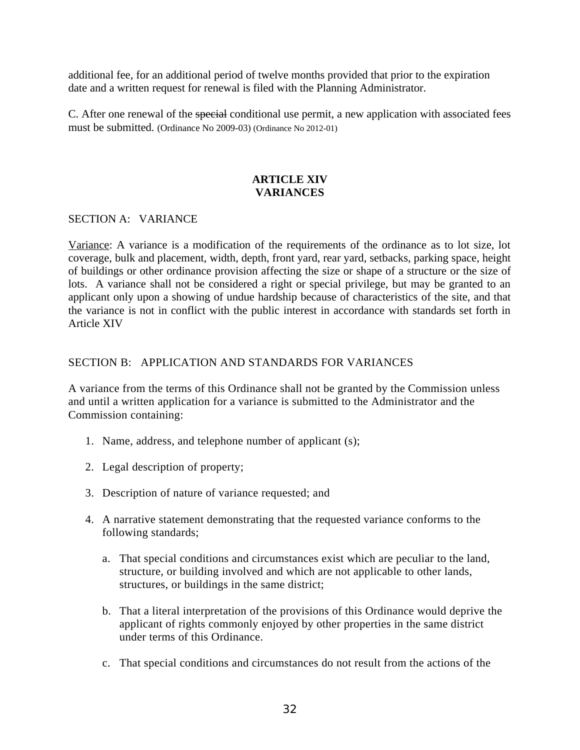additional fee, for an additional period of twelve months provided that prior to the expiration date and a written request for renewal is filed with the Planning Administrator.

C. After one renewal of the ~~special~~ conditional use permit, a new application with associated fees must be submitted. (Ordinance No 2009-03) (Ordinance No 2012-01)

## ARTICLE XIV
## VARIANCES

SECTION A: VARIANCE

Variance: A variance is a modification of the requirements of the ordinance as to lot size, lot coverage, bulk and placement, width, depth, front yard, rear yard, setbacks, parking space, height of buildings or other ordinance provision affecting the size or shape of a structure or the size of lots. A variance shall not be considered a right or special privilege, but may be granted to an applicant only upon a showing of undue hardship because of characteristics of the site, and that the variance is not in conflict with the public interest in accordance with standards set forth in Article XIV

SECTION B: APPLICATION AND STANDARDS FOR VARIANCES

A variance from the terms of this Ordinance shall not be granted by the Commission unless and until a written application for a variance is submitted to the Administrator and the Commission containing:

1. Name, address, and telephone number of applicant (s);
2. Legal description of property;
3. Description of nature of variance requested; and
4. A narrative statement demonstrating that the requested variance conforms to the following standards;
   a. That special conditions and circumstances exist which are peculiar to the land, structure, or building involved and which are not applicable to other lands, structures, or buildings in the same district;
   b. That a literal interpretation of the provisions of this Ordinance would deprive the applicant of rights commonly enjoyed by other properties in the same district under terms of this Ordinance.
   c. That special conditions and circumstances do not result from the actions of the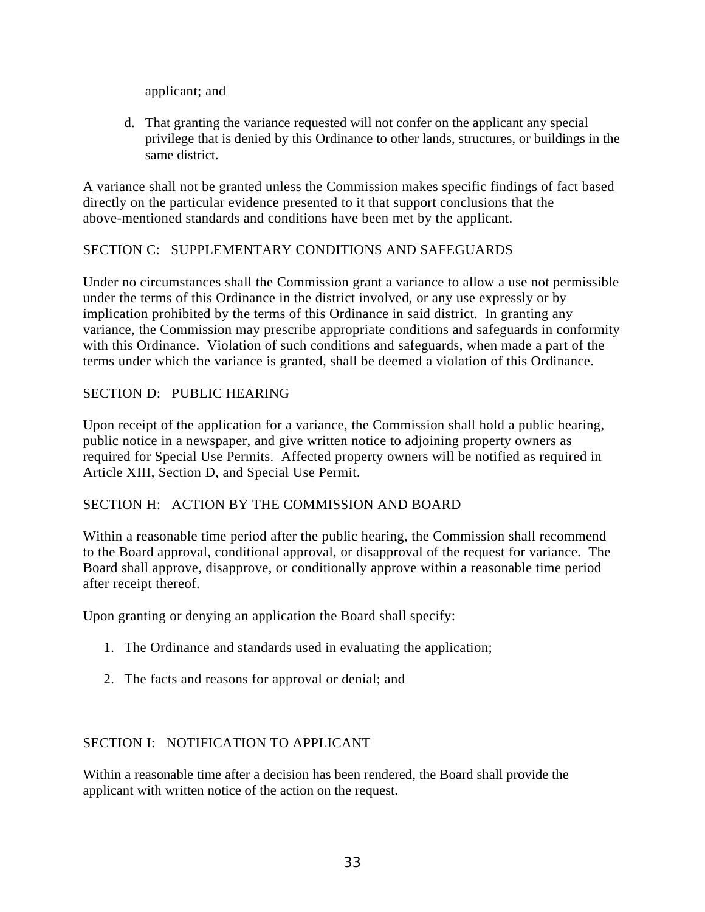applicant; and

d. That granting the variance requested will not confer on the applicant any special privilege that is denied by this Ordinance to other lands, structures, or buildings in the same district.

A variance shall not be granted unless the Commission makes specific findings of fact based directly on the particular evidence presented to it that support conclusions that the above-mentioned standards and conditions have been met by the applicant.

## SECTION C: SUPPLEMENTARY CONDITIONS AND SAFEGUARDS

Under no circumstances shall the Commission grant a variance to allow a use not permissible under the terms of this Ordinance in the district involved, or any use expressly or by implication prohibited by the terms of this Ordinance in said district. In granting any variance, the Commission may prescribe appropriate conditions and safeguards in conformity with this Ordinance. Violation of such conditions and safeguards, when made a part of the terms under which the variance is granted, shall be deemed a violation of this Ordinance.

## SECTION D: PUBLIC HEARING

Upon receipt of the application for a variance, the Commission shall hold a public hearing, public notice in a newspaper, and give written notice to adjoining property owners as required for Special Use Permits. Affected property owners will be notified as required in Article XIII, Section D, and Special Use Permit.

## SECTION H: ACTION BY THE COMMISSION AND BOARD

Within a reasonable time period after the public hearing, the Commission shall recommend to the Board approval, conditional approval, or disapproval of the request for variance. The Board shall approve, disapprove, or conditionally approve within a reasonable time period after receipt thereof.

Upon granting or denying an application the Board shall specify:

1. The Ordinance and standards used in evaluating the application;
2. The facts and reasons for approval or denial; and

## SECTION I: NOTIFICATION TO APPLICANT

Within a reasonable time after a decision has been rendered, the Board shall provide the applicant with written notice of the action on the request.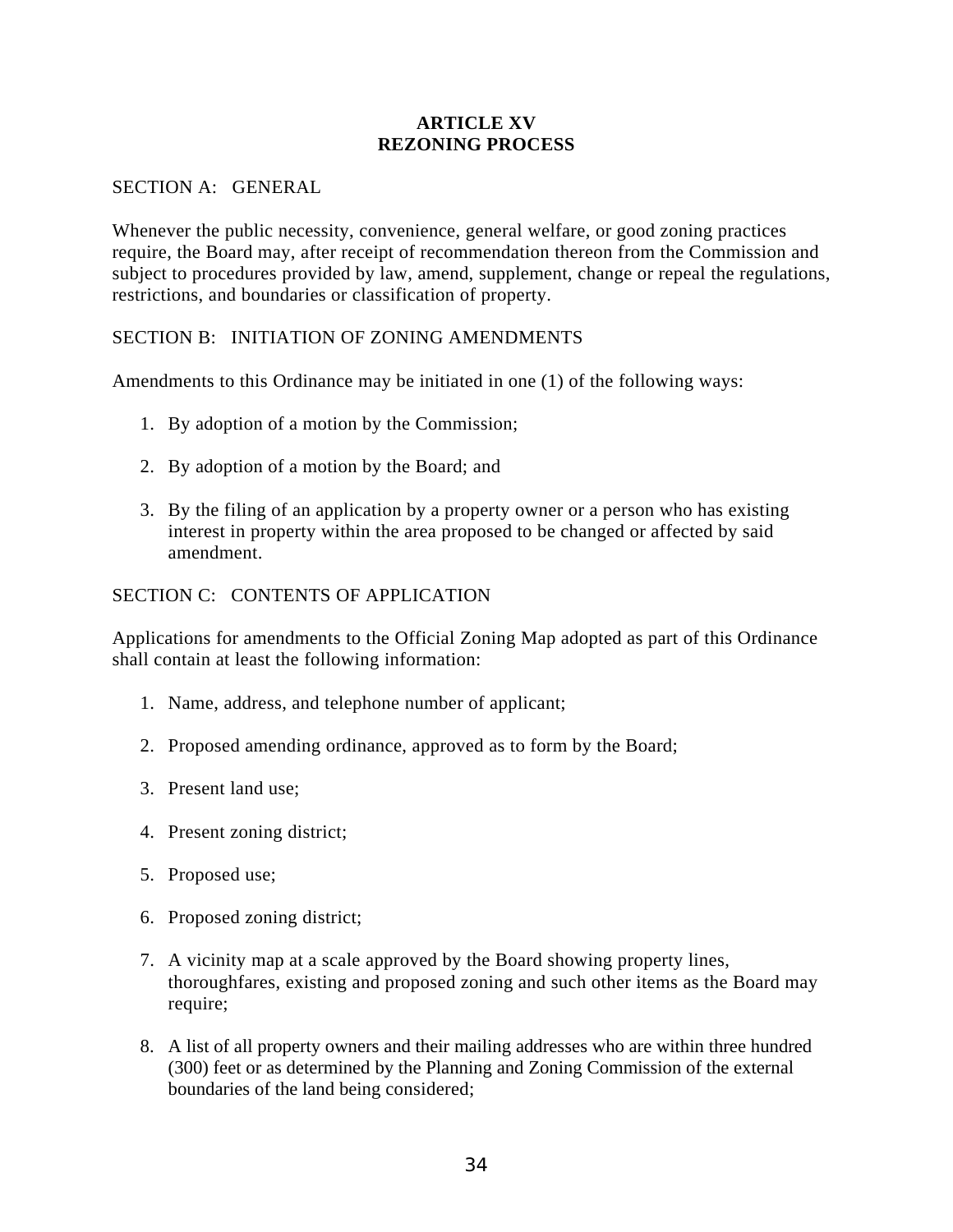# ARTICLE XV
# REZONING PROCESS

## SECTION A: GENERAL

Whenever the public necessity, convenience, general welfare, or good zoning practices require, the Board may, after receipt of recommendation thereon from the Commission and subject to procedures provided by law, amend, supplement, change or repeal the regulations, restrictions, and boundaries or classification of property.

## SECTION B: INITIATION OF ZONING AMENDMENTS

Amendments to this Ordinance may be initiated in one (1) of the following ways:

1. By adoption of a motion by the Commission;
2. By adoption of a motion by the Board; and
3. By the filing of an application by a property owner or a person who has existing interest in property within the area proposed to be changed or affected by said amendment.

## SECTION C: CONTENTS OF APPLICATION

Applications for amendments to the Official Zoning Map adopted as part of this Ordinance shall contain at least the following information:

1. Name, address, and telephone number of applicant;
2. Proposed amending ordinance, approved as to form by the Board;
3. Present land use;
4. Present zoning district;
5. Proposed use;
6. Proposed zoning district;
7. A vicinity map at a scale approved by the Board showing property lines, thoroughfares, existing and proposed zoning and such other items as the Board may require;
8. A list of all property owners and their mailing addresses who are within three hundred (300) feet or as determined by the Planning and Zoning Commission of the external boundaries of the land being considered;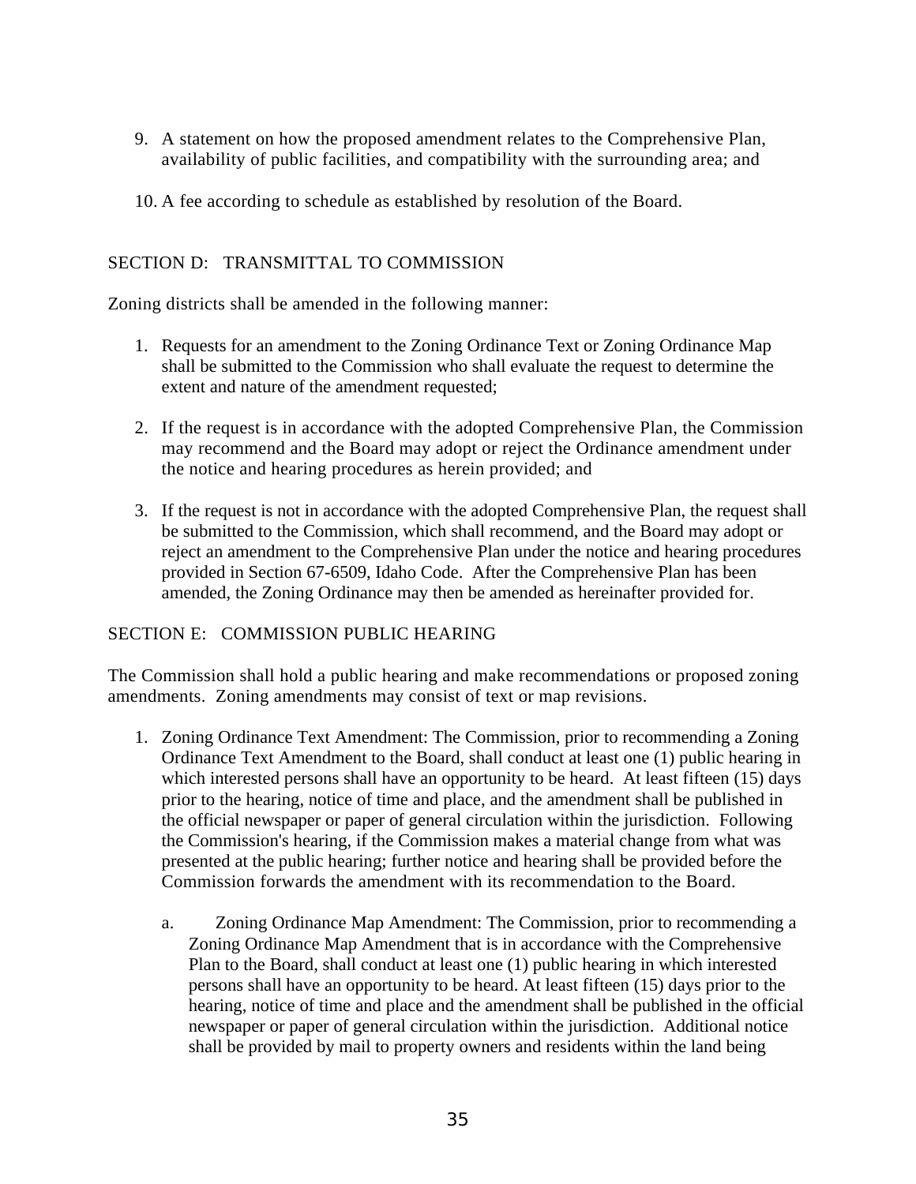9. A statement on how the proposed amendment relates to the Comprehensive Plan, availability of public facilities, and compatibility with the surrounding area; and

10. A fee according to schedule as established by resolution of the Board.

## SECTION D: TRANSMITTAL TO COMMISSION

Zoning districts shall be amended in the following manner:

1. Requests for an amendment to the Zoning Ordinance Text or Zoning Ordinance Map shall be submitted to the Commission who shall evaluate the request to determine the extent and nature of the amendment requested;

2. If the request is in accordance with the adopted Comprehensive Plan, the Commission may recommend and the Board may adopt or reject the Ordinance amendment under the notice and hearing procedures as herein provided; and

3. If the request is not in accordance with the adopted Comprehensive Plan, the request shall be submitted to the Commission, which shall recommend, and the Board may adopt or reject an amendment to the Comprehensive Plan under the notice and hearing procedures provided in Section 67-6509, Idaho Code. After the Comprehensive Plan has been amended, the Zoning Ordinance may then be amended as hereinafter provided for.

## SECTION E: COMMISSION PUBLIC HEARING

The Commission shall hold a public hearing and make recommendations or proposed zoning amendments. Zoning amendments may consist of text or map revisions.

1. Zoning Ordinance Text Amendment: The Commission, prior to recommending a Zoning Ordinance Text Amendment to the Board, shall conduct at least one (1) public hearing in which interested persons shall have an opportunity to be heard. At least fifteen (15) days prior to the hearing, notice of time and place, and the amendment shall be published in the official newspaper or paper of general circulation within the jurisdiction. Following the Commission's hearing, if the Commission makes a material change from what was presented at the public hearing; further notice and hearing shall be provided before the Commission forwards the amendment with its recommendation to the Board.

   a. Zoning Ordinance Map Amendment: The Commission, prior to recommending a Zoning Ordinance Map Amendment that is in accordance with the Comprehensive Plan to the Board, shall conduct at least one (1) public hearing in which interested persons shall have an opportunity to be heard. At least fifteen (15) days prior to the hearing, notice of time and place and the amendment shall be published in the official newspaper or paper of general circulation within the jurisdiction. Additional notice shall be provided by mail to property owners and residents within the land being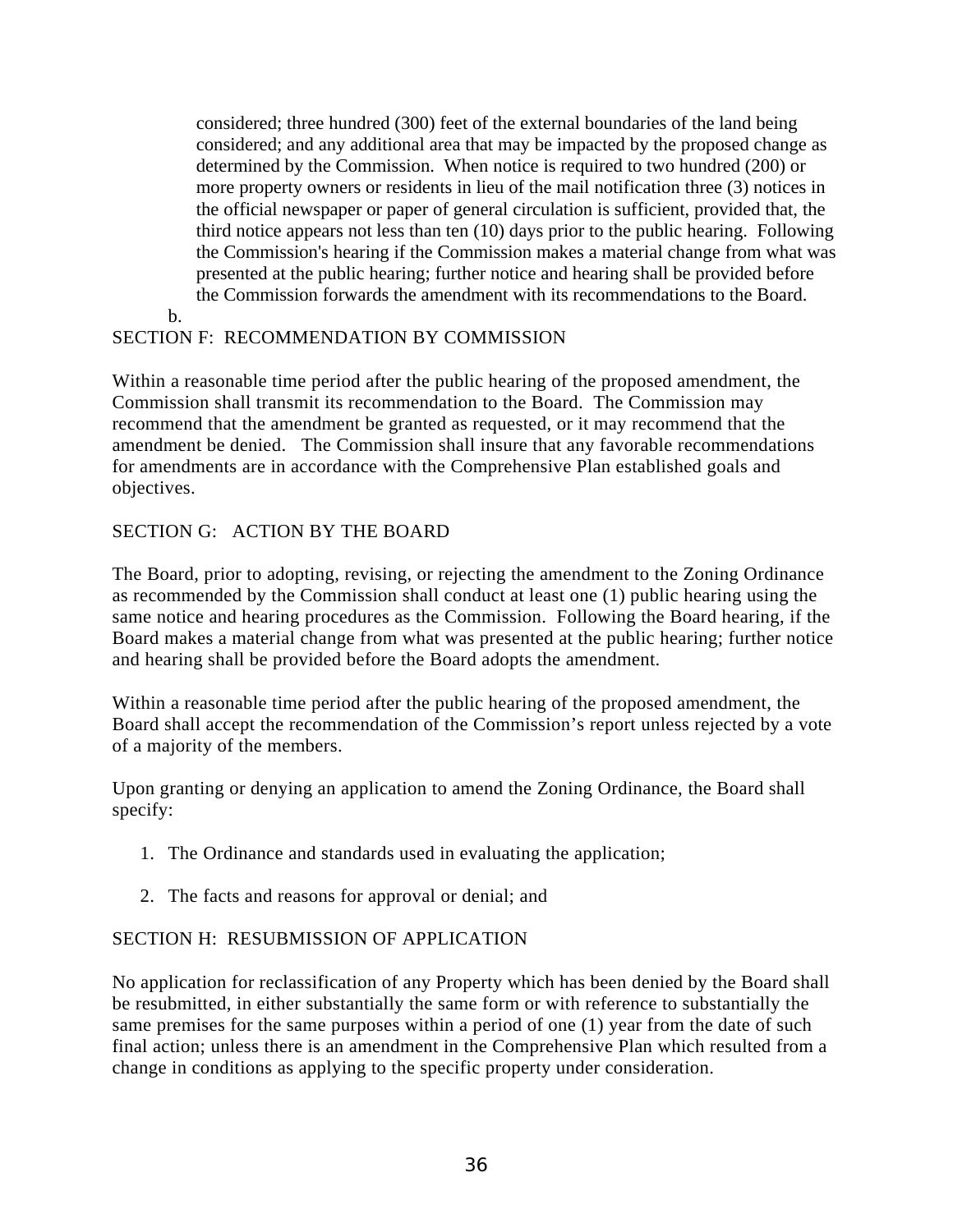considered; three hundred (300) feet of the external boundaries of the land being considered; and any additional area that may be impacted by the proposed change as determined by the Commission. When notice is required to two hundred (200) or more property owners or residents in lieu of the mail notification three (3) notices in the official newspaper or paper of general circulation is sufficient, provided that, the third notice appears not less than ten (10) days prior to the public hearing. Following the Commission's hearing if the Commission makes a material change from what was presented at the public hearing; further notice and hearing shall be provided before the Commission forwards the amendment with its recommendations to the Board.

b.

## SECTION F: RECOMMENDATION BY COMMISSION

Within a reasonable time period after the public hearing of the proposed amendment, the Commission shall transmit its recommendation to the Board. The Commission may recommend that the amendment be granted as requested, or it may recommend that the amendment be denied. The Commission shall insure that any favorable recommendations for amendments are in accordance with the Comprehensive Plan established goals and objectives.

## SECTION G: ACTION BY THE BOARD

The Board, prior to adopting, revising, or rejecting the amendment to the Zoning Ordinance as recommended by the Commission shall conduct at least one (1) public hearing using the same notice and hearing procedures as the Commission. Following the Board hearing, if the Board makes a material change from what was presented at the public hearing; further notice and hearing shall be provided before the Board adopts the amendment.

Within a reasonable time period after the public hearing of the proposed amendment, the Board shall accept the recommendation of the Commission's report unless rejected by a vote of a majority of the members.

Upon granting or denying an application to amend the Zoning Ordinance, the Board shall specify:

1. The Ordinance and standards used in evaluating the application;
2. The facts and reasons for approval or denial; and

## SECTION H: RESUBMISSION OF APPLICATION

No application for reclassification of any Property which has been denied by the Board shall be resubmitted, in either substantially the same form or with reference to substantially the same premises for the same purposes within a period of one (1) year from the date of such final action; unless there is an amendment in the Comprehensive Plan which resulted from a change in conditions as applying to the specific property under consideration.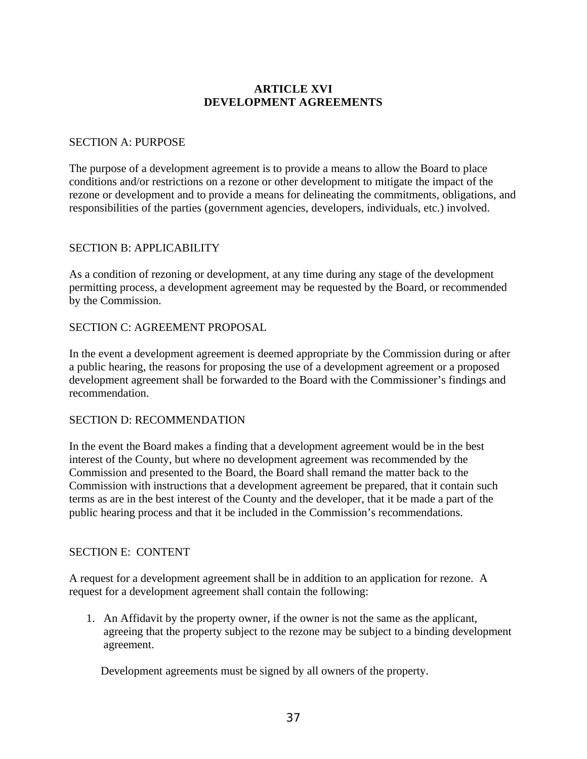# ARTICLE XVI
# DEVELOPMENT AGREEMENTS

SECTION A: PURPOSE

The purpose of a development agreement is to provide a means to allow the Board to place conditions and/or restrictions on a rezone or other development to mitigate the impact of the rezone or development and to provide a means for delineating the commitments, obligations, and responsibilities of the parties (government agencies, developers, individuals, etc.) involved.

SECTION B: APPLICABILITY

As a condition of rezoning or development, at any time during any stage of the development permitting process, a development agreement may be requested by the Board, or recommended by the Commission.

SECTION C: AGREEMENT PROPOSAL

In the event a development agreement is deemed appropriate by the Commission during or after a public hearing, the reasons for proposing the use of a development agreement or a proposed development agreement shall be forwarded to the Board with the Commissioner's findings and recommendation.

SECTION D: RECOMMENDATION

In the event the Board makes a finding that a development agreement would be in the best interest of the County, but where no development agreement was recommended by the Commission and presented to the Board, the Board shall remand the matter back to the Commission with instructions that a development agreement be prepared, that it contain such terms as are in the best interest of the County and the developer, that it be made a part of the public hearing process and that it be included in the Commission's recommendations.

SECTION E: CONTENT

A request for a development agreement shall be in addition to an application for rezone. A request for a development agreement shall contain the following:

1. An Affidavit by the property owner, if the owner is not the same as the applicant, agreeing that the property subject to the rezone may be subject to a binding development agreement.

   Development agreements must be signed by all owners of the property.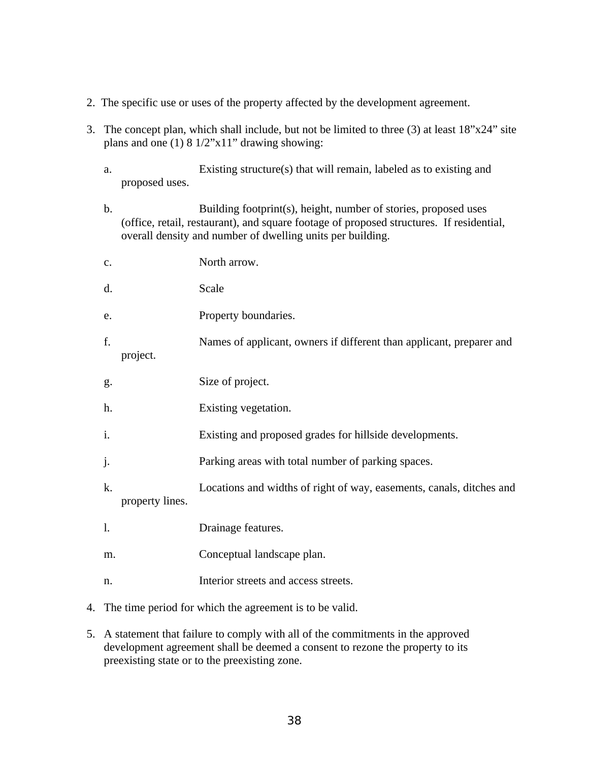2. The specific use or uses of the property affected by the development agreement.

3. The concept plan, which shall include, but not be limited to three (3) at least 18”x24” site plans and one (1) 8 1/2”x11” drawing showing:

   a. Existing structure(s) that will remain, labeled as to existing and proposed uses.

   b. Building footprint(s), height, number of stories, proposed uses (office, retail, restaurant), and square footage of proposed structures. If residential, overall density and number of dwelling units per building.

   c. North arrow.

   d. Scale

   e. Property boundaries.

   f. Names of applicant, owners if different than applicant, preparer and project.

   g. Size of project.

   h. Existing vegetation.

   i. Existing and proposed grades for hillside developments.

   j. Parking areas with total number of parking spaces.

   k. Locations and widths of right of way, easements, canals, ditches and property lines.

   l. Drainage features.

   m. Conceptual landscape plan.

   n. Interior streets and access streets.

4. The time period for which the agreement is to be valid.

5. A statement that failure to comply with all of the commitments in the approved development agreement shall be deemed a consent to rezone the property to its preexisting state or to the preexisting zone.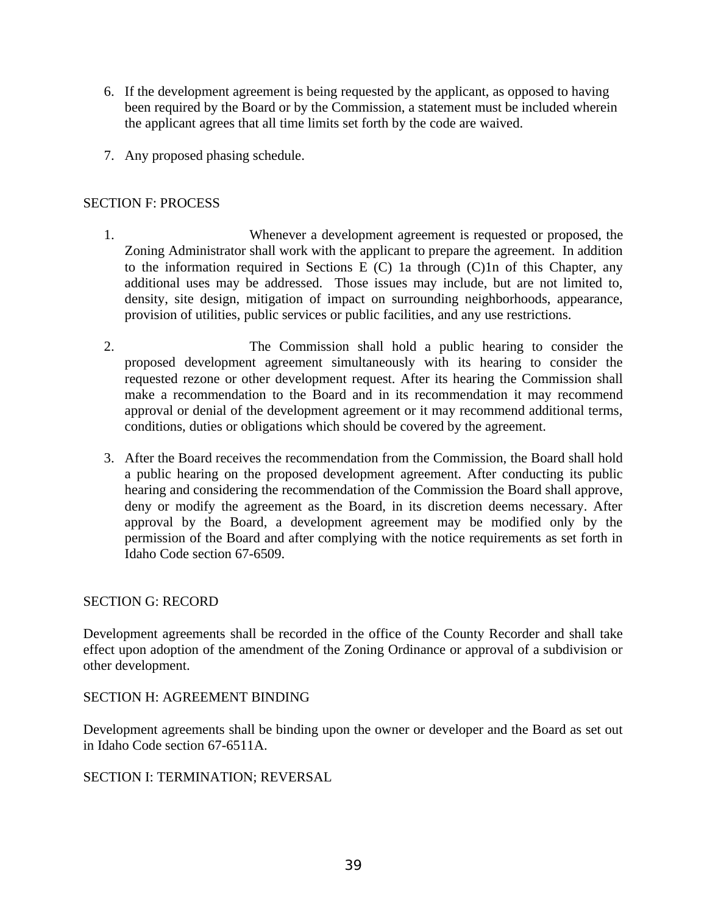6. If the development agreement is being requested by the applicant, as opposed to having been required by the Board or by the Commission, a statement must be included wherein the applicant agrees that all time limits set forth by the code are waived.

7. Any proposed phasing schedule.

SECTION F: PROCESS

1. Whenever a development agreement is requested or proposed, the Zoning Administrator shall work with the applicant to prepare the agreement. In addition to the information required in Sections E (C) 1a through (C)1n of this Chapter, any additional uses may be addressed. Those issues may include, but are not limited to, density, site design, mitigation of impact on surrounding neighborhoods, appearance, provision of utilities, public services or public facilities, and any use restrictions.

2. The Commission shall hold a public hearing to consider the proposed development agreement simultaneously with its hearing to consider the requested rezone or other development request. After its hearing the Commission shall make a recommendation to the Board and in its recommendation it may recommend approval or denial of the development agreement or it may recommend additional terms, conditions, duties or obligations which should be covered by the agreement.

3. After the Board receives the recommendation from the Commission, the Board shall hold a public hearing on the proposed development agreement. After conducting its public hearing and considering the recommendation of the Commission the Board shall approve, deny or modify the agreement as the Board, in its discretion deems necessary. After approval by the Board, a development agreement may be modified only by the permission of the Board and after complying with the notice requirements as set forth in Idaho Code section 67-6509.

SECTION G: RECORD

Development agreements shall be recorded in the office of the County Recorder and shall take effect upon adoption of the amendment of the Zoning Ordinance or approval of a subdivision or other development.

SECTION H: AGREEMENT BINDING

Development agreements shall be binding upon the owner or developer and the Board as set out in Idaho Code section 67-6511A.

SECTION I: TERMINATION; REVERSAL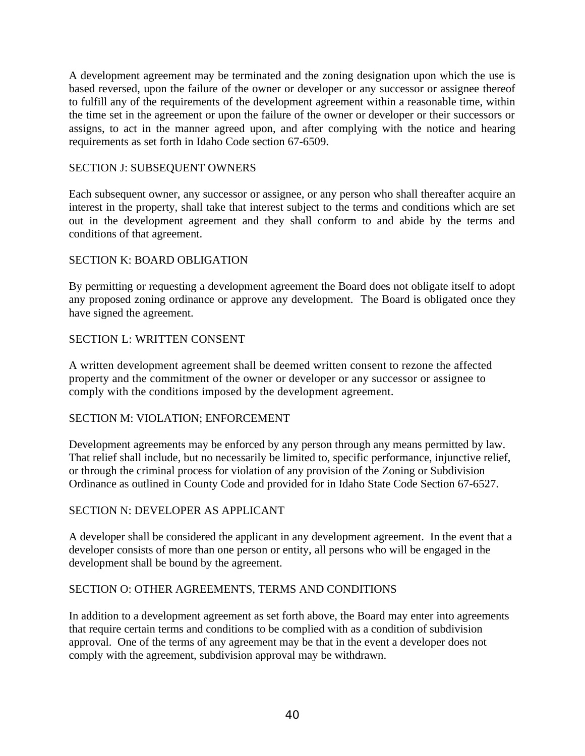A development agreement may be terminated and the zoning designation upon which the use is based reversed, upon the failure of the owner or developer or any successor or assignee thereof to fulfill any of the requirements of the development agreement within a reasonable time, within the time set in the agreement or upon the failure of the owner or developer or their successors or assigns, to act in the manner agreed upon, and after complying with the notice and hearing requirements as set forth in Idaho Code section 67-6509.

SECTION J: SUBSEQUENT OWNERS

Each subsequent owner, any successor or assignee, or any person who shall thereafter acquire an interest in the property, shall take that interest subject to the terms and conditions which are set out in the development agreement and they shall conform to and abide by the terms and conditions of that agreement.

SECTION K: BOARD OBLIGATION

By permitting or requesting a development agreement the Board does not obligate itself to adopt any proposed zoning ordinance or approve any development. The Board is obligated once they have signed the agreement.

SECTION L: WRITTEN CONSENT

A written development agreement shall be deemed written consent to rezone the affected property and the commitment of the owner or developer or any successor or assignee to comply with the conditions imposed by the development agreement.

SECTION M: VIOLATION; ENFORCEMENT

Development agreements may be enforced by any person through any means permitted by law. That relief shall include, but no necessarily be limited to, specific performance, injunctive relief, or through the criminal process for violation of any provision of the Zoning or Subdivision Ordinance as outlined in County Code and provided for in Idaho State Code Section 67-6527.

SECTION N: DEVELOPER AS APPLICANT

A developer shall be considered the applicant in any development agreement. In the event that a developer consists of more than one person or entity, all persons who will be engaged in the development shall be bound by the agreement.

SECTION O: OTHER AGREEMENTS, TERMS AND CONDITIONS

In addition to a development agreement as set forth above, the Board may enter into agreements that require certain terms and conditions to be complied with as a condition of subdivision approval. One of the terms of any agreement may be that in the event a developer does not comply with the agreement, subdivision approval may be withdrawn.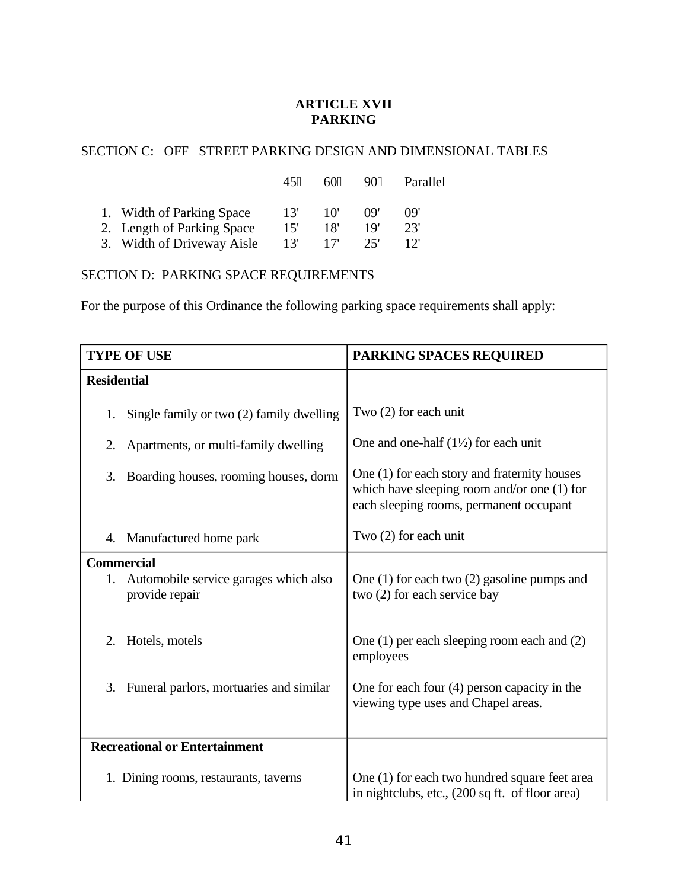**ARTICLE XVII**
**PARKING**

SECTION C: OFF STREET PARKING DESIGN AND DIMENSIONAL TABLES

| | 45° | 60° | 90° | Parallel |
|---|---|---|---|---|
| 1. Width of Parking Space | 13' | 10' | 09' | 09' |
| 2. Length of Parking Space | 15' | 18' | 19' | 23' |
| 3. Width of Driveway Aisle | 13' | 17' | 25' | 12' |

SECTION D: PARKING SPACE REQUIREMENTS

For the purpose of this Ordinance the following parking space requirements shall apply:

| TYPE OF USE | PARKING SPACES REQUIRED |
|---|---|
| **Residential** | |
| 1. Single family or two (2) family dwelling | Two (2) for each unit |
| 2. Apartments, or multi-family dwelling | One and one-half (1½) for each unit |
| 3. Boarding houses, rooming houses, dorm | One (1) for each story and fraternity houses which have sleeping room and/or one (1) for each sleeping rooms, permanent occupant |
| 4. Manufactured home park | Two (2) for each unit |
| **Commercial** | |
| 1. Automobile service garages which also provide repair | One (1) for each two (2) gasoline pumps and two (2) for each service bay |
| 2. Hotels, motels | One (1) per each sleeping room each and (2) employees |
| 3. Funeral parlors, mortuaries and similar | One for each four (4) person capacity in the viewing type uses and Chapel areas. |
| **Recreational or Entertainment** | |
| 1. Dining rooms, restaurants, taverns | One (1) for each two hundred square feet area in nightclubs, etc., (200 sq ft. of floor area) |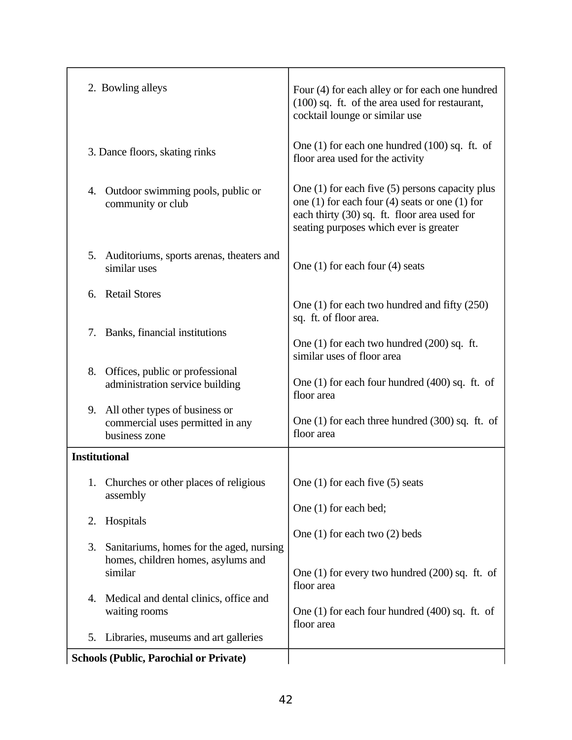| | |
|---|---|
| 2. Bowling alleys | Four (4) for each alley or for each one hundred (100) sq. ft. of the area used for restaurant, cocktail lounge or similar use |
| 3. Dance floors, skating rinks | One (1) for each one hundred (100) sq. ft. of floor area used for the activity |
| 4. Outdoor swimming pools, public or community or club | One (1) for each five (5) persons capacity plus one (1) for each four (4) seats or one (1) for each thirty (30) sq. ft. floor area used for seating purposes which ever is greater |
| 5. Auditoriums, sports arenas, theaters and similar uses | One (1) for each four (4) seats |
| 6. Retail Stores | One (1) for each two hundred and fifty (250) sq. ft. of floor area. |
| 7. Banks, financial institutions | One (1) for each two hundred (200) sq. ft. similar uses of floor area |
| 8. Offices, public or professional administration service building | One (1) for each four hundred (400) sq. ft. of floor area |
| 9. All other types of business or commercial uses permitted in any business zone | One (1) for each three hundred (300) sq. ft. of floor area |
| **Institutional** | |
| 1. Churches or other places of religious assembly | One (1) for each five (5) seats |
| 2. Hospitals | One (1) for each bed; |
| 3. Sanitariums, homes for the aged, nursing homes, children homes, asylums and similar | One (1) for each two (2) beds |
| 4. Medical and dental clinics, office and waiting rooms | One (1) for every two hundred (200) sq. ft. of floor area |
| 5. Libraries, museums and art galleries | One (1) for each four hundred (400) sq. ft. of floor area |
| **Schools (Public, Parochial or Private)** | |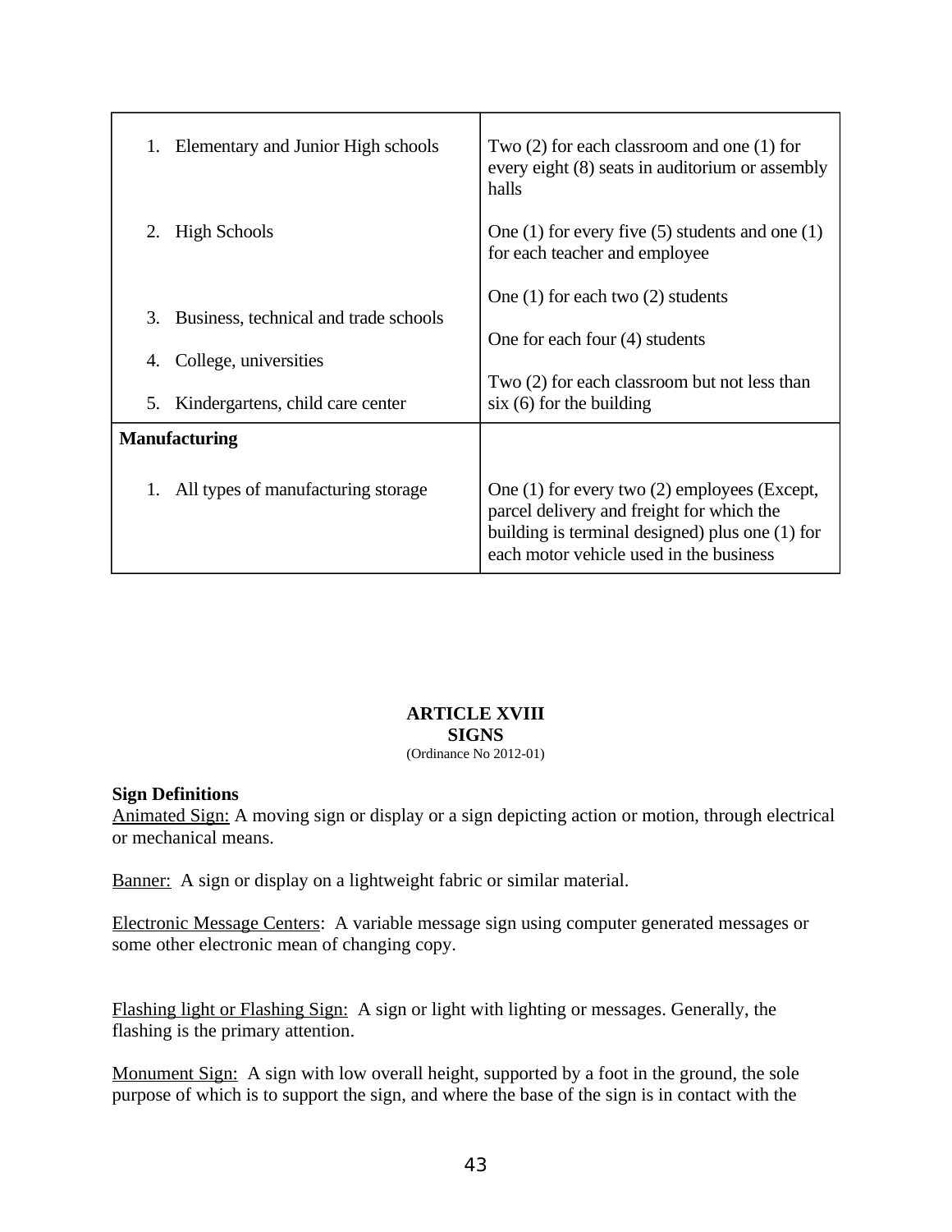| | |
|---|---|
| 1. Elementary and Junior High schools | Two (2) for each classroom and one (1) for every eight (8) seats in auditorium or assembly halls |
| 2. High Schools | One (1) for every five (5) students and one (1) for each teacher and employee |
| 3. Business, technical and trade schools | One (1) for each two (2) students |
| 4. College, universities | One for each four (4) students |
| 5. Kindergartens, child care center | Two (2) for each classroom but not less than six (6) for the building |
| **Manufacturing** | |
| 1. All types of manufacturing storage | One (1) for every two (2) employees (Except, parcel delivery and freight for which the building is terminal designed) plus one (1) for each motor vehicle used in the business |

## ARTICLE XVIII
## SIGNS

(Ordinance No 2012-01)

**Sign Definitions**

Animated Sign: A moving sign or display or a sign depicting action or motion, through electrical or mechanical means.

Banner: A sign or display on a lightweight fabric or similar material.

Electronic Message Centers: A variable message sign using computer generated messages or some other electronic mean of changing copy.

Flashing light or Flashing Sign: A sign or light with lighting or messages. Generally, the flashing is the primary attention.

Monument Sign: A sign with low overall height, supported by a foot in the ground, the sole purpose of which is to support the sign, and where the base of the sign is in contact with the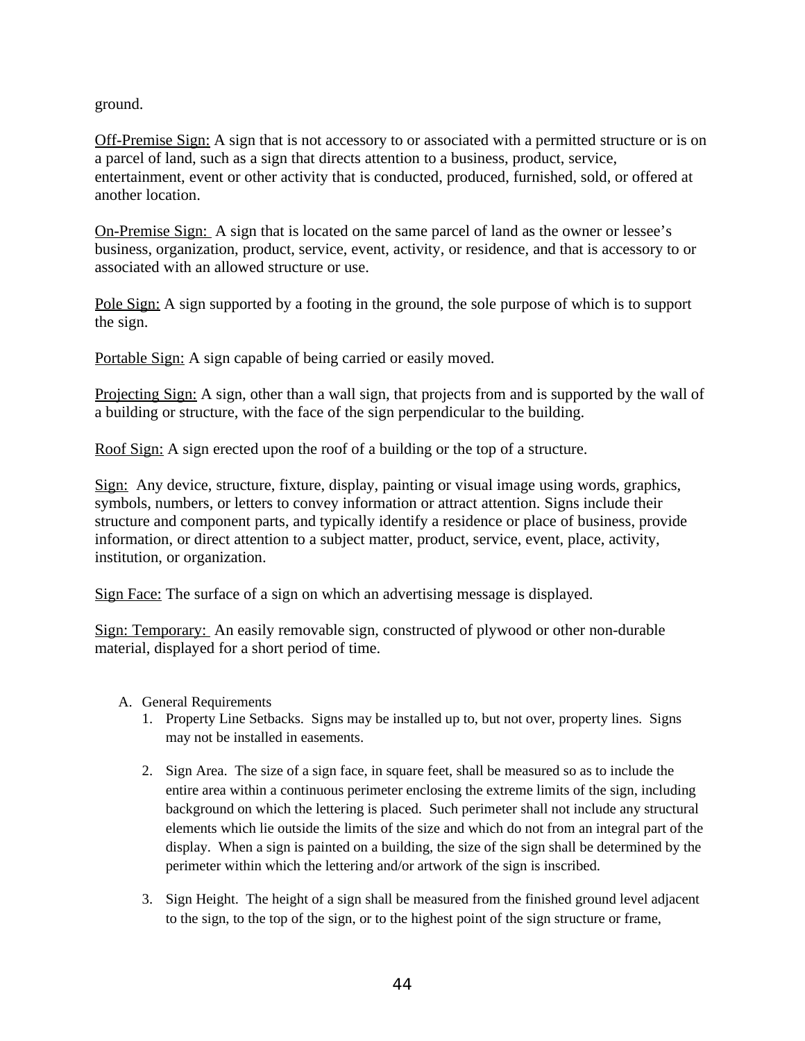ground.

Off-Premise Sign: A sign that is not accessory to or associated with a permitted structure or is on a parcel of land, such as a sign that directs attention to a business, product, service, entertainment, event or other activity that is conducted, produced, furnished, sold, or offered at another location.

On-Premise Sign: A sign that is located on the same parcel of land as the owner or lessee's business, organization, product, service, event, activity, or residence, and that is accessory to or associated with an allowed structure or use.

Pole Sign: A sign supported by a footing in the ground, the sole purpose of which is to support the sign.

Portable Sign: A sign capable of being carried or easily moved.

Projecting Sign: A sign, other than a wall sign, that projects from and is supported by the wall of a building or structure, with the face of the sign perpendicular to the building.

Roof Sign: A sign erected upon the roof of a building or the top of a structure.

Sign: Any device, structure, fixture, display, painting or visual image using words, graphics, symbols, numbers, or letters to convey information or attract attention. Signs include their structure and component parts, and typically identify a residence or place of business, provide information, or direct attention to a subject matter, product, service, event, place, activity, institution, or organization.

Sign Face: The surface of a sign on which an advertising message is displayed.

Sign: Temporary: An easily removable sign, constructed of plywood or other non-durable material, displayed for a short period of time.

A. General Requirements
   1. Property Line Setbacks. Signs may be installed up to, but not over, property lines. Signs may not be installed in easements.

   2. Sign Area. The size of a sign face, in square feet, shall be measured so as to include the entire area within a continuous perimeter enclosing the extreme limits of the sign, including background on which the lettering is placed. Such perimeter shall not include any structural elements which lie outside the limits of the size and which do not from an integral part of the display. When a sign is painted on a building, the size of the sign shall be determined by the perimeter within which the lettering and/or artwork of the sign is inscribed.

   3. Sign Height. The height of a sign shall be measured from the finished ground level adjacent to the sign, to the top of the sign, or to the highest point of the sign structure or frame,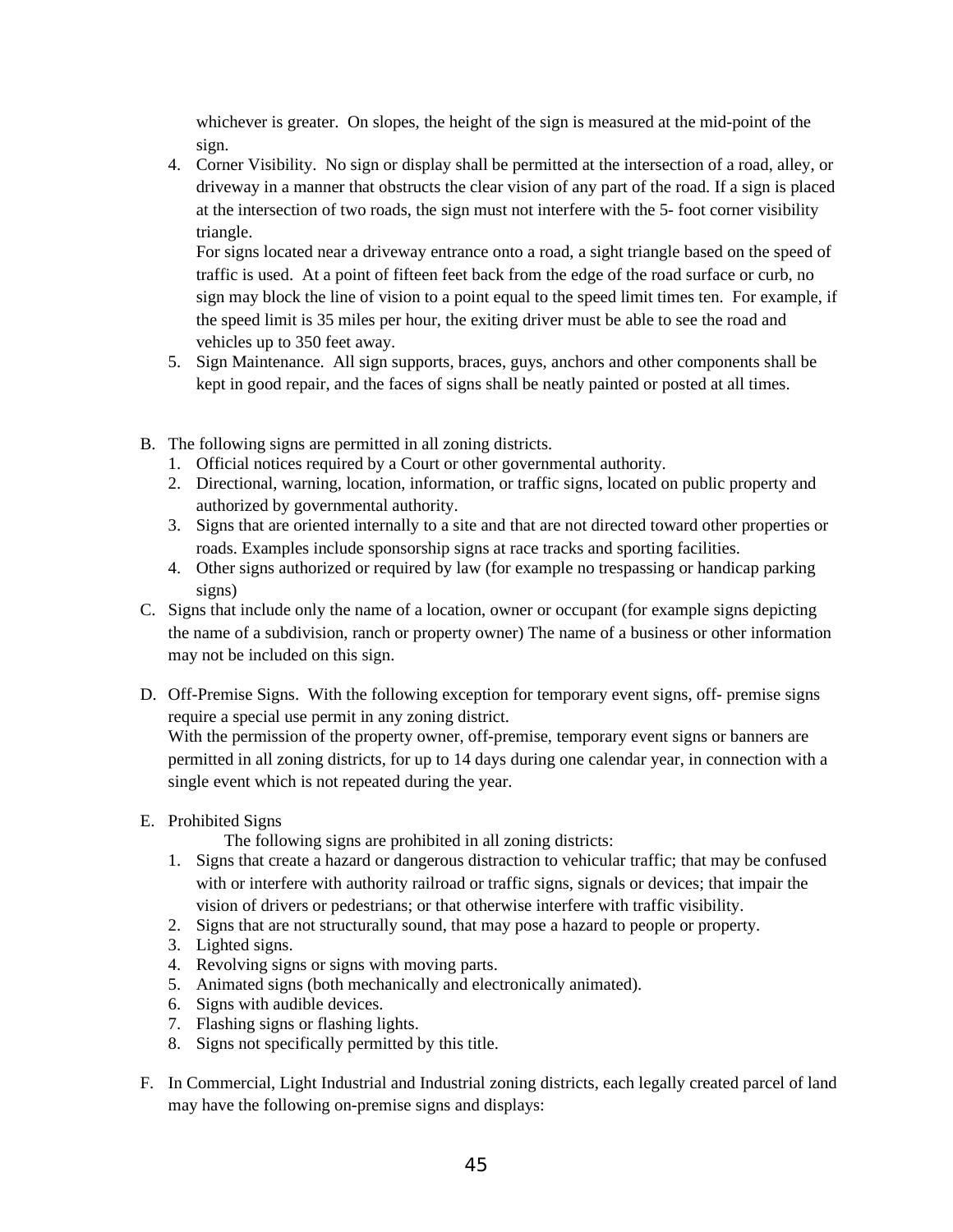whichever is greater. On slopes, the height of the sign is measured at the mid-point of the sign.

4. Corner Visibility. No sign or display shall be permitted at the intersection of a road, alley, or driveway in a manner that obstructs the clear vision of any part of the road. If a sign is placed at the intersection of two roads, the sign must not interfere with the 5- foot corner visibility triangle.

   For signs located near a driveway entrance onto a road, a sight triangle based on the speed of traffic is used. At a point of fifteen feet back from the edge of the road surface or curb, no sign may block the line of vision to a point equal to the speed limit times ten. For example, if the speed limit is 35 miles per hour, the exiting driver must be able to see the road and vehicles up to 350 feet away.

5. Sign Maintenance. All sign supports, braces, guys, anchors and other components shall be kept in good repair, and the faces of signs shall be neatly painted or posted at all times.

B. The following signs are permitted in all zoning districts.
   1. Official notices required by a Court or other governmental authority.
   2. Directional, warning, location, information, or traffic signs, located on public property and authorized by governmental authority.
   3. Signs that are oriented internally to a site and that are not directed toward other properties or roads. Examples include sponsorship signs at race tracks and sporting facilities.
   4. Other signs authorized or required by law (for example no trespassing or handicap parking signs)

C. Signs that include only the name of a location, owner or occupant (for example signs depicting the name of a subdivision, ranch or property owner) The name of a business or other information may not be included on this sign.

D. Off-Premise Signs. With the following exception for temporary event signs, off- premise signs require a special use permit in any zoning district.

   With the permission of the property owner, off-premise, temporary event signs or banners are permitted in all zoning districts, for up to 14 days during one calendar year, in connection with a single event which is not repeated during the year.

E. Prohibited Signs

   The following signs are prohibited in all zoning districts:

   1. Signs that create a hazard or dangerous distraction to vehicular traffic; that may be confused with or interfere with authority railroad or traffic signs, signals or devices; that impair the vision of drivers or pedestrians; or that otherwise interfere with traffic visibility.
   2. Signs that are not structurally sound, that may pose a hazard to people or property.
   3. Lighted signs.
   4. Revolving signs or signs with moving parts.
   5. Animated signs (both mechanically and electronically animated).
   6. Signs with audible devices.
   7. Flashing signs or flashing lights.
   8. Signs not specifically permitted by this title.

F. In Commercial, Light Industrial and Industrial zoning districts, each legally created parcel of land may have the following on-premise signs and displays: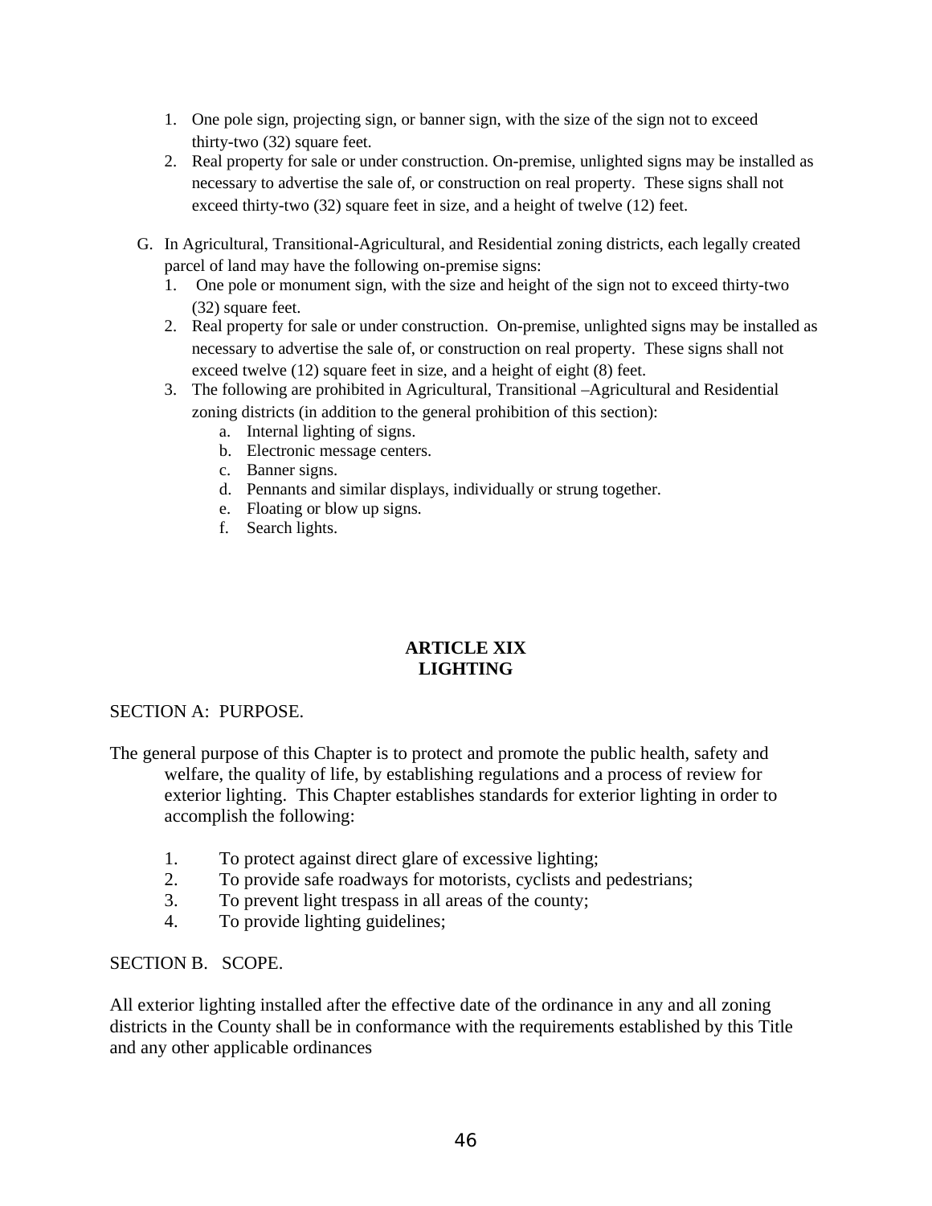1. One pole sign, projecting sign, or banner sign, with the size of the sign not to exceed thirty-two (32) square feet.
2. Real property for sale or under construction. On-premise, unlighted signs may be installed as necessary to advertise the sale of, or construction on real property. These signs shall not exceed thirty-two (32) square feet in size, and a height of twelve (12) feet.

G. In Agricultural, Transitional-Agricultural, and Residential zoning districts, each legally created parcel of land may have the following on-premise signs:
   1. One pole or monument sign, with the size and height of the sign not to exceed thirty-two (32) square feet.
   2. Real property for sale or under construction. On-premise, unlighted signs may be installed as necessary to advertise the sale of, or construction on real property. These signs shall not exceed twelve (12) square feet in size, and a height of eight (8) feet.
   3. The following are prohibited in Agricultural, Transitional –Agricultural and Residential zoning districts (in addition to the general prohibition of this section):
      a. Internal lighting of signs.
      b. Electronic message centers.
      c. Banner signs.
      d. Pennants and similar displays, individually or strung together.
      e. Floating or blow up signs.
      f. Search lights.

# ARTICLE XIX
# LIGHTING

SECTION A: PURPOSE.

The general purpose of this Chapter is to protect and promote the public health, safety and welfare, the quality of life, by establishing regulations and a process of review for exterior lighting. This Chapter establishes standards for exterior lighting in order to accomplish the following:

1. To protect against direct glare of excessive lighting;
2. To provide safe roadways for motorists, cyclists and pedestrians;
3. To prevent light trespass in all areas of the county;
4. To provide lighting guidelines;

SECTION B. SCOPE.

All exterior lighting installed after the effective date of the ordinance in any and all zoning districts in the County shall be in conformance with the requirements established by this Title and any other applicable ordinances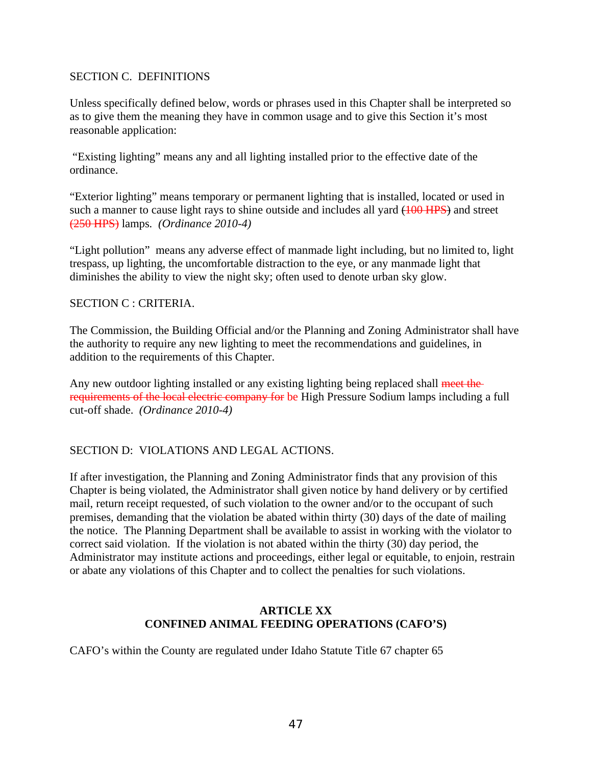SECTION C. DEFINITIONS

Unless specifically defined below, words or phrases used in this Chapter shall be interpreted so as to give them the meaning they have in common usage and to give this Section it's most reasonable application:

"Existing lighting" means any and all lighting installed prior to the effective date of the ordinance.

"Exterior lighting" means temporary or permanent lighting that is installed, located or used in such a manner to cause light rays to shine outside and includes all yard ~~(100 HPS)~~ and street ~~(250 HPS)~~ lamps. *(Ordinance 2010-4)*

"Light pollution" means any adverse effect of manmade light including, but no limited to, light trespass, up lighting, the uncomfortable distraction to the eye, or any manmade light that diminishes the ability to view the night sky; often used to denote urban sky glow.

SECTION C : CRITERIA.

The Commission, the Building Official and/or the Planning and Zoning Administrator shall have the authority to require any new lighting to meet the recommendations and guidelines, in addition to the requirements of this Chapter.

Any new outdoor lighting installed or any existing lighting being replaced shall ~~meet the requirements of the local electric company for~~ be High Pressure Sodium lamps including a full cut-off shade. *(Ordinance 2010-4)*

SECTION D: VIOLATIONS AND LEGAL ACTIONS.

If after investigation, the Planning and Zoning Administrator finds that any provision of this Chapter is being violated, the Administrator shall given notice by hand delivery or by certified mail, return receipt requested, of such violation to the owner and/or to the occupant of such premises, demanding that the violation be abated within thirty (30) days of the date of mailing the notice. The Planning Department shall be available to assist in working with the violator to correct said violation. If the violation is not abated within the thirty (30) day period, the Administrator may institute actions and proceedings, either legal or equitable, to enjoin, restrain or abate any violations of this Chapter and to collect the penalties for such violations.

## ARTICLE XX
## CONFINED ANIMAL FEEDING OPERATIONS (CAFO'S)

CAFO's within the County are regulated under Idaho Statute Title 67 chapter 65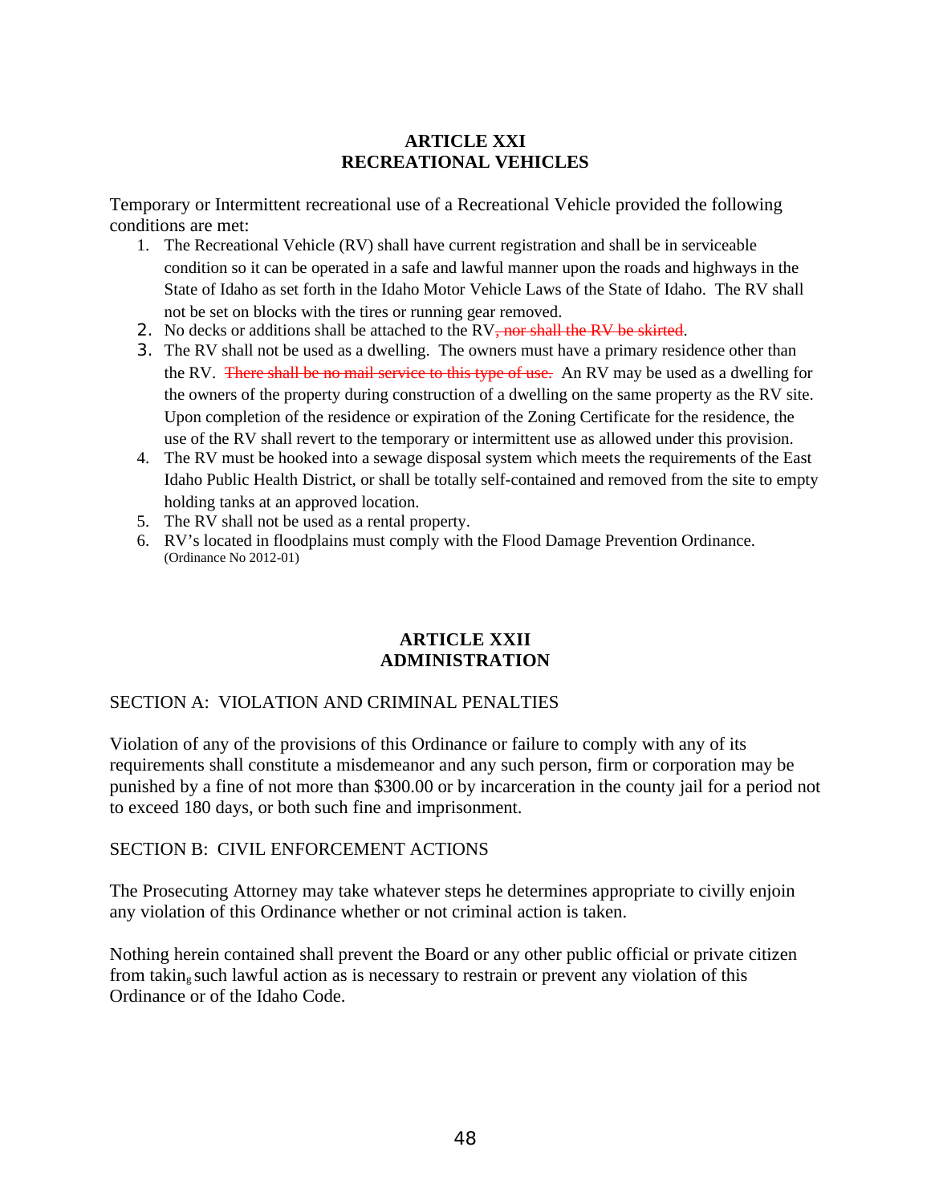## ARTICLE XXI
## RECREATIONAL VEHICLES

Temporary or Intermittent recreational use of a Recreational Vehicle provided the following conditions are met:

1. The Recreational Vehicle (RV) shall have current registration and shall be in serviceable condition so it can be operated in a safe and lawful manner upon the roads and highways in the State of Idaho as set forth in the Idaho Motor Vehicle Laws of the State of Idaho. The RV shall not be set on blocks with the tires or running gear removed.
2. No decks or additions shall be attached to the RV~~, nor shall the RV be skirted~~.
3. The RV shall not be used as a dwelling. The owners must have a primary residence other than the RV. ~~There shall be no mail service to this type of use.~~ An RV may be used as a dwelling for the owners of the property during construction of a dwelling on the same property as the RV site. Upon completion of the residence or expiration of the Zoning Certificate for the residence, the use of the RV shall revert to the temporary or intermittent use as allowed under this provision.
4. The RV must be hooked into a sewage disposal system which meets the requirements of the East Idaho Public Health District, or shall be totally self-contained and removed from the site to empty holding tanks at an approved location.
5. The RV shall not be used as a rental property.
6. RV's located in floodplains must comply with the Flood Damage Prevention Ordinance. (Ordinance No 2012-01)

## ARTICLE XXII
## ADMINISTRATION

SECTION A: VIOLATION AND CRIMINAL PENALTIES

Violation of any of the provisions of this Ordinance or failure to comply with any of its requirements shall constitute a misdemeanor and any such person, firm or corporation may be punished by a fine of not more than $300.00 or by incarceration in the county jail for a period not to exceed 180 days, or both such fine and imprisonment.

SECTION B: CIVIL ENFORCEMENT ACTIONS

The Prosecuting Attorney may take whatever steps he determines appropriate to civilly enjoin any violation of this Ordinance whether or not criminal action is taken.

Nothing herein contained shall prevent the Board or any other public official or private citizen from taking such lawful action as is necessary to restrain or prevent any violation of this Ordinance or of the Idaho Code.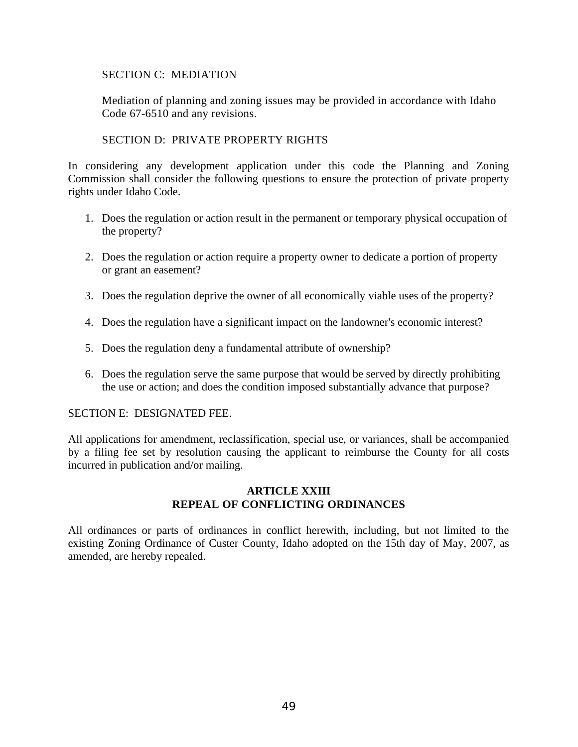SECTION C: MEDIATION

Mediation of planning and zoning issues may be provided in accordance with Idaho Code 67-6510 and any revisions.

SECTION D: PRIVATE PROPERTY RIGHTS

In considering any development application under this code the Planning and Zoning Commission shall consider the following questions to ensure the protection of private property rights under Idaho Code.

1. Does the regulation or action result in the permanent or temporary physical occupation of the property?

2. Does the regulation or action require a property owner to dedicate a portion of property or grant an easement?

3. Does the regulation deprive the owner of all economically viable uses of the property?

4. Does the regulation have a significant impact on the landowner's economic interest?

5. Does the regulation deny a fundamental attribute of ownership?

6. Does the regulation serve the same purpose that would be served by directly prohibiting the use or action; and does the condition imposed substantially advance that purpose?

SECTION E: DESIGNATED FEE.

All applications for amendment, reclassification, special use, or variances, shall be accompanied by a filing fee set by resolution causing the applicant to reimburse the County for all costs incurred in publication and/or mailing.

## ARTICLE XXIII
## REPEAL OF CONFLICTING ORDINANCES

All ordinances or parts of ordinances in conflict herewith, including, but not limited to the existing Zoning Ordinance of Custer County, Idaho adopted on the 15th day of May, 2007, as amended, are hereby repealed.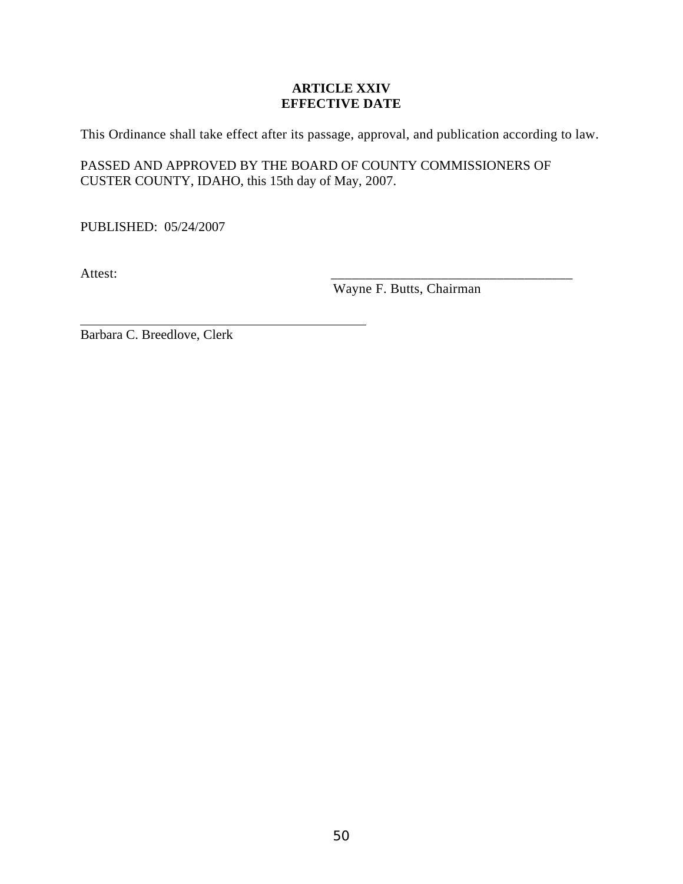## ARTICLE XXIV
## EFFECTIVE DATE

This Ordinance shall take effect after its passage, approval, and publication according to law.

PASSED AND APPROVED BY THE BOARD OF COUNTY COMMISSIONERS OF CUSTER COUNTY, IDAHO, this 15th day of May, 2007.

PUBLISHED: 05/24/2007

Attest:

____________________________________
Wayne F. Butts, Chairman

____________________________________________
Barbara C. Breedlove, Clerk